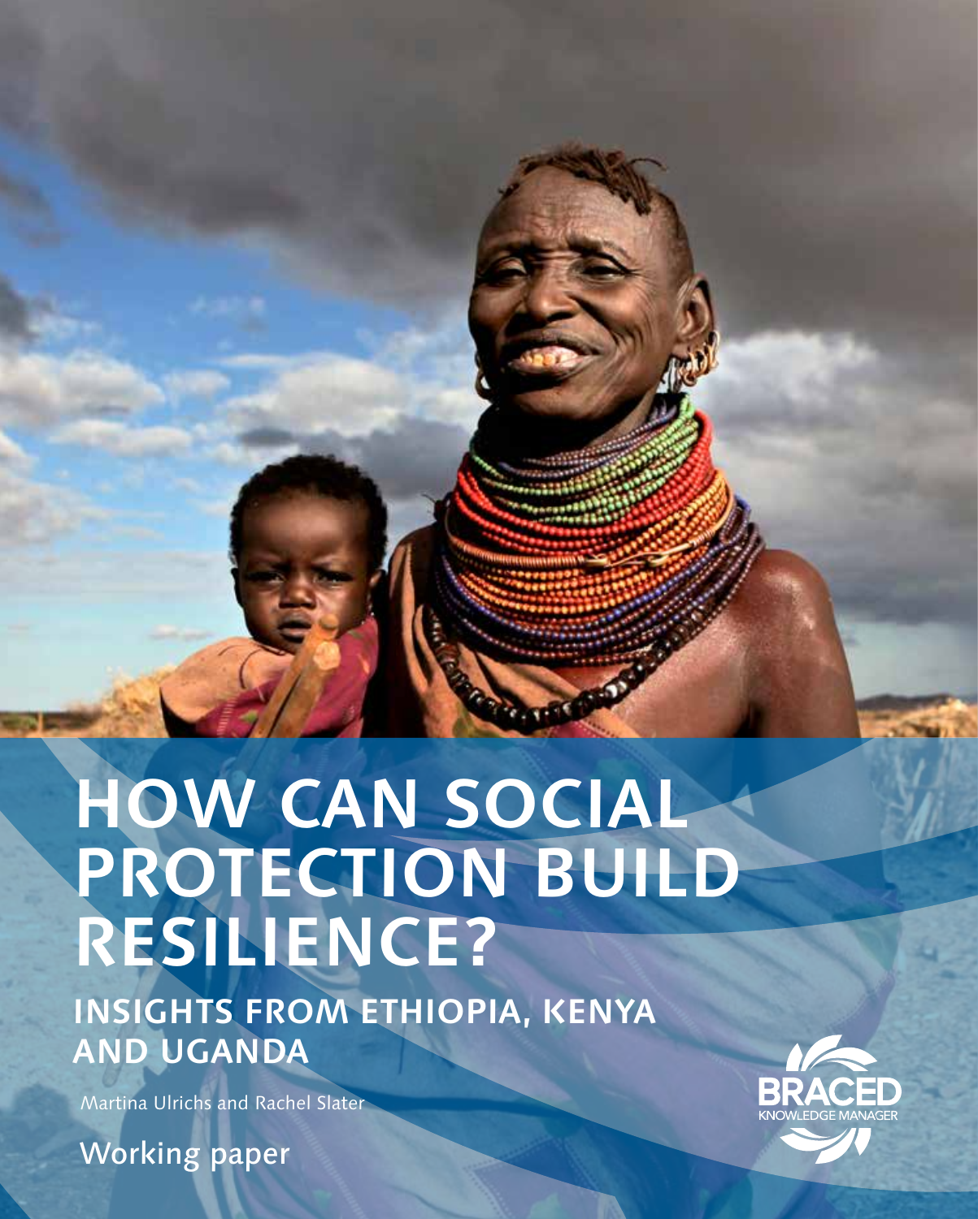# HOW CAN SOCIAL PROTECTION BUILD RESILIENCE?

## INSIGHTS FROM ETHIOPIA, KENYA AND UGANDA

Martina Ulrichs and Rachel Slater

Working paper

BRACED KNOWLEDGE MANAGER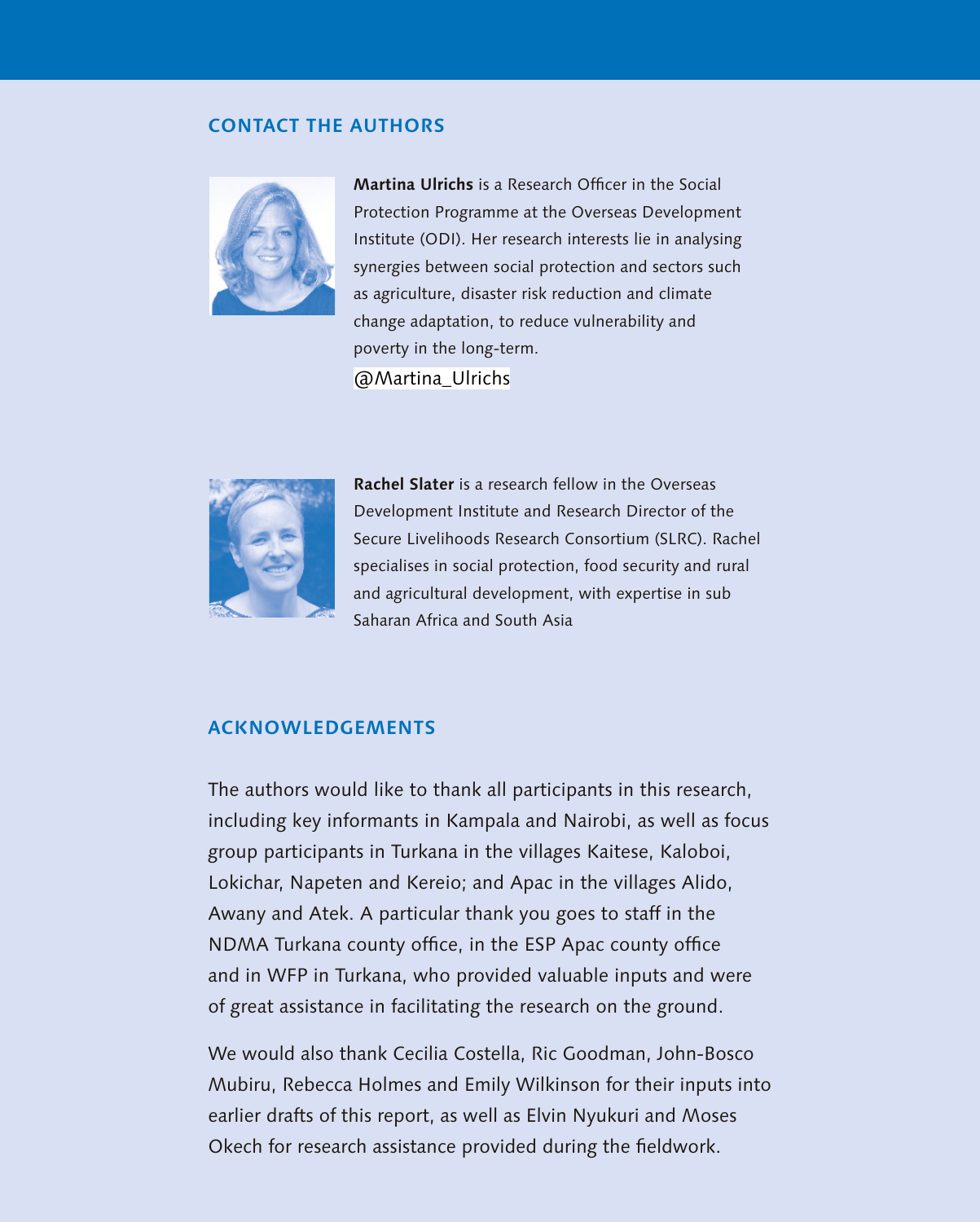## CONTACT THE AUTHORS

**Martina Ulrichs** is a Research Officer in the Social Protection Programme at the Overseas Development Institute (ODI). Her research interests lie in analysing synergies between social protection and sectors such as agriculture, disaster risk reduction and climate change adaptation, to reduce vulnerability and poverty in the long-term.

@Martina_Ulrichs

**Rachel Slater** is a research fellow in the Overseas Development Institute and Research Director of the Secure Livelihoods Research Consortium (SLRC). Rachel specialises in social protection, food security and rural and agricultural development, with expertise in sub Saharan Africa and South Asia

## ACKNOWLEDGEMENTS

The authors would like to thank all participants in this research, including key informants in Kampala and Nairobi, as well as focus group participants in Turkana in the villages Kaitese, Kaloboi, Lokichar, Napeten and Kereio; and Apac in the villages Alido, Awany and Atek. A particular thank you goes to staff in the NDMA Turkana county office, in the ESP Apac county office and in WFP in Turkana, who provided valuable inputs and were of great assistance in facilitating the research on the ground.

We would also thank Cecilia Costella, Ric Goodman, John-Bosco Mubiru, Rebecca Holmes and Emily Wilkinson for their inputs into earlier drafts of this report, as well as Elvin Nyukuri and Moses Okech for research assistance provided during the fieldwork.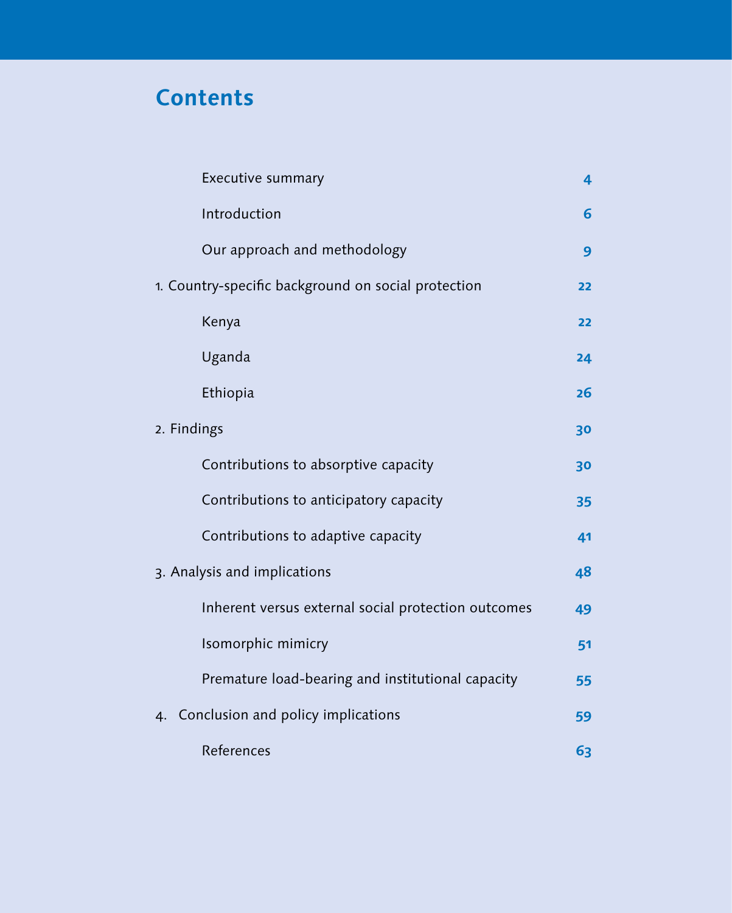# Contents

| | |
|---|---|
| Executive summary | 4 |
| Introduction | 6 |
| Our approach and methodology | 9 |
| 1. Country-specific background on social protection | 22 |
| Kenya | 22 |
| Uganda | 24 |
| Ethiopia | 26 |
| 2. Findings | 30 |
| Contributions to absorptive capacity | 30 |
| Contributions to anticipatory capacity | 35 |
| Contributions to adaptive capacity | 41 |
| 3. Analysis and implications | 48 |
| Inherent versus external social protection outcomes | 49 |
| Isomorphic mimicry | 51 |
| Premature load-bearing and institutional capacity | 55 |
| 4. Conclusion and policy implications | 59 |
| References | 63 |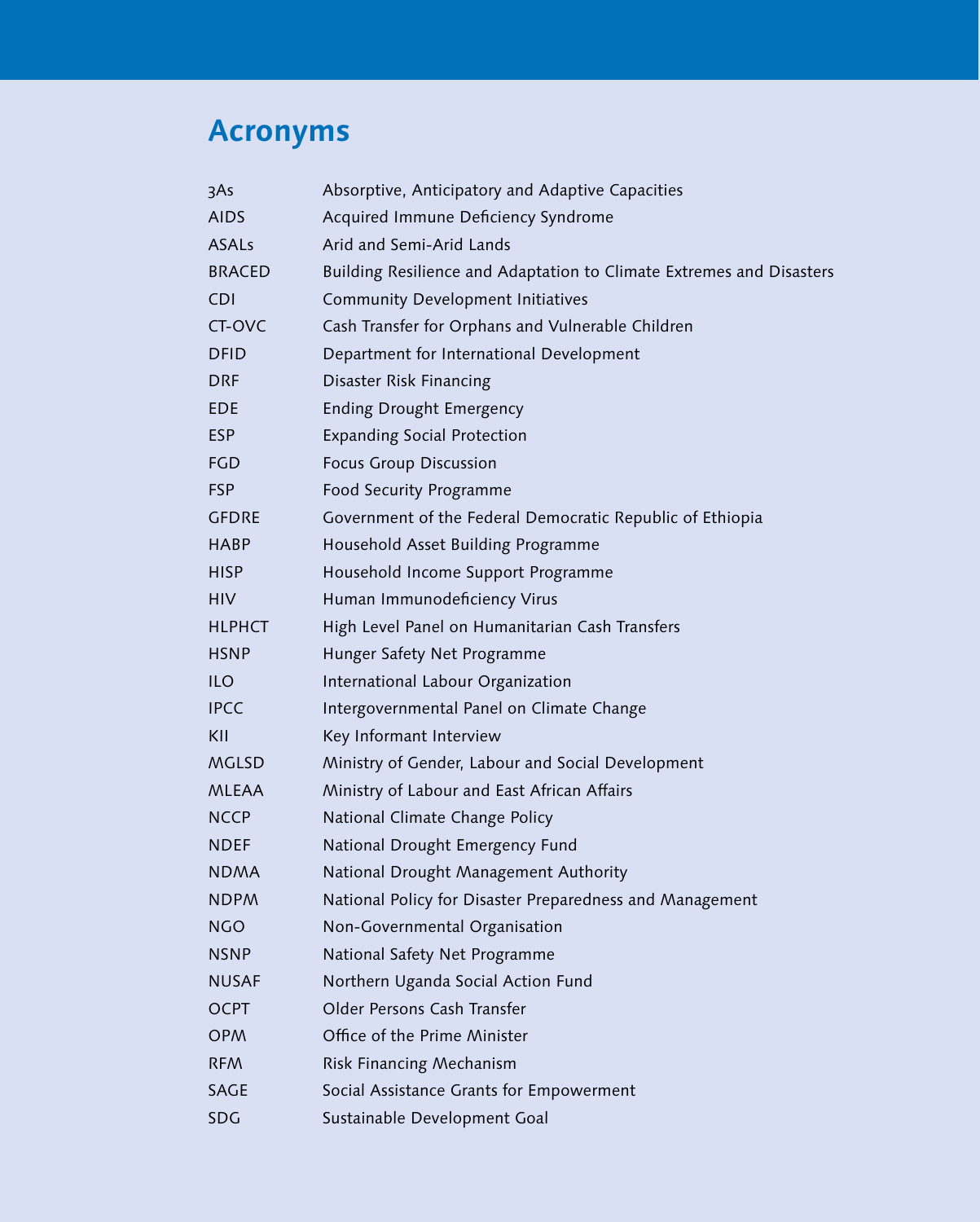## Acronyms

| | |
|---|---|
| 3As | Absorptive, Anticipatory and Adaptive Capacities |
| AIDS | Acquired Immune Deficiency Syndrome |
| ASALs | Arid and Semi-Arid Lands |
| BRACED | Building Resilience and Adaptation to Climate Extremes and Disasters |
| CDI | Community Development Initiatives |
| CT-OVC | Cash Transfer for Orphans and Vulnerable Children |
| DFID | Department for International Development |
| DRF | Disaster Risk Financing |
| EDE | Ending Drought Emergency |
| ESP | Expanding Social Protection |
| FGD | Focus Group Discussion |
| FSP | Food Security Programme |
| GFDRE | Government of the Federal Democratic Republic of Ethiopia |
| HABP | Household Asset Building Programme |
| HISP | Household Income Support Programme |
| HIV | Human Immunodeficiency Virus |
| HLPHCT | High Level Panel on Humanitarian Cash Transfers |
| HSNP | Hunger Safety Net Programme |
| ILO | International Labour Organization |
| IPCC | Intergovernmental Panel on Climate Change |
| KII | Key Informant Interview |
| MGLSD | Ministry of Gender, Labour and Social Development |
| MLEAA | Ministry of Labour and East African Affairs |
| NCCP | National Climate Change Policy |
| NDEF | National Drought Emergency Fund |
| NDMA | National Drought Management Authority |
| NDPM | National Policy for Disaster Preparedness and Management |
| NGO | Non-Governmental Organisation |
| NSNP | National Safety Net Programme |
| NUSAF | Northern Uganda Social Action Fund |
| OCPT | Older Persons Cash Transfer |
| OPM | Office of the Prime Minister |
| RFM | Risk Financing Mechanism |
| SAGE | Social Assistance Grants for Empowerment |
| SDG | Sustainable Development Goal |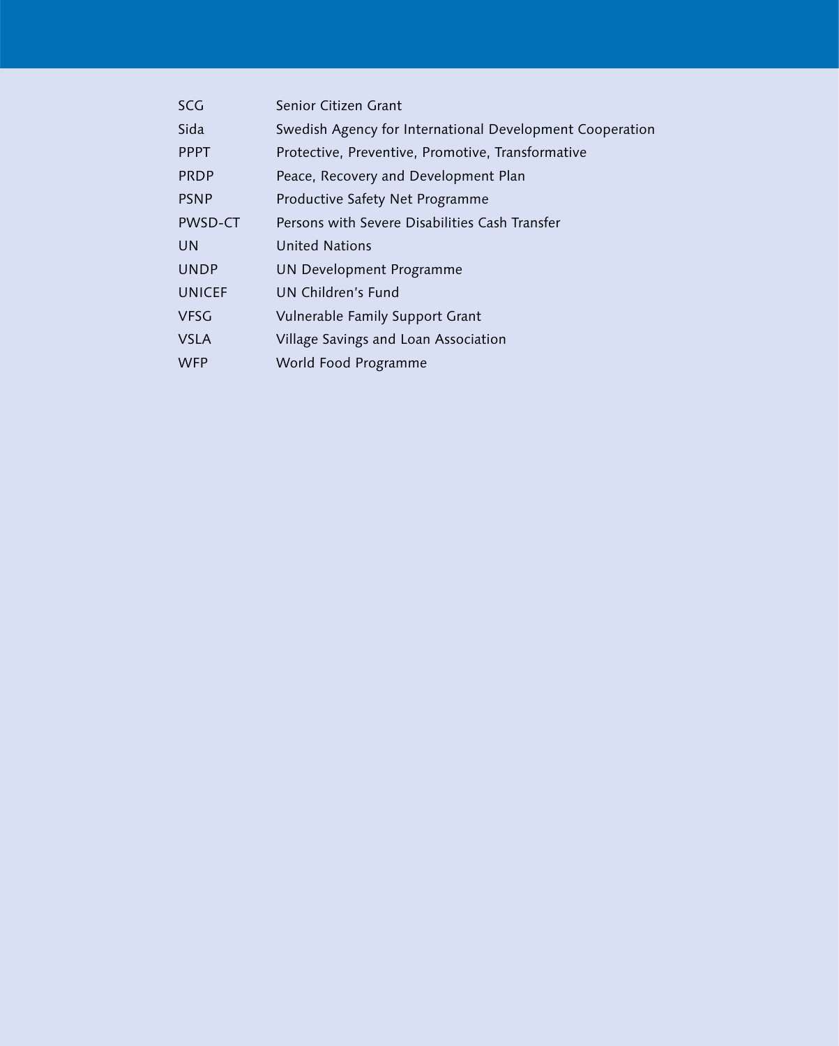| | |
|---|---|
| SCG | Senior Citizen Grant |
| Sida | Swedish Agency for International Development Cooperation |
| PPPT | Protective, Preventive, Promotive, Transformative |
| PRDP | Peace, Recovery and Development Plan |
| PSNP | Productive Safety Net Programme |
| PWSD-CT | Persons with Severe Disabilities Cash Transfer |
| UN | United Nations |
| UNDP | UN Development Programme |
| UNICEF | UN Children's Fund |
| VFSG | Vulnerable Family Support Grant |
| VSLA | Village Savings and Loan Association |
| WFP | World Food Programme |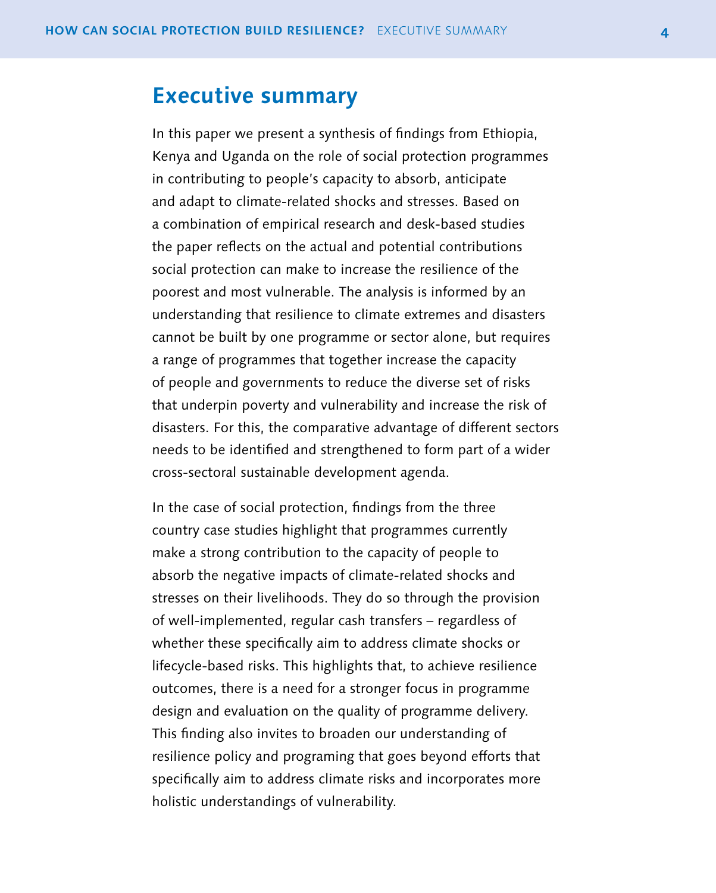## Executive summary

In this paper we present a synthesis of findings from Ethiopia, Kenya and Uganda on the role of social protection programmes in contributing to people's capacity to absorb, anticipate and adapt to climate-related shocks and stresses. Based on a combination of empirical research and desk-based studies the paper reflects on the actual and potential contributions social protection can make to increase the resilience of the poorest and most vulnerable. The analysis is informed by an understanding that resilience to climate extremes and disasters cannot be built by one programme or sector alone, but requires a range of programmes that together increase the capacity of people and governments to reduce the diverse set of risks that underpin poverty and vulnerability and increase the risk of disasters. For this, the comparative advantage of different sectors needs to be identified and strengthened to form part of a wider cross-sectoral sustainable development agenda.

In the case of social protection, findings from the three country case studies highlight that programmes currently make a strong contribution to the capacity of people to absorb the negative impacts of climate-related shocks and stresses on their livelihoods. They do so through the provision of well-implemented, regular cash transfers – regardless of whether these specifically aim to address climate shocks or lifecycle-based risks. This highlights that, to achieve resilience outcomes, there is a need for a stronger focus in programme design and evaluation on the quality of programme delivery. This finding also invites to broaden our understanding of resilience policy and programing that goes beyond efforts that specifically aim to address climate risks and incorporates more holistic understandings of vulnerability.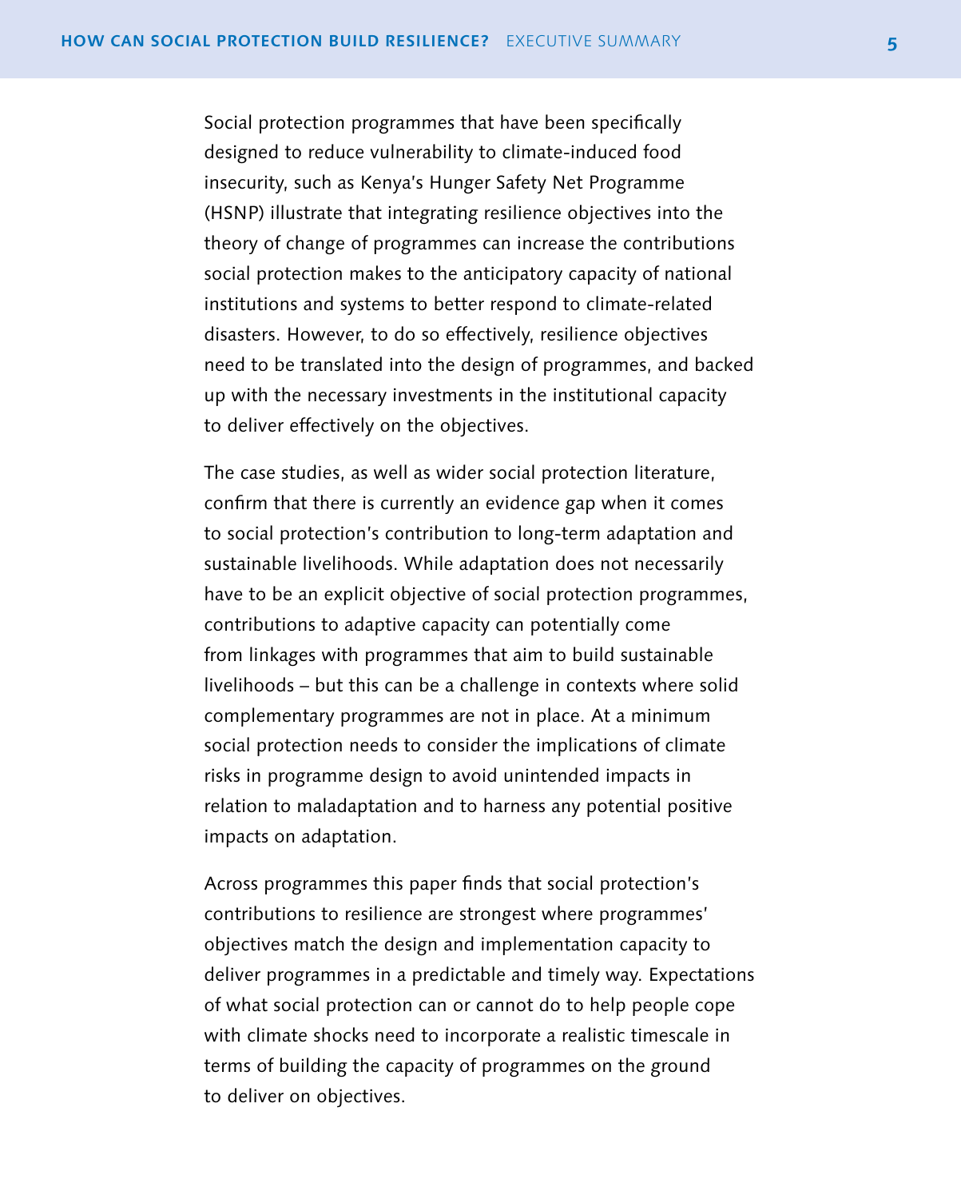Social protection programmes that have been specifically designed to reduce vulnerability to climate-induced food insecurity, such as Kenya's Hunger Safety Net Programme (HSNP) illustrate that integrating resilience objectives into the theory of change of programmes can increase the contributions social protection makes to the anticipatory capacity of national institutions and systems to better respond to climate-related disasters. However, to do so effectively, resilience objectives need to be translated into the design of programmes, and backed up with the necessary investments in the institutional capacity to deliver effectively on the objectives.

The case studies, as well as wider social protection literature, confirm that there is currently an evidence gap when it comes to social protection's contribution to long-term adaptation and sustainable livelihoods. While adaptation does not necessarily have to be an explicit objective of social protection programmes, contributions to adaptive capacity can potentially come from linkages with programmes that aim to build sustainable livelihoods – but this can be a challenge in contexts where solid complementary programmes are not in place. At a minimum social protection needs to consider the implications of climate risks in programme design to avoid unintended impacts in relation to maladaptation and to harness any potential positive impacts on adaptation.

Across programmes this paper finds that social protection's contributions to resilience are strongest where programmes' objectives match the design and implementation capacity to deliver programmes in a predictable and timely way. Expectations of what social protection can or cannot do to help people cope with climate shocks need to incorporate a realistic timescale in terms of building the capacity of programmes on the ground to deliver on objectives.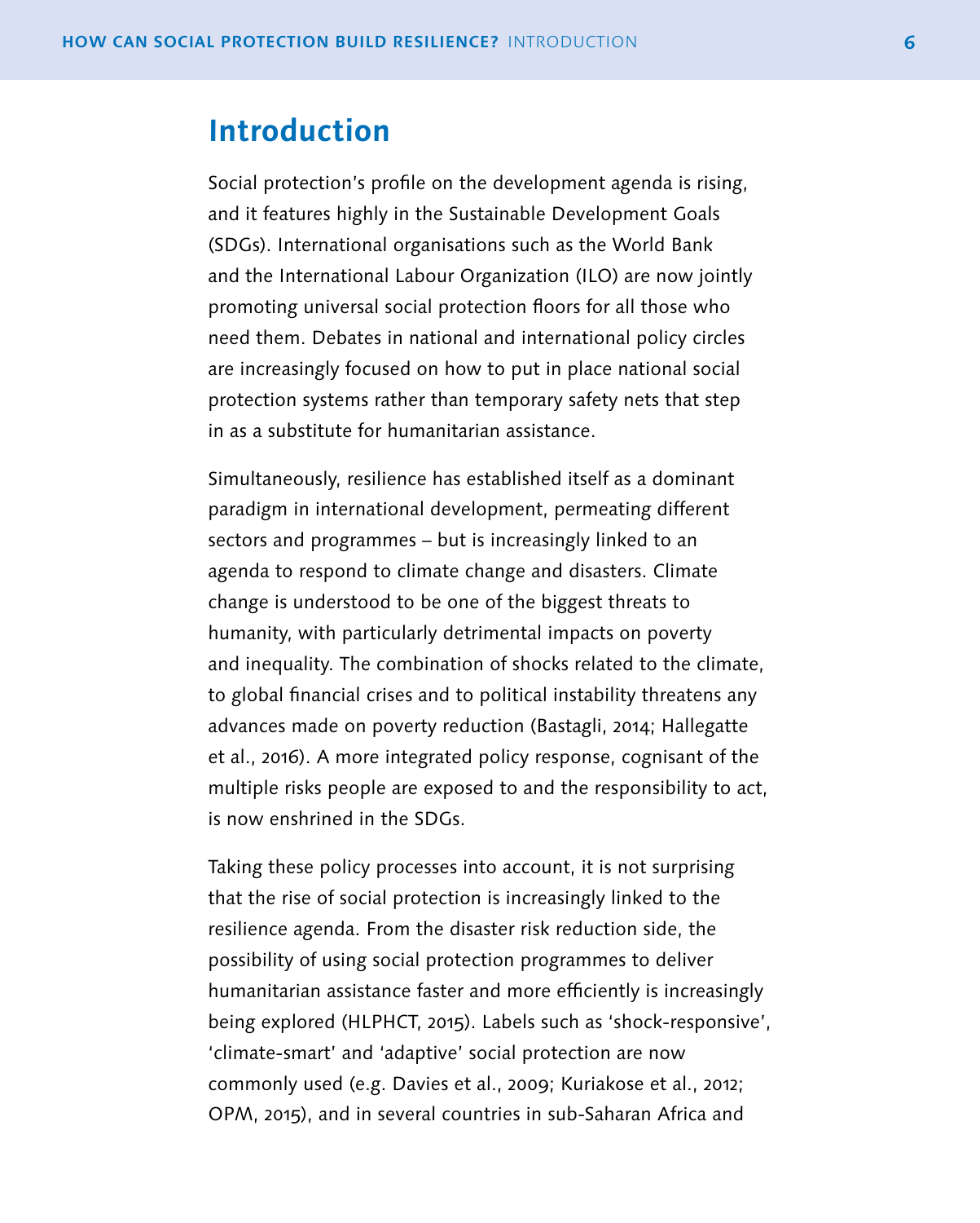# Introduction

Social protection's profile on the development agenda is rising, and it features highly in the Sustainable Development Goals (SDGs). International organisations such as the World Bank and the International Labour Organization (ILO) are now jointly promoting universal social protection floors for all those who need them. Debates in national and international policy circles are increasingly focused on how to put in place national social protection systems rather than temporary safety nets that step in as a substitute for humanitarian assistance.

Simultaneously, resilience has established itself as a dominant paradigm in international development, permeating different sectors and programmes – but is increasingly linked to an agenda to respond to climate change and disasters. Climate change is understood to be one of the biggest threats to humanity, with particularly detrimental impacts on poverty and inequality. The combination of shocks related to the climate, to global financial crises and to political instability threatens any advances made on poverty reduction (Bastagli, 2014; Hallegatte et al., 2016). A more integrated policy response, cognisant of the multiple risks people are exposed to and the responsibility to act, is now enshrined in the SDGs.

Taking these policy processes into account, it is not surprising that the rise of social protection is increasingly linked to the resilience agenda. From the disaster risk reduction side, the possibility of using social protection programmes to deliver humanitarian assistance faster and more efficiently is increasingly being explored (HLPHCT, 2015). Labels such as 'shock-responsive', 'climate-smart' and 'adaptive' social protection are now commonly used (e.g. Davies et al., 2009; Kuriakose et al., 2012; OPM, 2015), and in several countries in sub-Saharan Africa and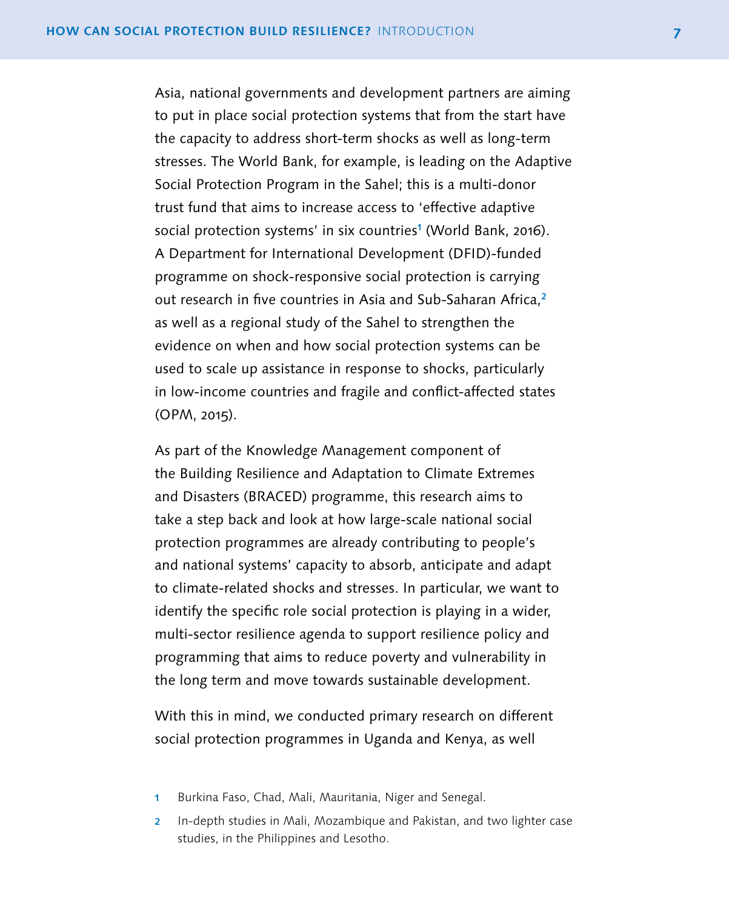Asia, national governments and development partners are aiming to put in place social protection systems that from the start have the capacity to address short-term shocks as well as long-term stresses. The World Bank, for example, is leading on the Adaptive Social Protection Program in the Sahel; this is a multi-donor trust fund that aims to increase access to 'effective adaptive social protection systems' in six countries[1] (World Bank, 2016). A Department for International Development (DFID)-funded programme on shock-responsive social protection is carrying out research in five countries in Asia and Sub-Saharan Africa,[2] as well as a regional study of the Sahel to strengthen the evidence on when and how social protection systems can be used to scale up assistance in response to shocks, particularly in low-income countries and fragile and conflict-affected states (OPM, 2015).

As part of the Knowledge Management component of the Building Resilience and Adaptation to Climate Extremes and Disasters (BRACED) programme, this research aims to take a step back and look at how large-scale national social protection programmes are already contributing to people's and national systems' capacity to absorb, anticipate and adapt to climate-related shocks and stresses. In particular, we want to identify the specific role social protection is playing in a wider, multi-sector resilience agenda to support resilience policy and programming that aims to reduce poverty and vulnerability in the long term and move towards sustainable development.

With this in mind, we conducted primary research on different social protection programmes in Uganda and Kenya, as well

1 Burkina Faso, Chad, Mali, Mauritania, Niger and Senegal.

2 In-depth studies in Mali, Mozambique and Pakistan, and two lighter case studies, in the Philippines and Lesotho.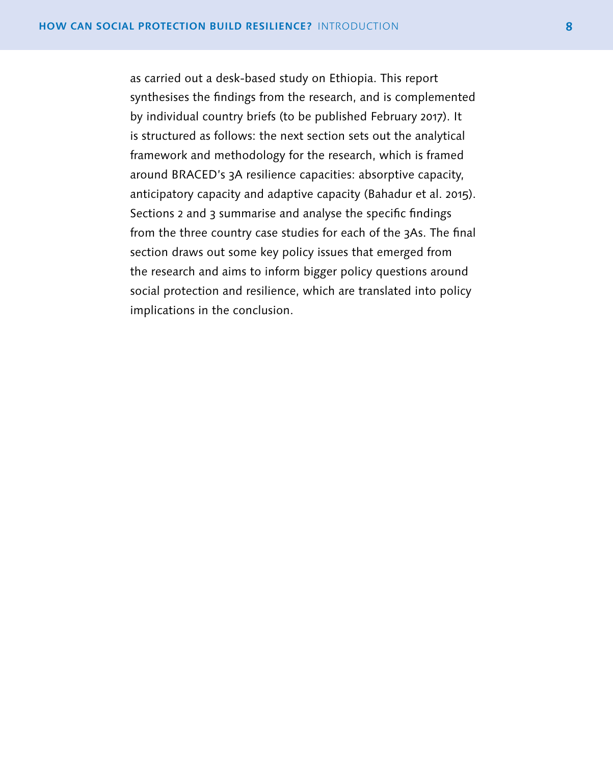as carried out a desk-based study on Ethiopia. This report synthesises the findings from the research, and is complemented by individual country briefs (to be published February 2017). It is structured as follows: the next section sets out the analytical framework and methodology for the research, which is framed around BRACED's 3A resilience capacities: absorptive capacity, anticipatory capacity and adaptive capacity (Bahadur et al. 2015). Sections 2 and 3 summarise and analyse the specific findings from the three country case studies for each of the 3As. The final section draws out some key policy issues that emerged from the research and aims to inform bigger policy questions around social protection and resilience, which are translated into policy implications in the conclusion.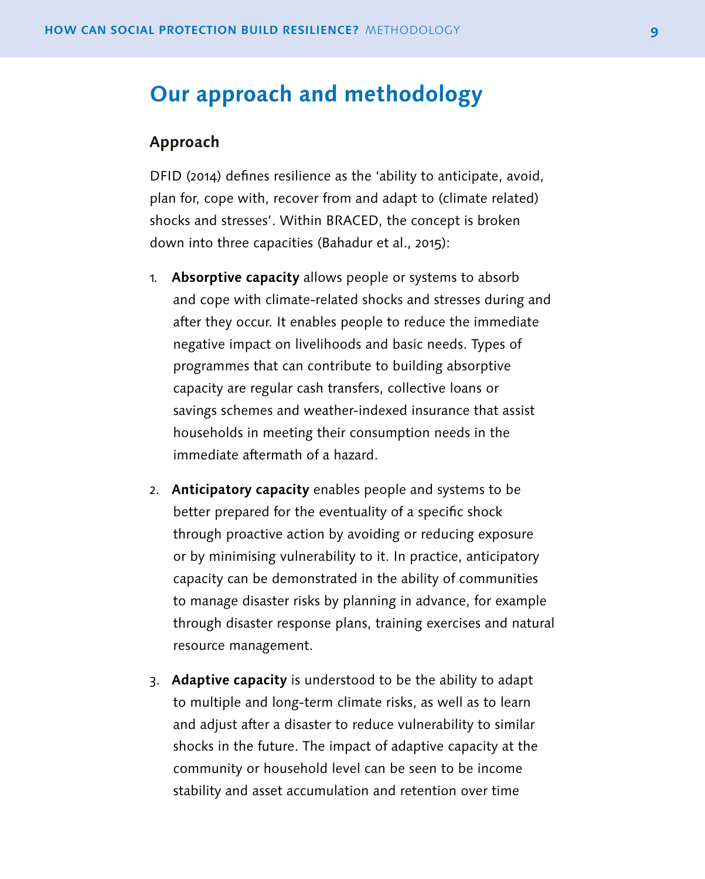## Our approach and methodology

### Approach

DFID (2014) defines resilience as the 'ability to anticipate, avoid, plan for, cope with, recover from and adapt to (climate related) shocks and stresses'. Within BRACED, the concept is broken down into three capacities (Bahadur et al., 2015):

1. **Absorptive capacity** allows people or systems to absorb and cope with climate-related shocks and stresses during and after they occur. It enables people to reduce the immediate negative impact on livelihoods and basic needs. Types of programmes that can contribute to building absorptive capacity are regular cash transfers, collective loans or savings schemes and weather-indexed insurance that assist households in meeting their consumption needs in the immediate aftermath of a hazard.

2. **Anticipatory capacity** enables people and systems to be better prepared for the eventuality of a specific shock through proactive action by avoiding or reducing exposure or by minimising vulnerability to it. In practice, anticipatory capacity can be demonstrated in the ability of communities to manage disaster risks by planning in advance, for example through disaster response plans, training exercises and natural resource management.

3. **Adaptive capacity** is understood to be the ability to adapt to multiple and long-term climate risks, as well as to learn and adjust after a disaster to reduce vulnerability to similar shocks in the future. The impact of adaptive capacity at the community or household level can be seen to be income stability and asset accumulation and retention over time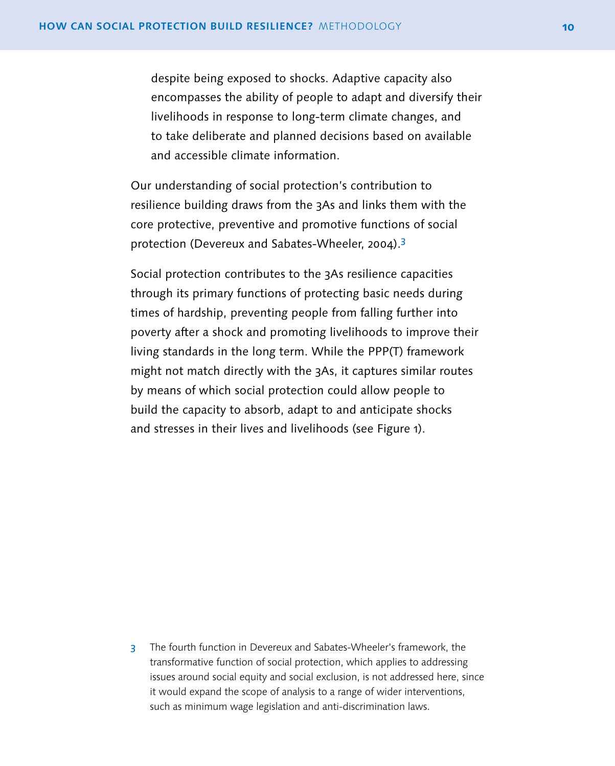despite being exposed to shocks. Adaptive capacity also encompasses the ability of people to adapt and diversify their livelihoods in response to long-term climate changes, and to take deliberate and planned decisions based on available and accessible climate information.

Our understanding of social protection's contribution to resilience building draws from the 3As and links them with the core protective, preventive and promotive functions of social protection (Devereux and Sabates-Wheeler, 2004).[3]

Social protection contributes to the 3As resilience capacities through its primary functions of protecting basic needs during times of hardship, preventing people from falling further into poverty after a shock and promoting livelihoods to improve their living standards in the long term. While the PPP(T) framework might not match directly with the 3As, it captures similar routes by means of which social protection could allow people to build the capacity to absorb, adapt to and anticipate shocks and stresses in their lives and livelihoods (see Figure 1).

3 The fourth function in Devereux and Sabates-Wheeler's framework, the transformative function of social protection, which applies to addressing issues around social equity and social exclusion, is not addressed here, since it would expand the scope of analysis to a range of wider interventions, such as minimum wage legislation and anti-discrimination laws.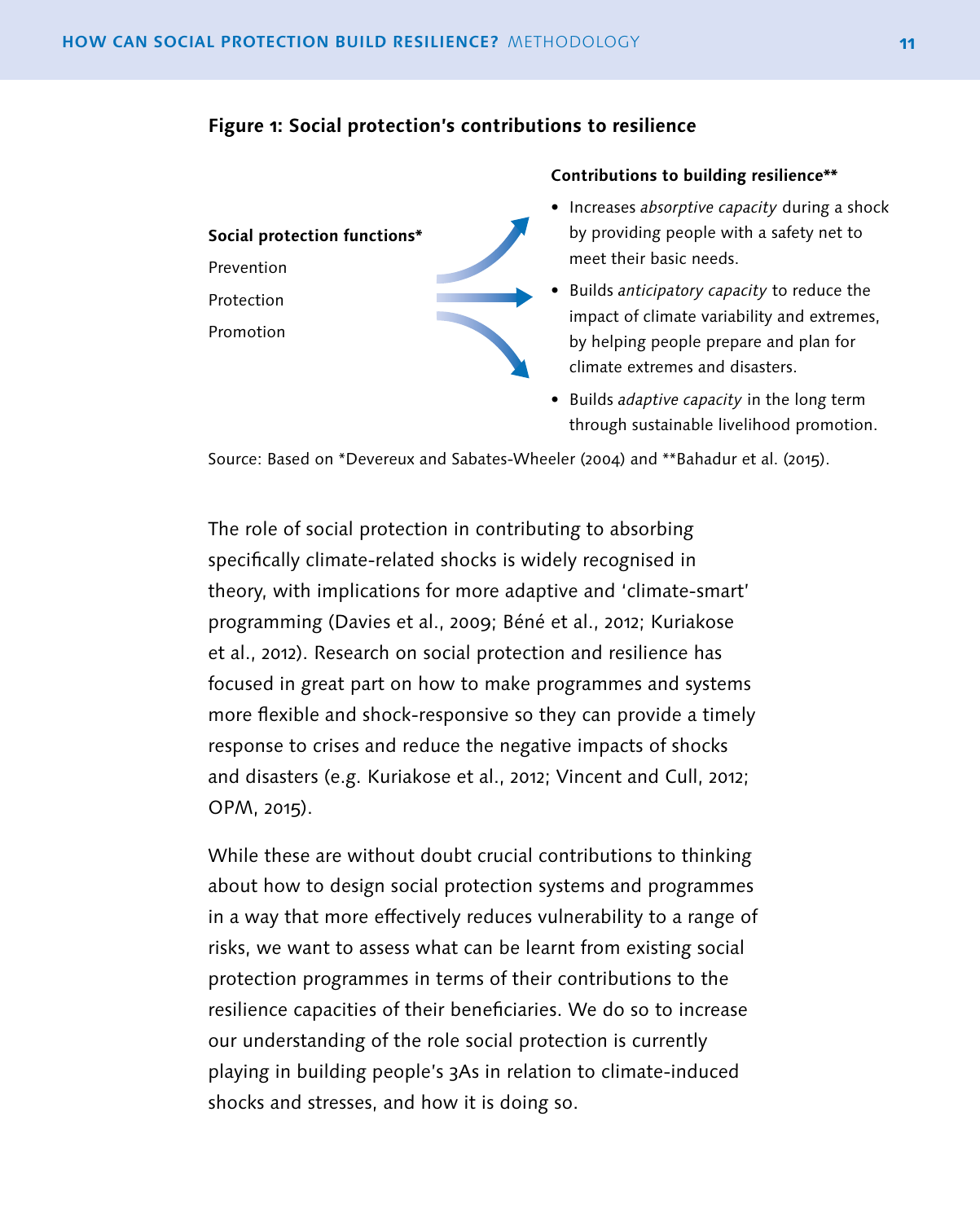**Figure 1: Social protection's contributions to resilience**

**Social protection functions***

Prevention

Protection

Promotion

**Contributions to building resilience****

- Increases *absorptive capacity* during a shock by providing people with a safety net to meet their basic needs.
- Builds *anticipatory capacity* to reduce the impact of climate variability and extremes, by helping people prepare and plan for climate extremes and disasters.
- Builds *adaptive capacity* in the long term through sustainable livelihood promotion.

Source: Based on *Devereux and Sabates-Wheeler (2004) and **Bahadur et al. (2015).

The role of social protection in contributing to absorbing specifically climate-related shocks is widely recognised in theory, with implications for more adaptive and 'climate-smart' programming (Davies et al., 2009; Béné et al., 2012; Kuriakose et al., 2012). Research on social protection and resilience has focused in great part on how to make programmes and systems more flexible and shock-responsive so they can provide a timely response to crises and reduce the negative impacts of shocks and disasters (e.g. Kuriakose et al., 2012; Vincent and Cull, 2012; OPM, 2015).

While these are without doubt crucial contributions to thinking about how to design social protection systems and programmes in a way that more effectively reduces vulnerability to a range of risks, we want to assess what can be learnt from existing social protection programmes in terms of their contributions to the resilience capacities of their beneficiaries. We do so to increase our understanding of the role social protection is currently playing in building people's 3As in relation to climate-induced shocks and stresses, and how it is doing so.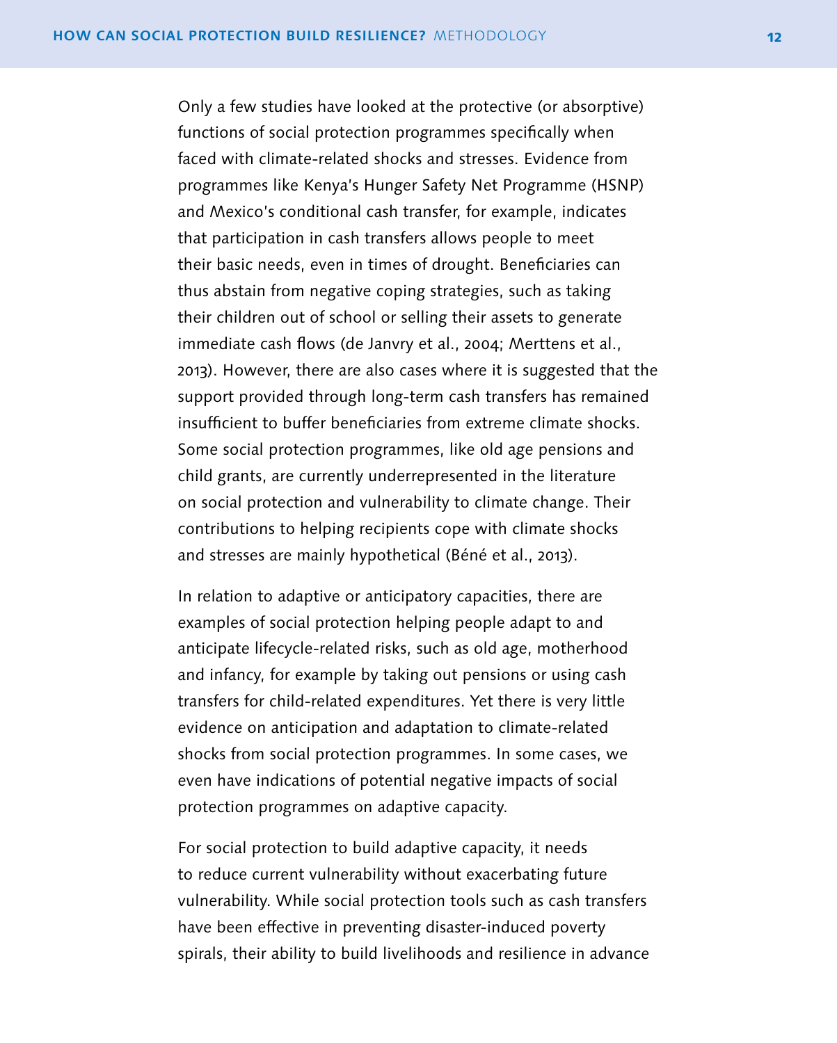Only a few studies have looked at the protective (or absorptive) functions of social protection programmes specifically when faced with climate-related shocks and stresses. Evidence from programmes like Kenya's Hunger Safety Net Programme (HSNP) and Mexico's conditional cash transfer, for example, indicates that participation in cash transfers allows people to meet their basic needs, even in times of drought. Beneficiaries can thus abstain from negative coping strategies, such as taking their children out of school or selling their assets to generate immediate cash flows (de Janvry et al., 2004; Merttens et al., 2013). However, there are also cases where it is suggested that the support provided through long-term cash transfers has remained insufficient to buffer beneficiaries from extreme climate shocks. Some social protection programmes, like old age pensions and child grants, are currently underrepresented in the literature on social protection and vulnerability to climate change. Their contributions to helping recipients cope with climate shocks and stresses are mainly hypothetical (Béné et al., 2013).

In relation to adaptive or anticipatory capacities, there are examples of social protection helping people adapt to and anticipate lifecycle-related risks, such as old age, motherhood and infancy, for example by taking out pensions or using cash transfers for child-related expenditures. Yet there is very little evidence on anticipation and adaptation to climate-related shocks from social protection programmes. In some cases, we even have indications of potential negative impacts of social protection programmes on adaptive capacity.

For social protection to build adaptive capacity, it needs to reduce current vulnerability without exacerbating future vulnerability. While social protection tools such as cash transfers have been effective in preventing disaster-induced poverty spirals, their ability to build livelihoods and resilience in advance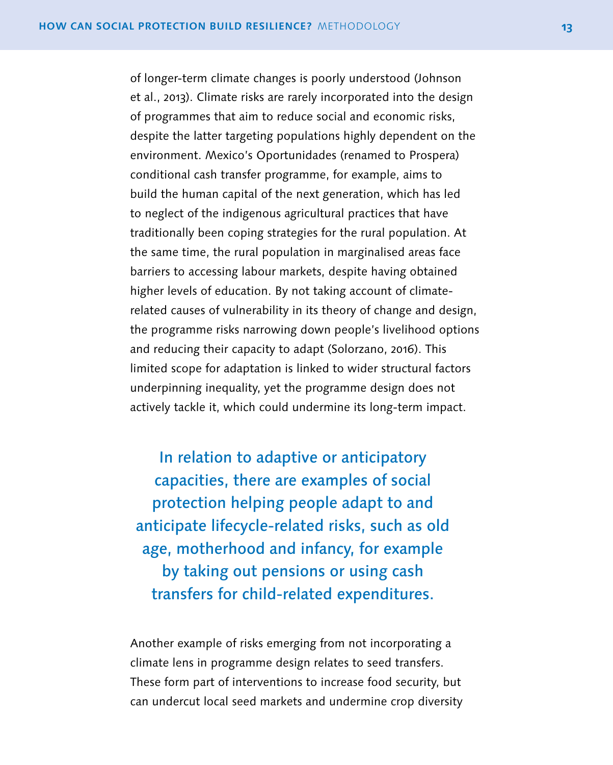of longer-term climate changes is poorly understood (Johnson et al., 2013). Climate risks are rarely incorporated into the design of programmes that aim to reduce social and economic risks, despite the latter targeting populations highly dependent on the environment. Mexico's Oportunidades (renamed to Prospera) conditional cash transfer programme, for example, aims to build the human capital of the next generation, which has led to neglect of the indigenous agricultural practices that have traditionally been coping strategies for the rural population. At the same time, the rural population in marginalised areas face barriers to accessing labour markets, despite having obtained higher levels of education. By not taking account of climate-related causes of vulnerability in its theory of change and design, the programme risks narrowing down people's livelihood options and reducing their capacity to adapt (Solorzano, 2016). This limited scope for adaptation is linked to wider structural factors underpinning inequality, yet the programme design does not actively tackle it, which could undermine its long-term impact.

> **In relation to adaptive or anticipatory capacities, there are examples of social protection helping people adapt to and anticipate lifecycle-related risks, such as old age, motherhood and infancy, for example by taking out pensions or using cash transfers for child-related expenditures.**

Another example of risks emerging from not incorporating a climate lens in programme design relates to seed transfers. These form part of interventions to increase food security, but can undercut local seed markets and undermine crop diversity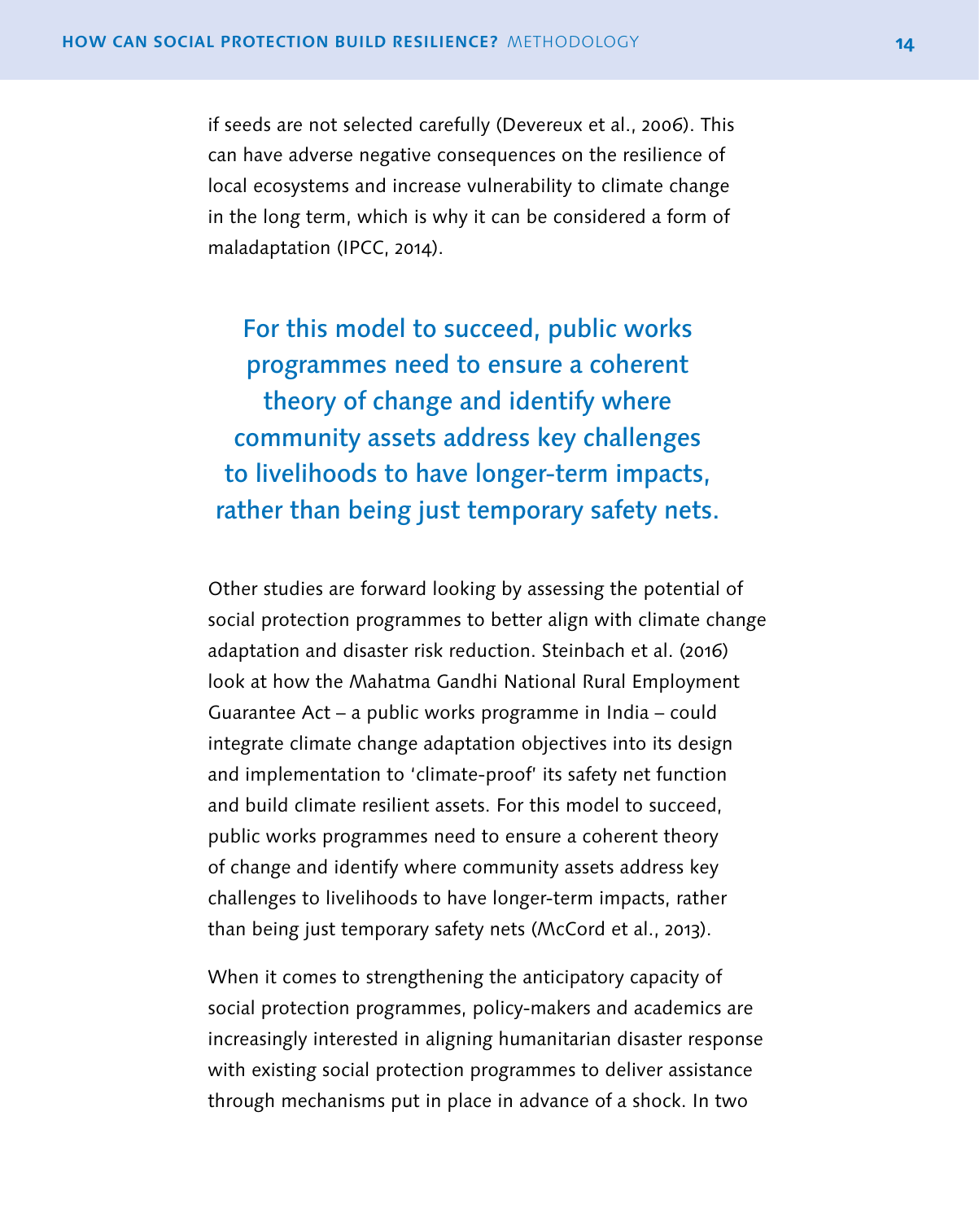if seeds are not selected carefully (Devereux et al., 2006). This can have adverse negative consequences on the resilience of local ecosystems and increase vulnerability to climate change in the long term, which is why it can be considered a form of maladaptation (IPCC, 2014).

> **For this model to succeed, public works programmes need to ensure a coherent theory of change and identify where community assets address key challenges to livelihoods to have longer-term impacts, rather than being just temporary safety nets.**

Other studies are forward looking by assessing the potential of social protection programmes to better align with climate change adaptation and disaster risk reduction. Steinbach et al. (2016) look at how the Mahatma Gandhi National Rural Employment Guarantee Act – a public works programme in India – could integrate climate change adaptation objectives into its design and implementation to 'climate-proof' its safety net function and build climate resilient assets. For this model to succeed, public works programmes need to ensure a coherent theory of change and identify where community assets address key challenges to livelihoods to have longer-term impacts, rather than being just temporary safety nets (McCord et al., 2013).

When it comes to strengthening the anticipatory capacity of social protection programmes, policy-makers and academics are increasingly interested in aligning humanitarian disaster response with existing social protection programmes to deliver assistance through mechanisms put in place in advance of a shock. In two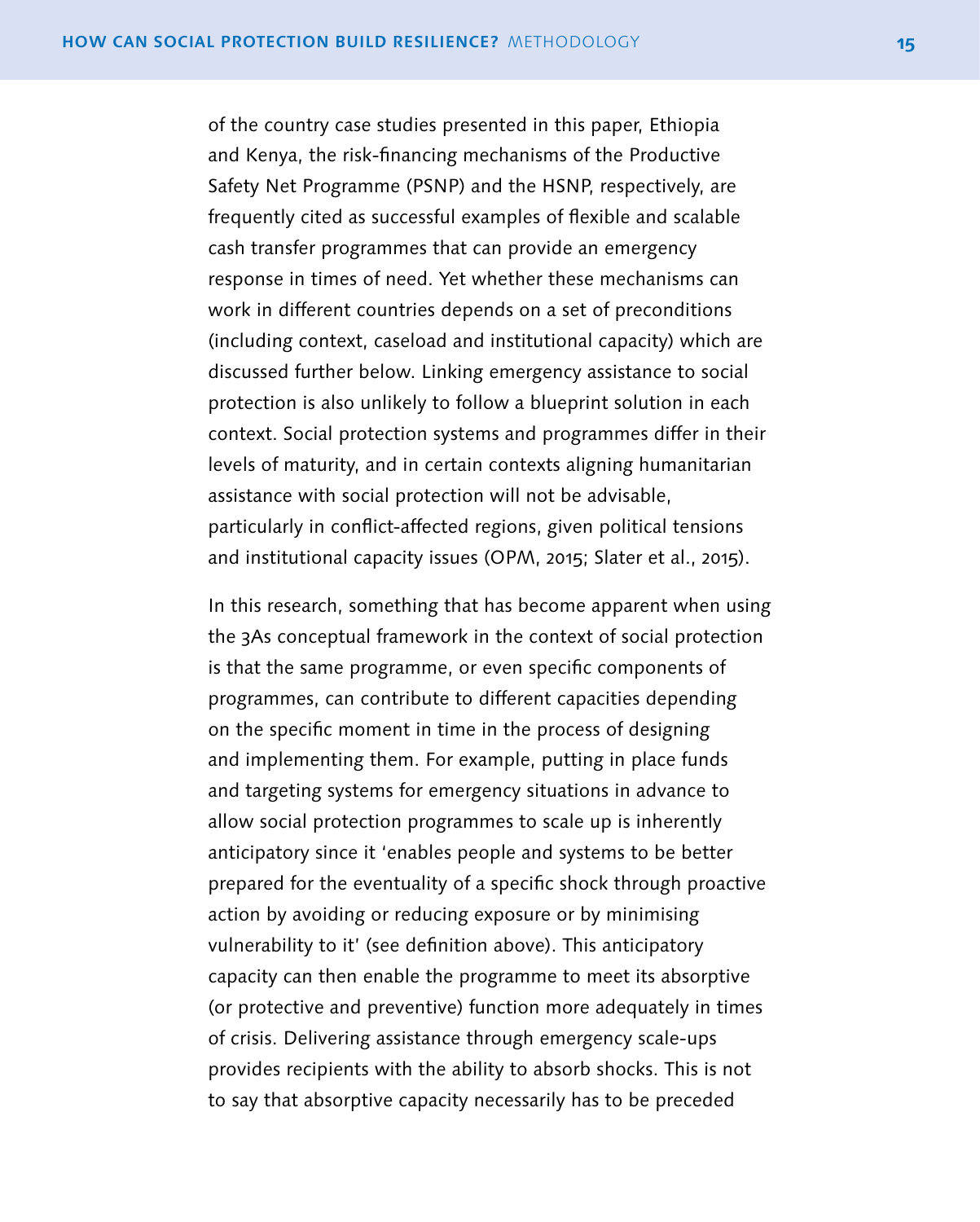of the country case studies presented in this paper, Ethiopia and Kenya, the risk-financing mechanisms of the Productive Safety Net Programme (PSNP) and the HSNP, respectively, are frequently cited as successful examples of flexible and scalable cash transfer programmes that can provide an emergency response in times of need. Yet whether these mechanisms can work in different countries depends on a set of preconditions (including context, caseload and institutional capacity) which are discussed further below. Linking emergency assistance to social protection is also unlikely to follow a blueprint solution in each context. Social protection systems and programmes differ in their levels of maturity, and in certain contexts aligning humanitarian assistance with social protection will not be advisable, particularly in conflict-affected regions, given political tensions and institutional capacity issues (OPM, 2015; Slater et al., 2015).

In this research, something that has become apparent when using the 3As conceptual framework in the context of social protection is that the same programme, or even specific components of programmes, can contribute to different capacities depending on the specific moment in time in the process of designing and implementing them. For example, putting in place funds and targeting systems for emergency situations in advance to allow social protection programmes to scale up is inherently anticipatory since it 'enables people and systems to be better prepared for the eventuality of a specific shock through proactive action by avoiding or reducing exposure or by minimising vulnerability to it' (see definition above). This anticipatory capacity can then enable the programme to meet its absorptive (or protective and preventive) function more adequately in times of crisis. Delivering assistance through emergency scale-ups provides recipients with the ability to absorb shocks. This is not to say that absorptive capacity necessarily has to be preceded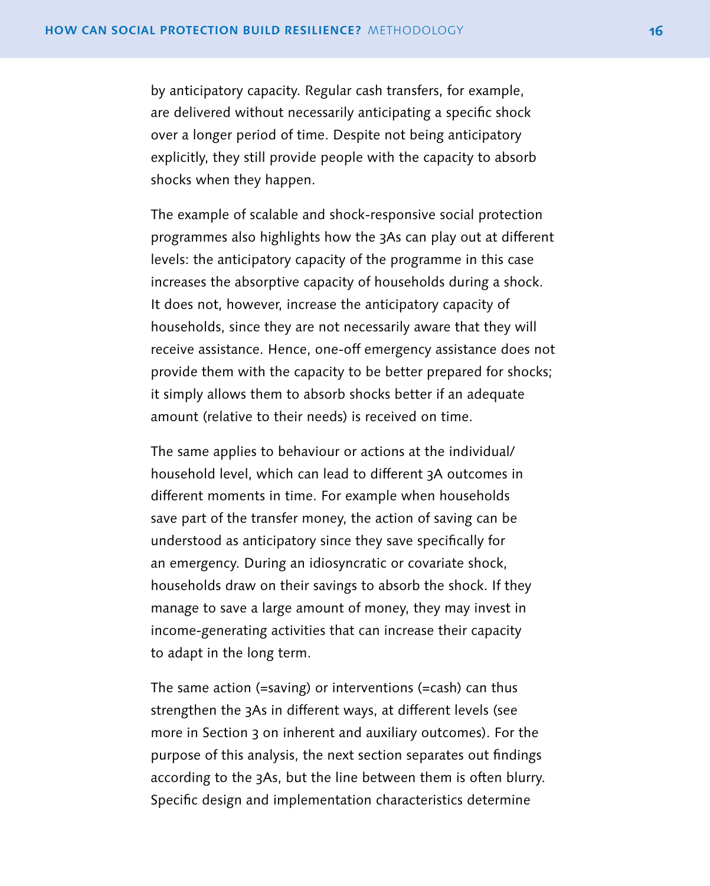by anticipatory capacity. Regular cash transfers, for example, are delivered without necessarily anticipating a specific shock over a longer period of time. Despite not being anticipatory explicitly, they still provide people with the capacity to absorb shocks when they happen.

The example of scalable and shock-responsive social protection programmes also highlights how the 3As can play out at different levels: the anticipatory capacity of the programme in this case increases the absorptive capacity of households during a shock. It does not, however, increase the anticipatory capacity of households, since they are not necessarily aware that they will receive assistance. Hence, one-off emergency assistance does not provide them with the capacity to be better prepared for shocks; it simply allows them to absorb shocks better if an adequate amount (relative to their needs) is received on time.

The same applies to behaviour or actions at the individual/household level, which can lead to different 3A outcomes in different moments in time. For example when households save part of the transfer money, the action of saving can be understood as anticipatory since they save specifically for an emergency. During an idiosyncratic or covariate shock, households draw on their savings to absorb the shock. If they manage to save a large amount of money, they may invest in income-generating activities that can increase their capacity to adapt in the long term.

The same action (=saving) or interventions (=cash) can thus strengthen the 3As in different ways, at different levels (see more in Section 3 on inherent and auxiliary outcomes). For the purpose of this analysis, the next section separates out findings according to the 3As, but the line between them is often blurry. Specific design and implementation characteristics determine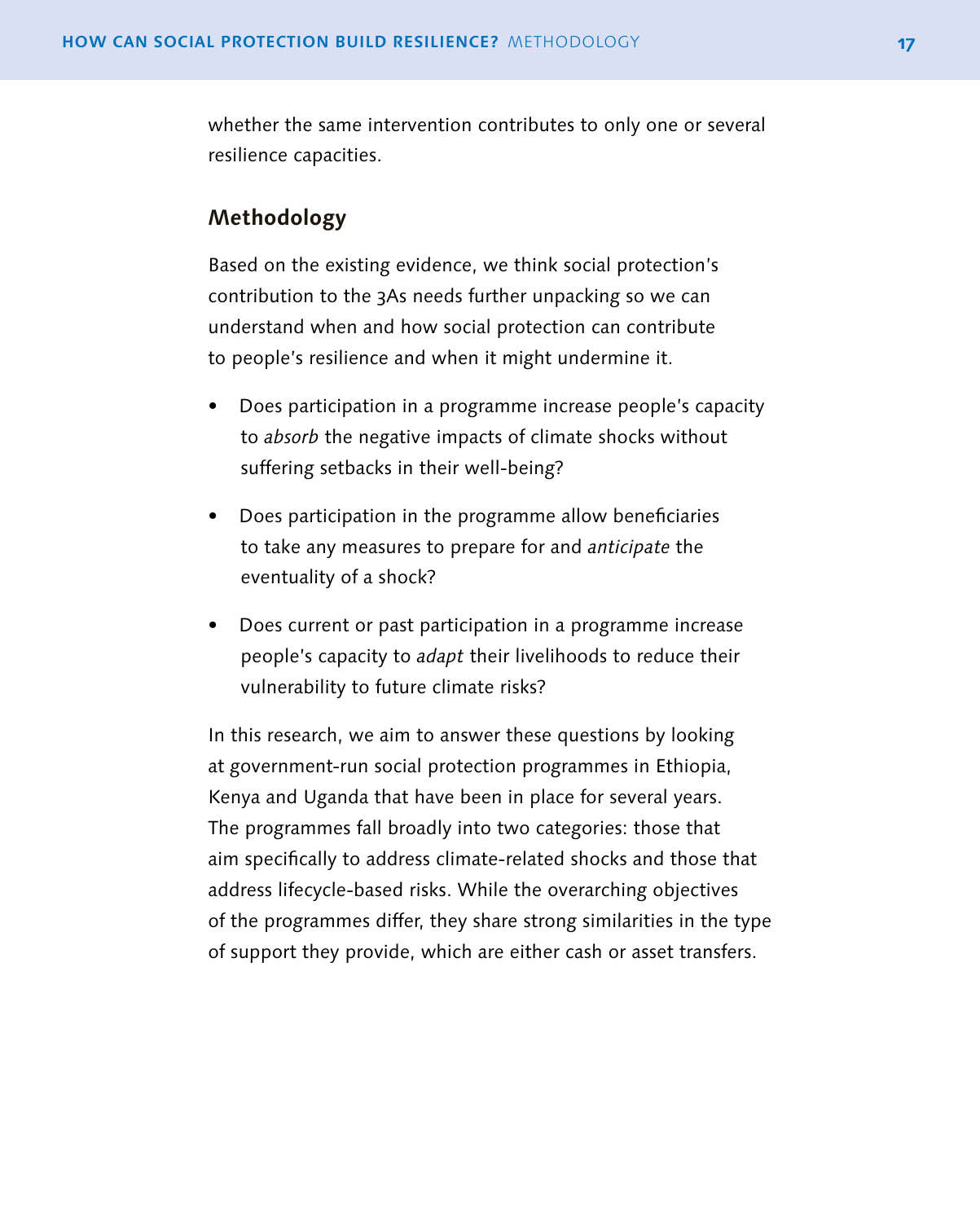whether the same intervention contributes to only one or several resilience capacities.

## Methodology

Based on the existing evidence, we think social protection's contribution to the 3As needs further unpacking so we can understand when and how social protection can contribute to people's resilience and when it might undermine it.

- Does participation in a programme increase people's capacity to *absorb* the negative impacts of climate shocks without suffering setbacks in their well-being?
- Does participation in the programme allow beneficiaries to take any measures to prepare for and *anticipate* the eventuality of a shock?
- Does current or past participation in a programme increase people's capacity to *adapt* their livelihoods to reduce their vulnerability to future climate risks?

In this research, we aim to answer these questions by looking at government-run social protection programmes in Ethiopia, Kenya and Uganda that have been in place for several years. The programmes fall broadly into two categories: those that aim specifically to address climate-related shocks and those that address lifecycle-based risks. While the overarching objectives of the programmes differ, they share strong similarities in the type of support they provide, which are either cash or asset transfers.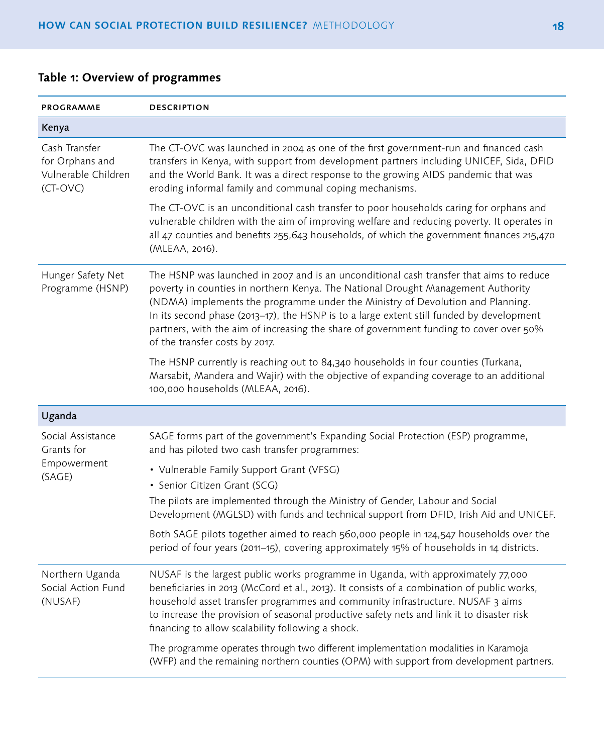**Table 1: Overview of programmes**

| PROGRAMME | DESCRIPTION |
|---|---|
| **Kenya** | |
| Cash Transfer for Orphans and Vulnerable Children (CT-OVC) | The CT-OVC was launched in 2004 as one of the first government-run and financed cash transfers in Kenya, with support from development partners including UNICEF, Sida, DFID and the World Bank. It was a direct response to the growing AIDS pandemic that was eroding informal family and communal coping mechanisms.<br><br>The CT-OVC is an unconditional cash transfer to poor households caring for orphans and vulnerable children with the aim of improving welfare and reducing poverty. It operates in all 47 counties and benefits 255,643 households, of which the government finances 215,470 (MLEAA, 2016). |
| Hunger Safety Net Programme (HSNP) | The HSNP was launched in 2007 and is an unconditional cash transfer that aims to reduce poverty in counties in northern Kenya. The National Drought Management Authority (NDMA) implements the programme under the Ministry of Devolution and Planning. In its second phase (2013–17), the HSNP is to a large extent still funded by development partners, with the aim of increasing the share of government funding to cover over 50% of the transfer costs by 2017.<br><br>The HSNP currently is reaching out to 84,340 households in four counties (Turkana, Marsabit, Mandera and Wajir) with the objective of expanding coverage to an additional 100,000 households (MLEAA, 2016). |
| **Uganda** | |
| Social Assistance Grants for Empowerment (SAGE) | SAGE forms part of the government's Expanding Social Protection (ESP) programme, and has piloted two cash transfer programmes:<br><br>• Vulnerable Family Support Grant (VFSG)<br>• Senior Citizen Grant (SCG)<br><br>The pilots are implemented through the Ministry of Gender, Labour and Social Development (MGLSD) with funds and technical support from DFID, Irish Aid and UNICEF.<br><br>Both SAGE pilots together aimed to reach 560,000 people in 124,547 households over the period of four years (2011–15), covering approximately 15% of households in 14 districts. |
| Northern Uganda Social Action Fund (NUSAF) | NUSAF is the largest public works programme in Uganda, with approximately 77,000 beneficiaries in 2013 (McCord et al., 2013). It consists of a combination of public works, household asset transfer programmes and community infrastructure. NUSAF 3 aims to increase the provision of seasonal productive safety nets and link it to disaster risk financing to allow scalability following a shock.<br><br>The programme operates through two different implementation modalities in Karamoja (WFP) and the remaining northern counties (OPM) with support from development partners. |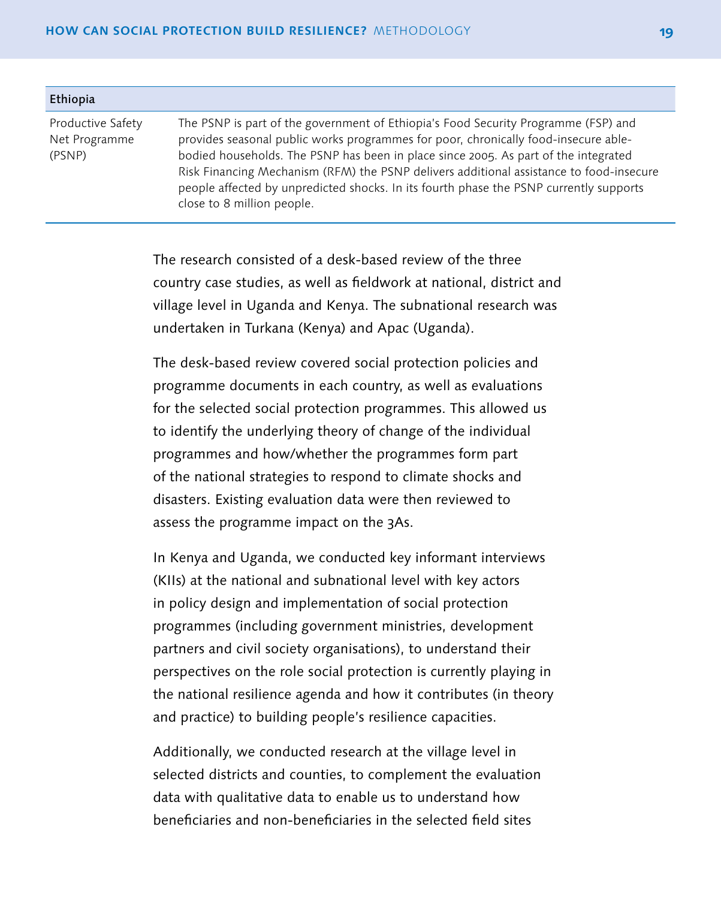| Ethiopia | |
|---|---|
| Productive Safety Net Programme (PSNP) | The PSNP is part of the government of Ethiopia's Food Security Programme (FSP) and provides seasonal public works programmes for poor, chronically food-insecure able-bodied households. The PSNP has been in place since 2005. As part of the integrated Risk Financing Mechanism (RFM) the PSNP delivers additional assistance to food-insecure people affected by unpredicted shocks. In its fourth phase the PSNP currently supports close to 8 million people. |

The research consisted of a desk-based review of the three country case studies, as well as fieldwork at national, district and village level in Uganda and Kenya. The subnational research was undertaken in Turkana (Kenya) and Apac (Uganda).

The desk-based review covered social protection policies and programme documents in each country, as well as evaluations for the selected social protection programmes. This allowed us to identify the underlying theory of change of the individual programmes and how/whether the programmes form part of the national strategies to respond to climate shocks and disasters. Existing evaluation data were then reviewed to assess the programme impact on the 3As.

In Kenya and Uganda, we conducted key informant interviews (KIIs) at the national and subnational level with key actors in policy design and implementation of social protection programmes (including government ministries, development partners and civil society organisations), to understand their perspectives on the role social protection is currently playing in the national resilience agenda and how it contributes (in theory and practice) to building people's resilience capacities.

Additionally, we conducted research at the village level in selected districts and counties, to complement the evaluation data with qualitative data to enable us to understand how beneficiaries and non-beneficiaries in the selected field sites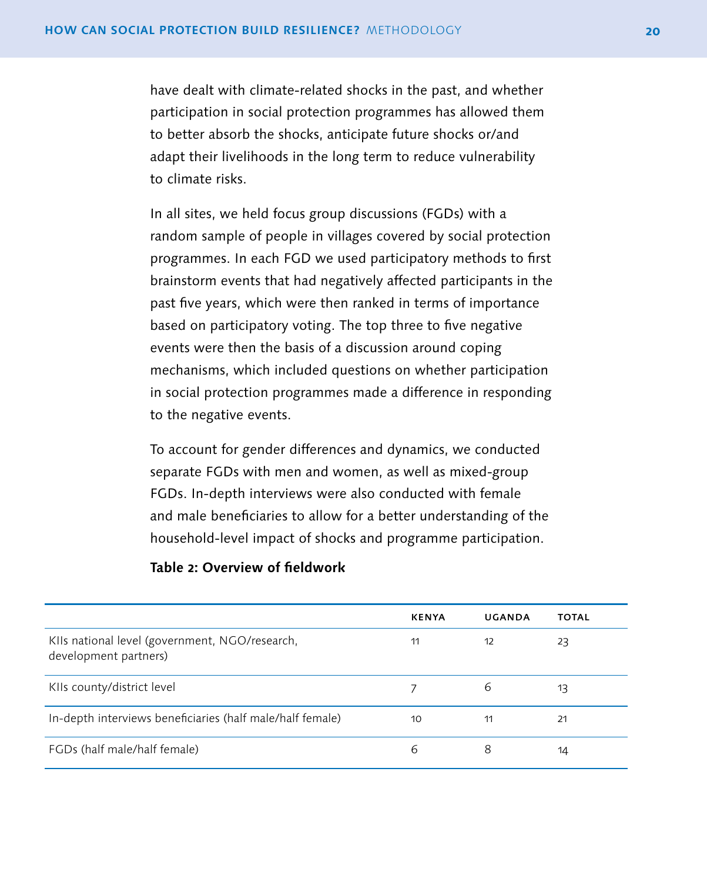have dealt with climate-related shocks in the past, and whether participation in social protection programmes has allowed them to better absorb the shocks, anticipate future shocks or/and adapt their livelihoods in the long term to reduce vulnerability to climate risks.

In all sites, we held focus group discussions (FGDs) with a random sample of people in villages covered by social protection programmes. In each FGD we used participatory methods to first brainstorm events that had negatively affected participants in the past five years, which were then ranked in terms of importance based on participatory voting. The top three to five negative events were then the basis of a discussion around coping mechanisms, which included questions on whether participation in social protection programmes made a difference in responding to the negative events.

To account for gender differences and dynamics, we conducted separate FGDs with men and women, as well as mixed-group FGDs. In-depth interviews were also conducted with female and male beneficiaries to allow for a better understanding of the household-level impact of shocks and programme participation.

**Table 2: Overview of fieldwork**

| | KENYA | UGANDA | TOTAL |
|---|---|---|---|
| KIIs national level (government, NGO/research, development partners) | 11 | 12 | 23 |
| KIIs county/district level | 7 | 6 | 13 |
| In-depth interviews beneficiaries (half male/half female) | 10 | 11 | 21 |
| FGDs (half male/half female) | 6 | 8 | 14 |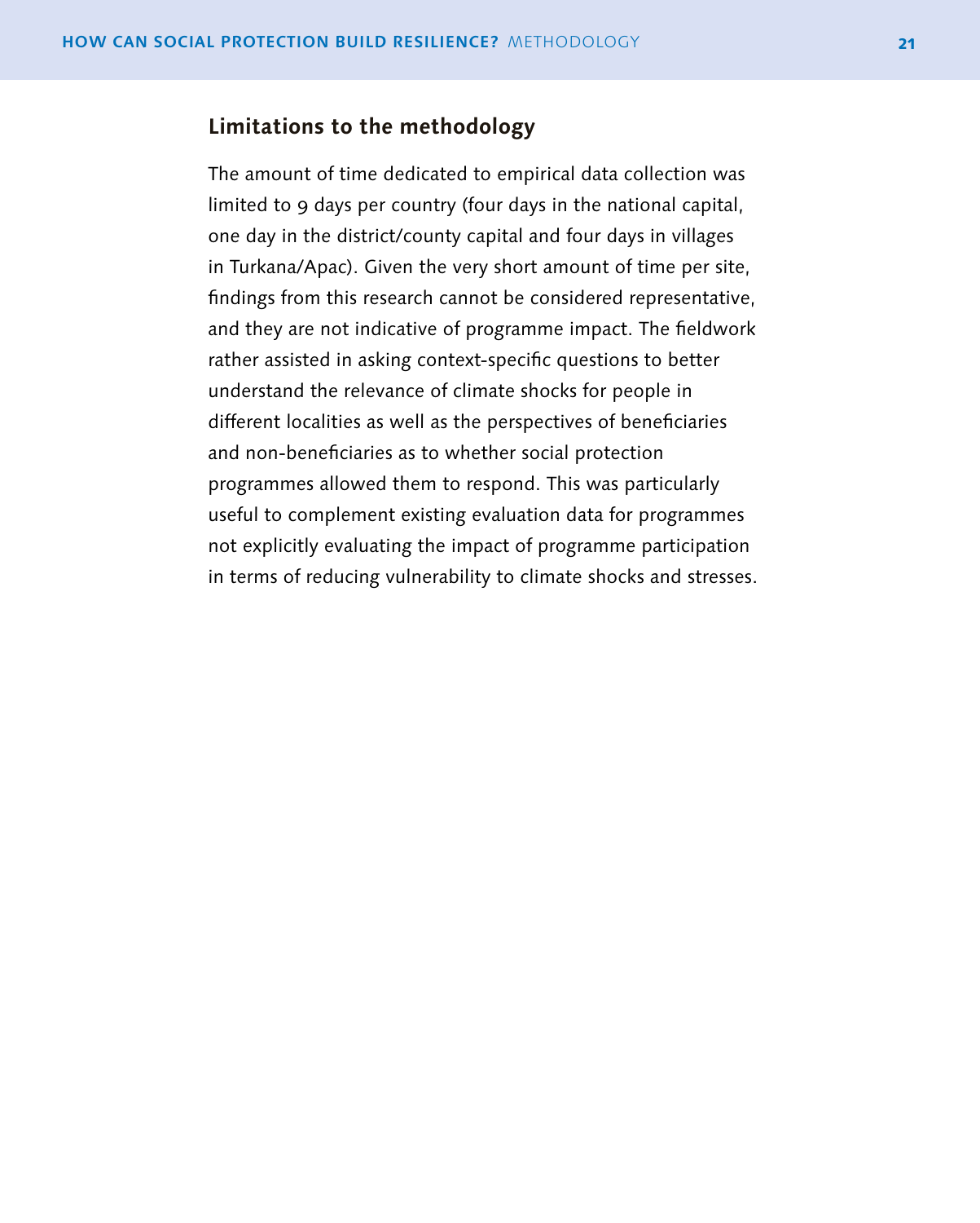## Limitations to the methodology

The amount of time dedicated to empirical data collection was limited to 9 days per country (four days in the national capital, one day in the district/county capital and four days in villages in Turkana/Apac). Given the very short amount of time per site, findings from this research cannot be considered representative, and they are not indicative of programme impact. The fieldwork rather assisted in asking context-specific questions to better understand the relevance of climate shocks for people in different localities as well as the perspectives of beneficiaries and non-beneficiaries as to whether social protection programmes allowed them to respond. This was particularly useful to complement existing evaluation data for programmes not explicitly evaluating the impact of programme participation in terms of reducing vulnerability to climate shocks and stresses.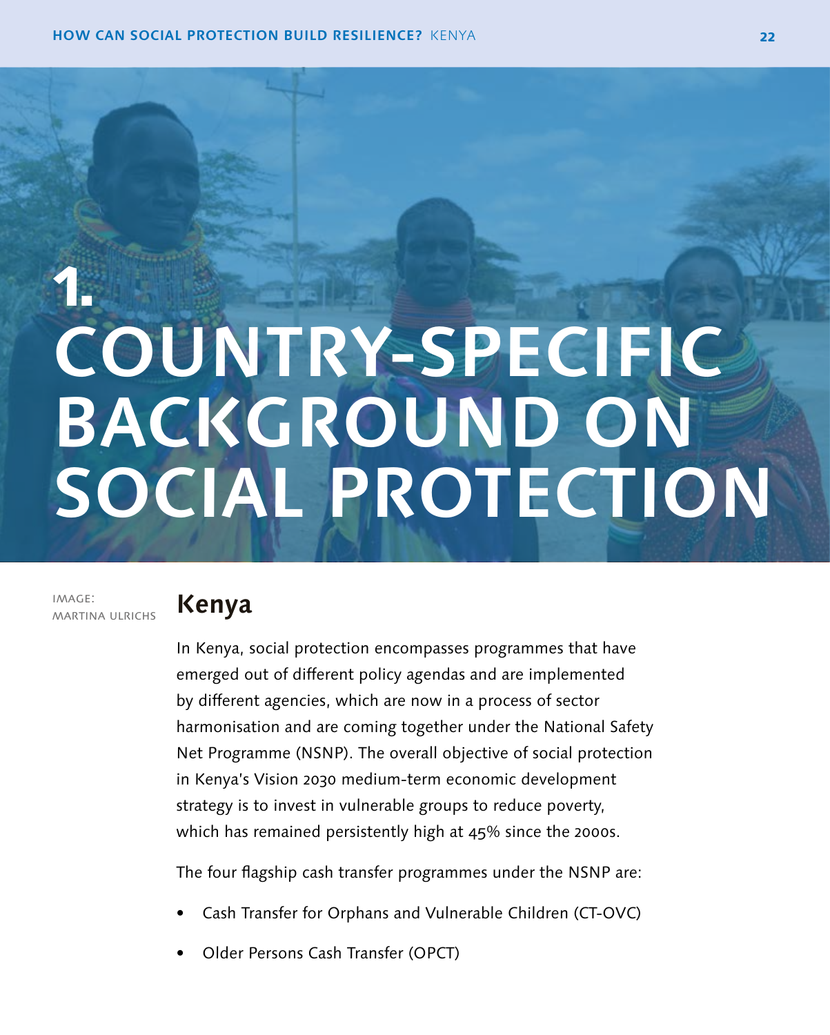# 1. COUNTRY-SPECIFIC BACKGROUND ON SOCIAL PROTECTION

IMAGE: MARTINA ULRICHS

## Kenya

In Kenya, social protection encompasses programmes that have emerged out of different policy agendas and are implemented by different agencies, which are now in a process of sector harmonisation and are coming together under the National Safety Net Programme (NSNP). The overall objective of social protection in Kenya's Vision 2030 medium-term economic development strategy is to invest in vulnerable groups to reduce poverty, which has remained persistently high at 45% since the 2000s.

The four flagship cash transfer programmes under the NSNP are:

- Cash Transfer for Orphans and Vulnerable Children (CT-OVC)
- Older Persons Cash Transfer (OPCT)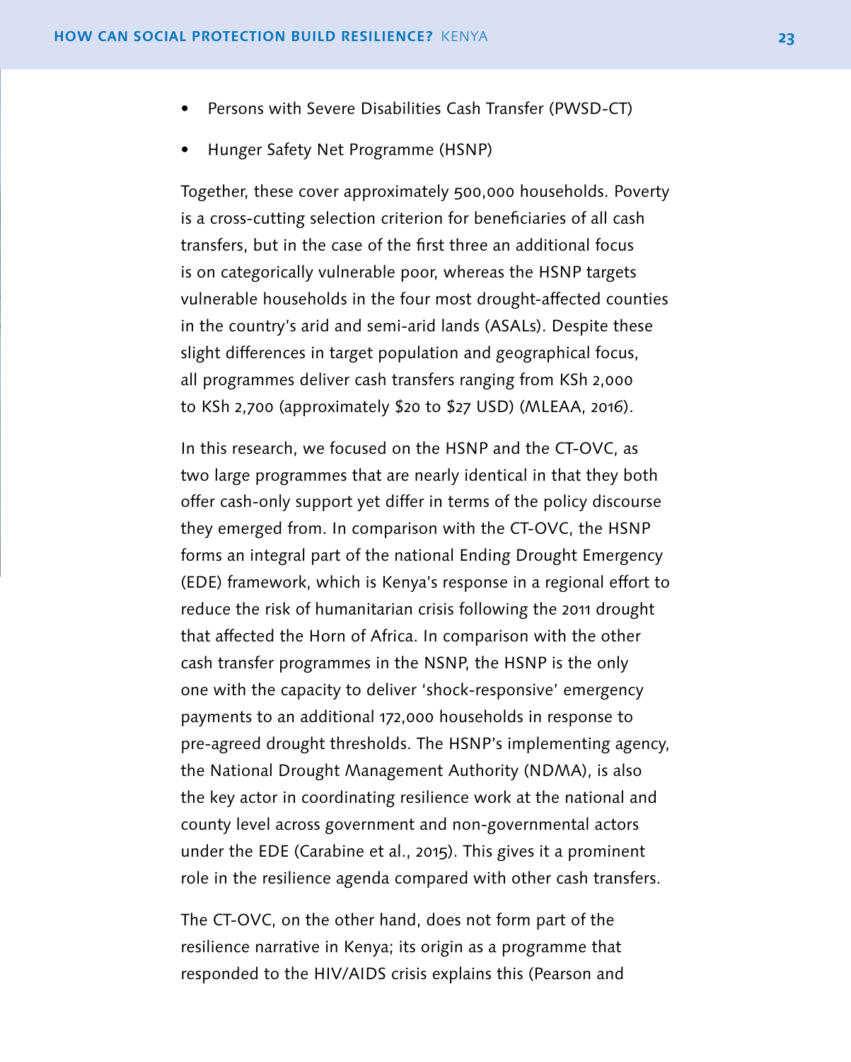- Persons with Severe Disabilities Cash Transfer (PWSD-CT)
- Hunger Safety Net Programme (HSNP)

Together, these cover approximately 500,000 households. Poverty is a cross-cutting selection criterion for beneficiaries of all cash transfers, but in the case of the first three an additional focus is on categorically vulnerable poor, whereas the HSNP targets vulnerable households in the four most drought-affected counties in the country's arid and semi-arid lands (ASALs). Despite these slight differences in target population and geographical focus, all programmes deliver cash transfers ranging from KSh 2,000 to KSh 2,700 (approximately $20 to $27 USD) (MLEAA, 2016).

In this research, we focused on the HSNP and the CT-OVC, as two large programmes that are nearly identical in that they both offer cash-only support yet differ in terms of the policy discourse they emerged from. In comparison with the CT-OVC, the HSNP forms an integral part of the national Ending Drought Emergency (EDE) framework, which is Kenya's response in a regional effort to reduce the risk of humanitarian crisis following the 2011 drought that affected the Horn of Africa. In comparison with the other cash transfer programmes in the NSNP, the HSNP is the only one with the capacity to deliver 'shock-responsive' emergency payments to an additional 172,000 households in response to pre-agreed drought thresholds. The HSNP's implementing agency, the National Drought Management Authority (NDMA), is also the key actor in coordinating resilience work at the national and county level across government and non-governmental actors under the EDE (Carabine et al., 2015). This gives it a prominent role in the resilience agenda compared with other cash transfers.

The CT-OVC, on the other hand, does not form part of the resilience narrative in Kenya; its origin as a programme that responded to the HIV/AIDS crisis explains this (Pearson and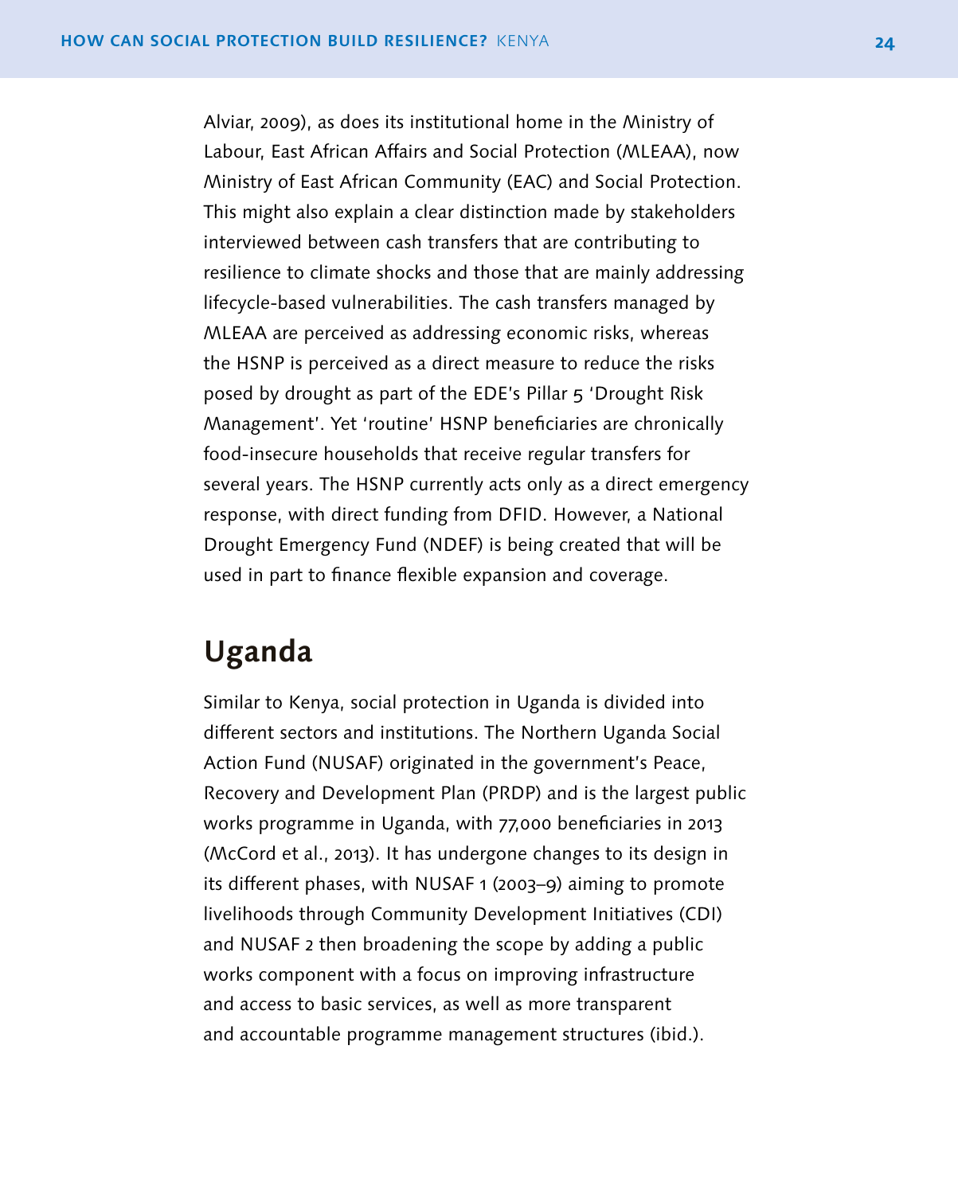Alviar, 2009), as does its institutional home in the Ministry of Labour, East African Affairs and Social Protection (MLEAA), now Ministry of East African Community (EAC) and Social Protection. This might also explain a clear distinction made by stakeholders interviewed between cash transfers that are contributing to resilience to climate shocks and those that are mainly addressing lifecycle-based vulnerabilities. The cash transfers managed by MLEAA are perceived as addressing economic risks, whereas the HSNP is perceived as a direct measure to reduce the risks posed by drought as part of the EDE's Pillar 5 'Drought Risk Management'. Yet 'routine' HSNP beneficiaries are chronically food-insecure households that receive regular transfers for several years. The HSNP currently acts only as a direct emergency response, with direct funding from DFID. However, a National Drought Emergency Fund (NDEF) is being created that will be used in part to finance flexible expansion and coverage.

## Uganda

Similar to Kenya, social protection in Uganda is divided into different sectors and institutions. The Northern Uganda Social Action Fund (NUSAF) originated in the government's Peace, Recovery and Development Plan (PRDP) and is the largest public works programme in Uganda, with 77,000 beneficiaries in 2013 (McCord et al., 2013). It has undergone changes to its design in its different phases, with NUSAF 1 (2003–9) aiming to promote livelihoods through Community Development Initiatives (CDI) and NUSAF 2 then broadening the scope by adding a public works component with a focus on improving infrastructure and access to basic services, as well as more transparent and accountable programme management structures (ibid.).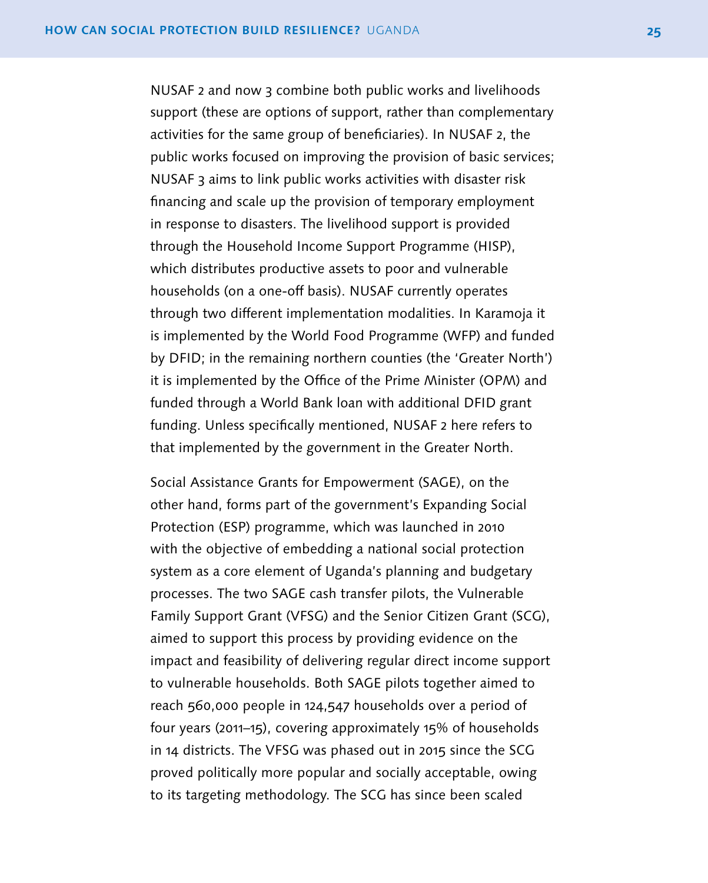NUSAF 2 and now 3 combine both public works and livelihoods support (these are options of support, rather than complementary activities for the same group of beneficiaries). In NUSAF 2, the public works focused on improving the provision of basic services; NUSAF 3 aims to link public works activities with disaster risk financing and scale up the provision of temporary employment in response to disasters. The livelihood support is provided through the Household Income Support Programme (HISP), which distributes productive assets to poor and vulnerable households (on a one-off basis). NUSAF currently operates through two different implementation modalities. In Karamoja it is implemented by the World Food Programme (WFP) and funded by DFID; in the remaining northern counties (the 'Greater North') it is implemented by the Office of the Prime Minister (OPM) and funded through a World Bank loan with additional DFID grant funding. Unless specifically mentioned, NUSAF 2 here refers to that implemented by the government in the Greater North.

Social Assistance Grants for Empowerment (SAGE), on the other hand, forms part of the government's Expanding Social Protection (ESP) programme, which was launched in 2010 with the objective of embedding a national social protection system as a core element of Uganda's planning and budgetary processes. The two SAGE cash transfer pilots, the Vulnerable Family Support Grant (VFSG) and the Senior Citizen Grant (SCG), aimed to support this process by providing evidence on the impact and feasibility of delivering regular direct income support to vulnerable households. Both SAGE pilots together aimed to reach 560,000 people in 124,547 households over a period of four years (2011–15), covering approximately 15% of households in 14 districts. The VFSG was phased out in 2015 since the SCG proved politically more popular and socially acceptable, owing to its targeting methodology. The SCG has since been scaled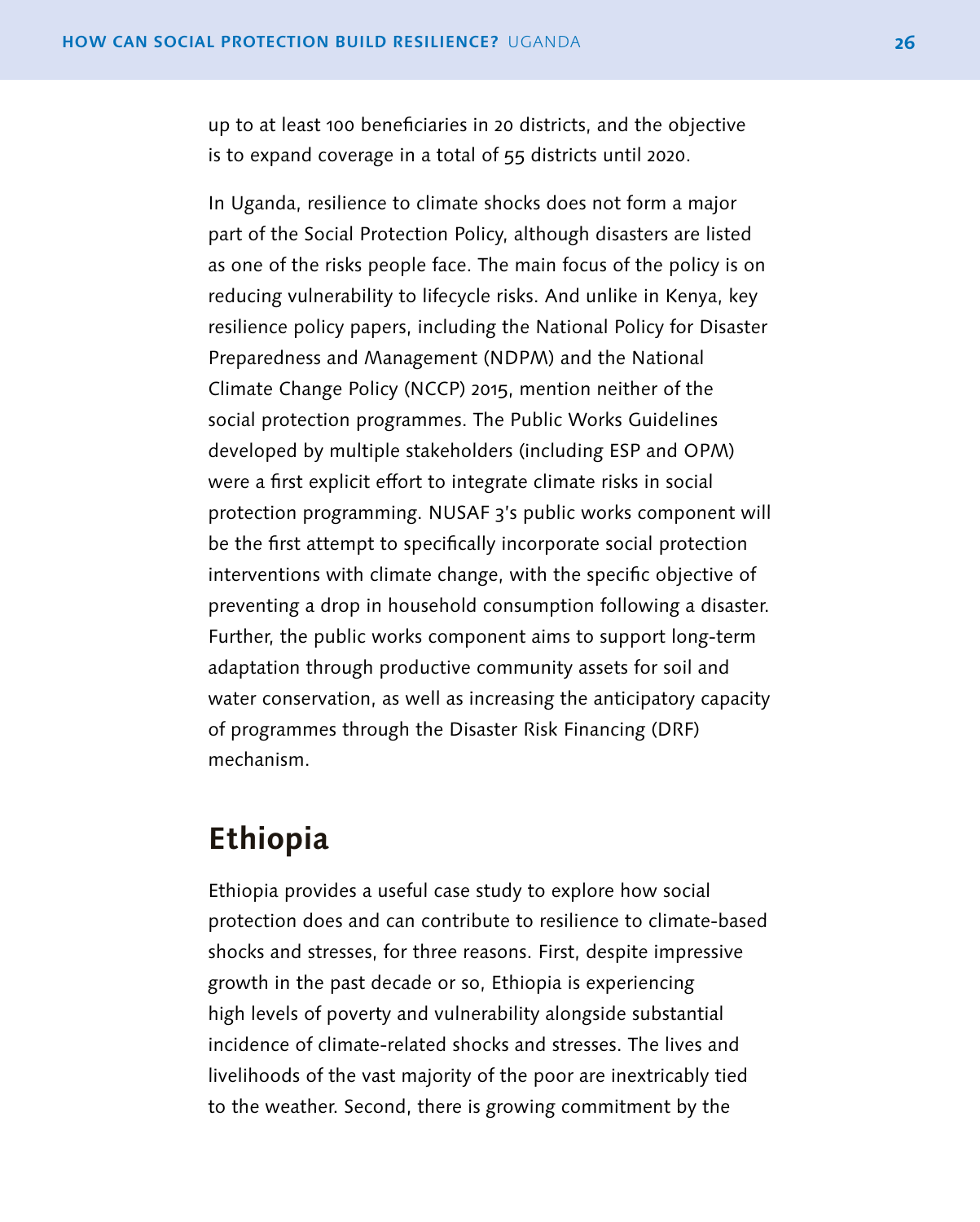up to at least 100 beneficiaries in 20 districts, and the objective is to expand coverage in a total of 55 districts until 2020.

In Uganda, resilience to climate shocks does not form a major part of the Social Protection Policy, although disasters are listed as one of the risks people face. The main focus of the policy is on reducing vulnerability to lifecycle risks. And unlike in Kenya, key resilience policy papers, including the National Policy for Disaster Preparedness and Management (NDPM) and the National Climate Change Policy (NCCP) 2015, mention neither of the social protection programmes. The Public Works Guidelines developed by multiple stakeholders (including ESP and OPM) were a first explicit effort to integrate climate risks in social protection programming. NUSAF 3's public works component will be the first attempt to specifically incorporate social protection interventions with climate change, with the specific objective of preventing a drop in household consumption following a disaster. Further, the public works component aims to support long-term adaptation through productive community assets for soil and water conservation, as well as increasing the anticipatory capacity of programmes through the Disaster Risk Financing (DRF) mechanism.

## Ethiopia

Ethiopia provides a useful case study to explore how social protection does and can contribute to resilience to climate-based shocks and stresses, for three reasons. First, despite impressive growth in the past decade or so, Ethiopia is experiencing high levels of poverty and vulnerability alongside substantial incidence of climate-related shocks and stresses. The lives and livelihoods of the vast majority of the poor are inextricably tied to the weather. Second, there is growing commitment by the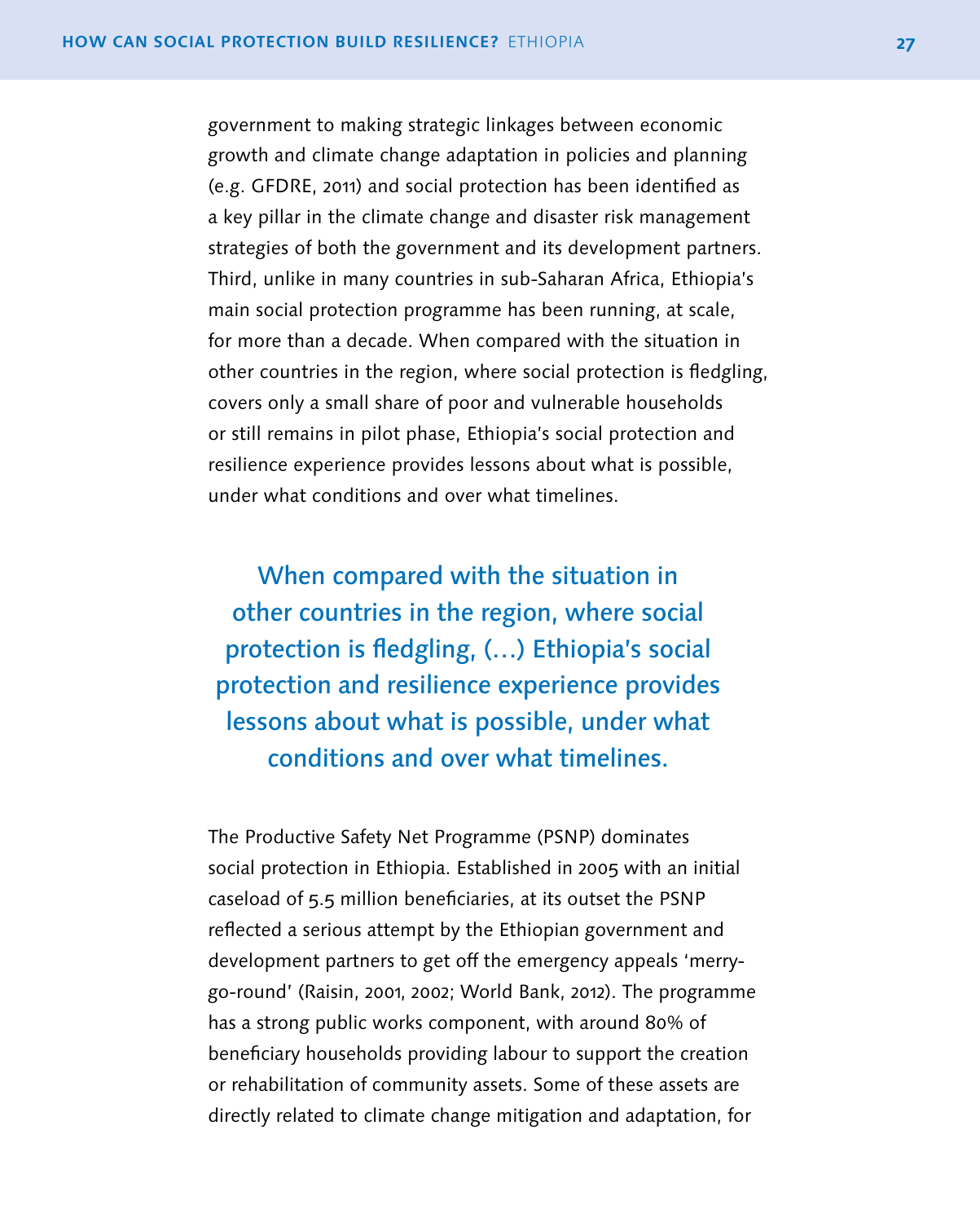government to making strategic linkages between economic growth and climate change adaptation in policies and planning (e.g. GFDRE, 2011) and social protection has been identified as a key pillar in the climate change and disaster risk management strategies of both the government and its development partners. Third, unlike in many countries in sub-Saharan Africa, Ethiopia's main social protection programme has been running, at scale, for more than a decade. When compared with the situation in other countries in the region, where social protection is fledgling, covers only a small share of poor and vulnerable households or still remains in pilot phase, Ethiopia's social protection and resilience experience provides lessons about what is possible, under what conditions and over what timelines.

> **When compared with the situation in other countries in the region, where social protection is fledgling, (…) Ethiopia's social protection and resilience experience provides lessons about what is possible, under what conditions and over what timelines.**

The Productive Safety Net Programme (PSNP) dominates social protection in Ethiopia. Established in 2005 with an initial caseload of 5.5 million beneficiaries, at its outset the PSNP reflected a serious attempt by the Ethiopian government and development partners to get off the emergency appeals 'merry-go-round' (Raisin, 2001, 2002; World Bank, 2012). The programme has a strong public works component, with around 80% of beneficiary households providing labour to support the creation or rehabilitation of community assets. Some of these assets are directly related to climate change mitigation and adaptation, for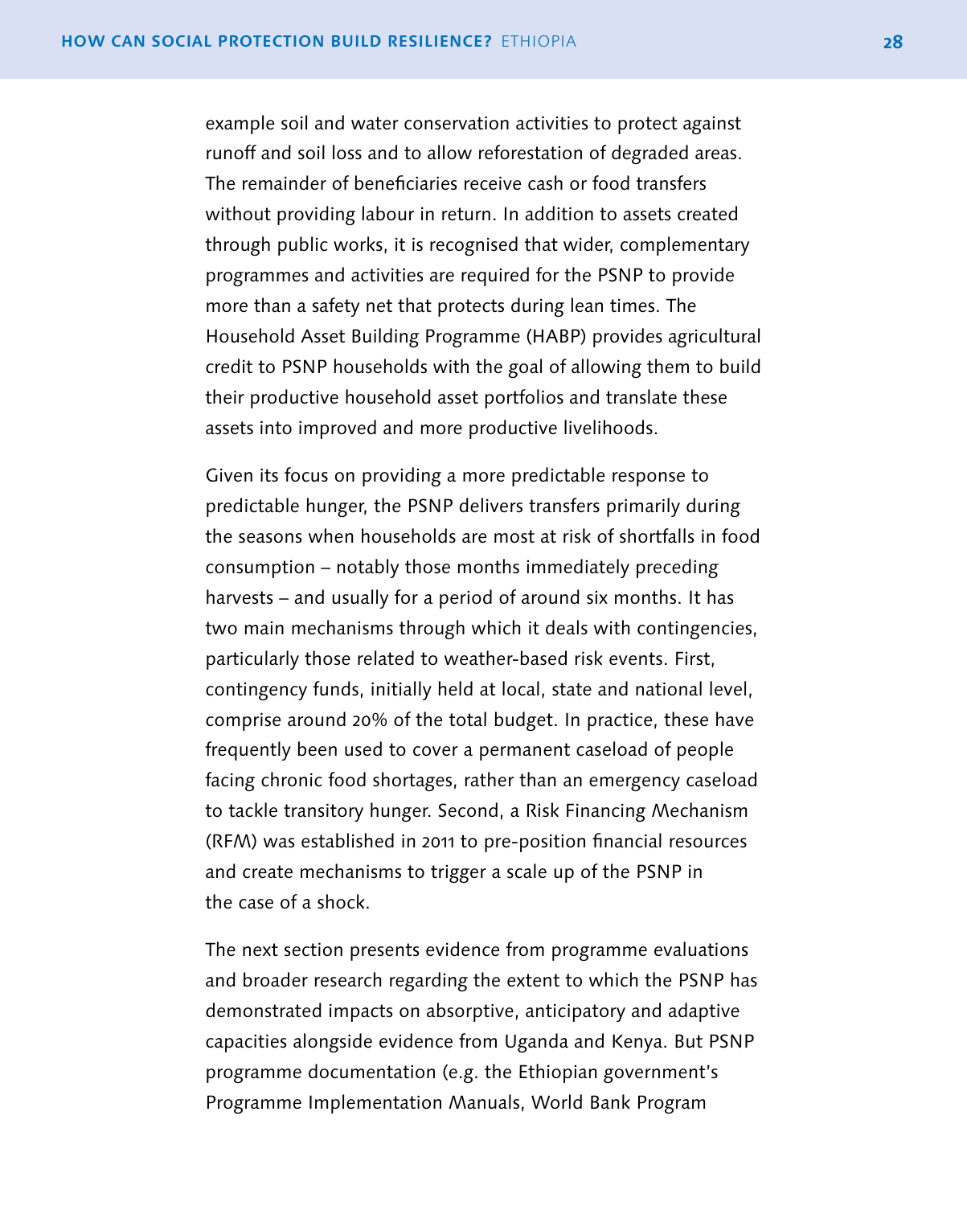example soil and water conservation activities to protect against runoff and soil loss and to allow reforestation of degraded areas. The remainder of beneficiaries receive cash or food transfers without providing labour in return. In addition to assets created through public works, it is recognised that wider, complementary programmes and activities are required for the PSNP to provide more than a safety net that protects during lean times. The Household Asset Building Programme (HABP) provides agricultural credit to PSNP households with the goal of allowing them to build their productive household asset portfolios and translate these assets into improved and more productive livelihoods.

Given its focus on providing a more predictable response to predictable hunger, the PSNP delivers transfers primarily during the seasons when households are most at risk of shortfalls in food consumption – notably those months immediately preceding harvests – and usually for a period of around six months. It has two main mechanisms through which it deals with contingencies, particularly those related to weather-based risk events. First, contingency funds, initially held at local, state and national level, comprise around 20% of the total budget. In practice, these have frequently been used to cover a permanent caseload of people facing chronic food shortages, rather than an emergency caseload to tackle transitory hunger. Second, a Risk Financing Mechanism (RFM) was established in 2011 to pre-position financial resources and create mechanisms to trigger a scale up of the PSNP in the case of a shock.

The next section presents evidence from programme evaluations and broader research regarding the extent to which the PSNP has demonstrated impacts on absorptive, anticipatory and adaptive capacities alongside evidence from Uganda and Kenya. But PSNP programme documentation (e.g. the Ethiopian government's Programme Implementation Manuals, World Bank Program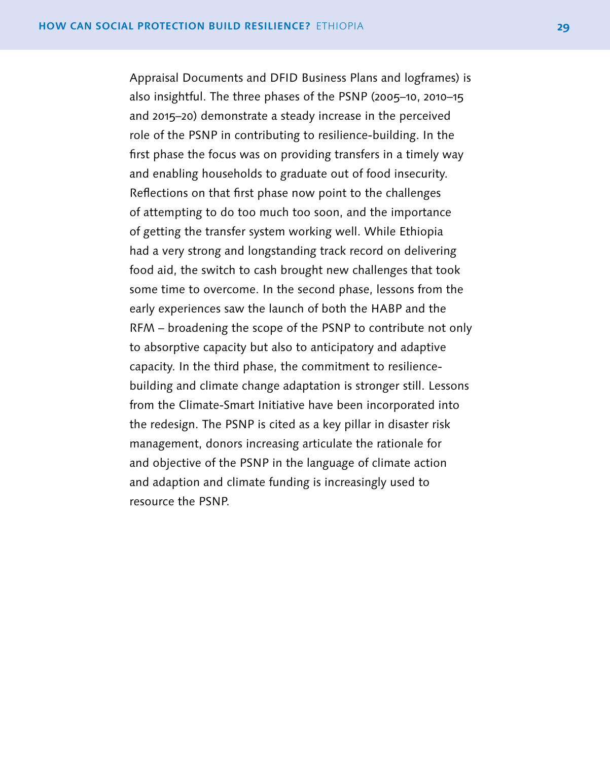Appraisal Documents and DFID Business Plans and logframes) is also insightful. The three phases of the PSNP (2005–10, 2010–15 and 2015–20) demonstrate a steady increase in the perceived role of the PSNP in contributing to resilience-building. In the first phase the focus was on providing transfers in a timely way and enabling households to graduate out of food insecurity. Reflections on that first phase now point to the challenges of attempting to do too much too soon, and the importance of getting the transfer system working well. While Ethiopia had a very strong and longstanding track record on delivering food aid, the switch to cash brought new challenges that took some time to overcome. In the second phase, lessons from the early experiences saw the launch of both the HABP and the RFM – broadening the scope of the PSNP to contribute not only to absorptive capacity but also to anticipatory and adaptive capacity. In the third phase, the commitment to resilience-building and climate change adaptation is stronger still. Lessons from the Climate-Smart Initiative have been incorporated into the redesign. The PSNP is cited as a key pillar in disaster risk management, donors increasing articulate the rationale for and objective of the PSNP in the language of climate action and adaption and climate funding is increasingly used to resource the PSNP.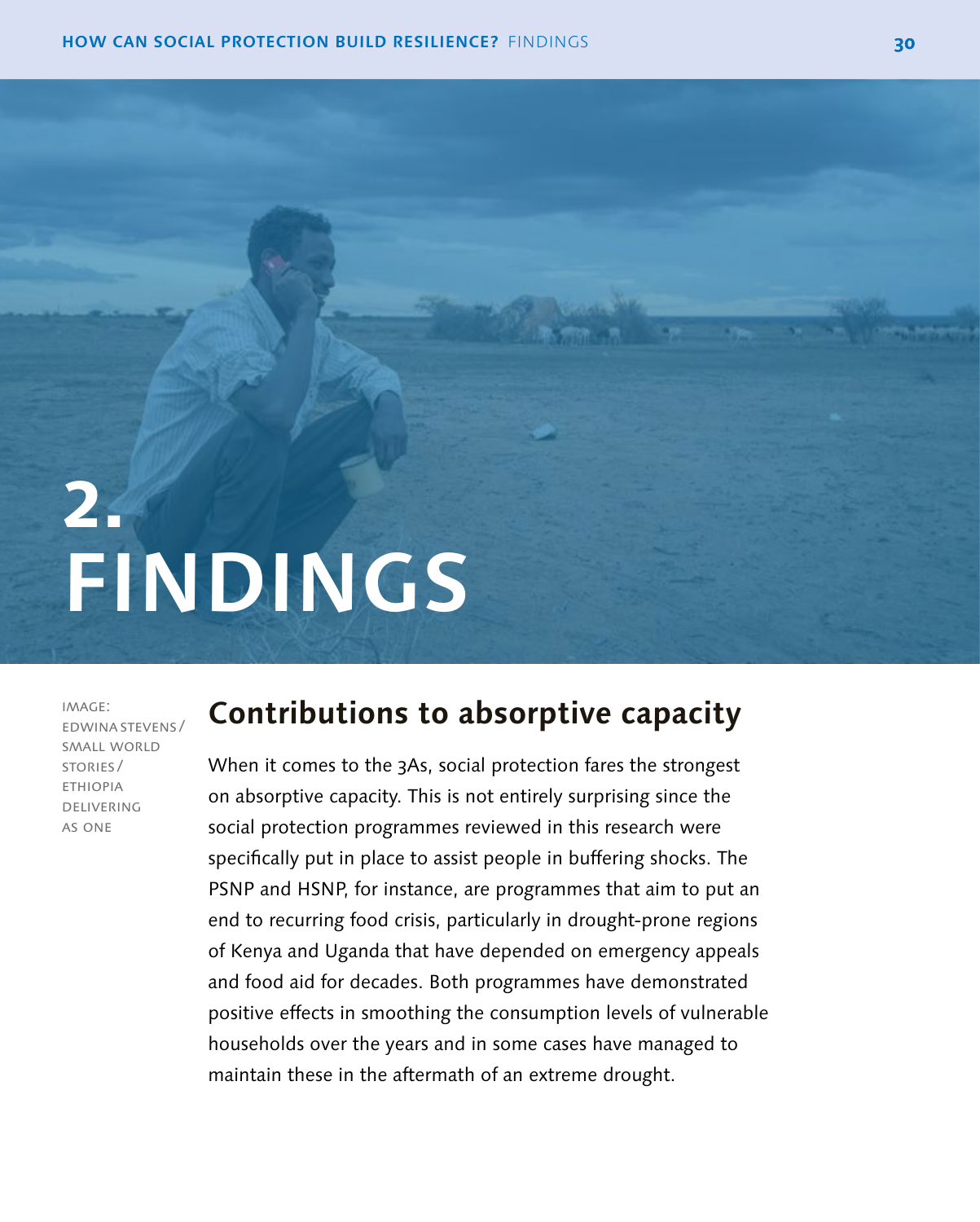# 2. FINDINGS

IMAGE: EDWINA STEVENS / SMALL WORLD STORIES / ETHIOPIA DELIVERING AS ONE

## Contributions to absorptive capacity

When it comes to the 3As, social protection fares the strongest on absorptive capacity. This is not entirely surprising since the social protection programmes reviewed in this research were specifically put in place to assist people in buffering shocks. The PSNP and HSNP, for instance, are programmes that aim to put an end to recurring food crisis, particularly in drought-prone regions of Kenya and Uganda that have depended on emergency appeals and food aid for decades. Both programmes have demonstrated positive effects in smoothing the consumption levels of vulnerable households over the years and in some cases have managed to maintain these in the aftermath of an extreme drought.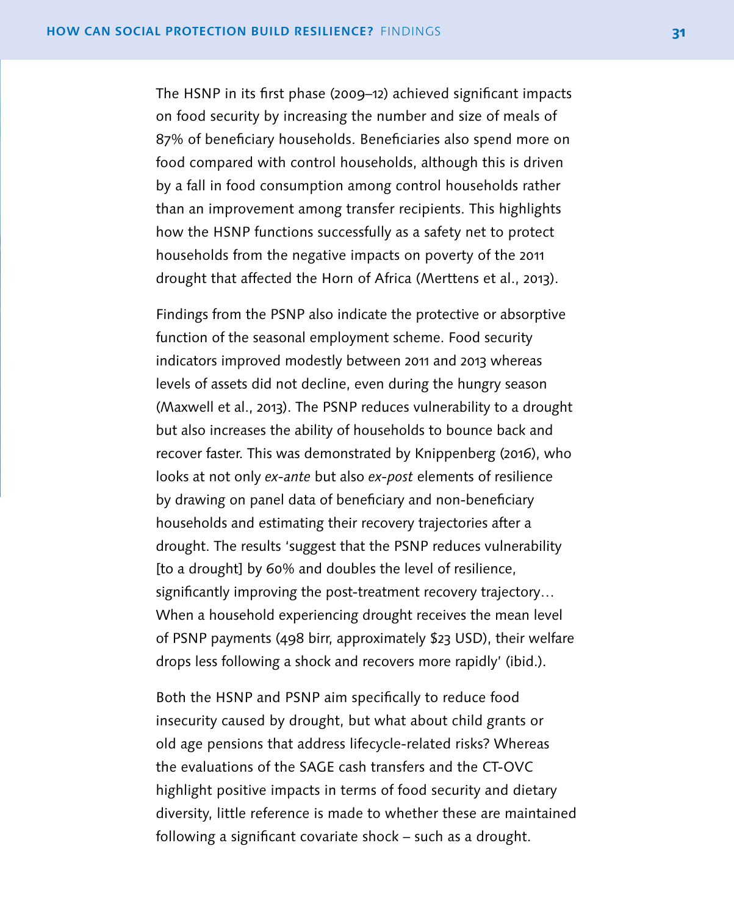The HSNP in its first phase (2009–12) achieved significant impacts on food security by increasing the number and size of meals of 87% of beneficiary households. Beneficiaries also spend more on food compared with control households, although this is driven by a fall in food consumption among control households rather than an improvement among transfer recipients. This highlights how the HSNP functions successfully as a safety net to protect households from the negative impacts on poverty of the 2011 drought that affected the Horn of Africa (Merttens et al., 2013).

Findings from the PSNP also indicate the protective or absorptive function of the seasonal employment scheme. Food security indicators improved modestly between 2011 and 2013 whereas levels of assets did not decline, even during the hungry season (Maxwell et al., 2013). The PSNP reduces vulnerability to a drought but also increases the ability of households to bounce back and recover faster. This was demonstrated by Knippenberg (2016), who looks at not only *ex-ante* but also *ex-post* elements of resilience by drawing on panel data of beneficiary and non-beneficiary households and estimating their recovery trajectories after a drought. The results 'suggest that the PSNP reduces vulnerability [to a drought] by 60% and doubles the level of resilience, significantly improving the post-treatment recovery trajectory… When a household experiencing drought receives the mean level of PSNP payments (498 birr, approximately $23 USD), their welfare drops less following a shock and recovers more rapidly' (ibid.).

Both the HSNP and PSNP aim specifically to reduce food insecurity caused by drought, but what about child grants or old age pensions that address lifecycle-related risks? Whereas the evaluations of the SAGE cash transfers and the CT-OVC highlight positive impacts in terms of food security and dietary diversity, little reference is made to whether these are maintained following a significant covariate shock – such as a drought.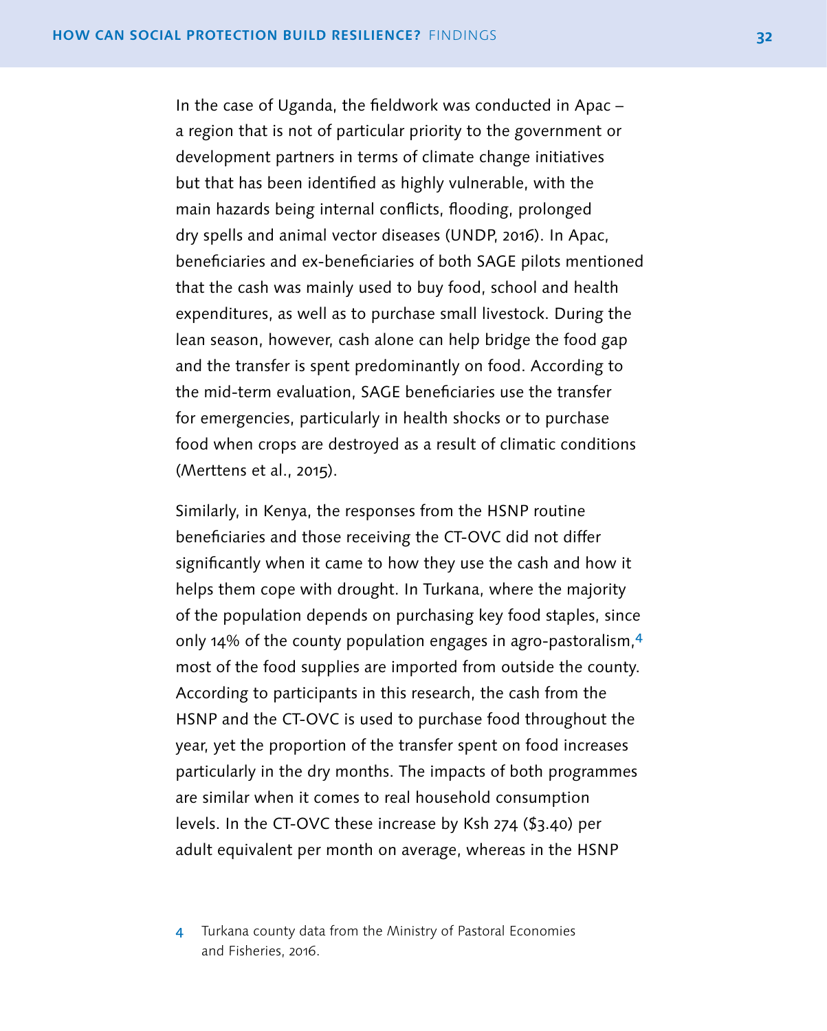In the case of Uganda, the fieldwork was conducted in Apac – a region that is not of particular priority to the government or development partners in terms of climate change initiatives but that has been identified as highly vulnerable, with the main hazards being internal conflicts, flooding, prolonged dry spells and animal vector diseases (UNDP, 2016). In Apac, beneficiaries and ex-beneficiaries of both SAGE pilots mentioned that the cash was mainly used to buy food, school and health expenditures, as well as to purchase small livestock. During the lean season, however, cash alone can help bridge the food gap and the transfer is spent predominantly on food. According to the mid-term evaluation, SAGE beneficiaries use the transfer for emergencies, particularly in health shocks or to purchase food when crops are destroyed as a result of climatic conditions (Merttens et al., 2015).

Similarly, in Kenya, the responses from the HSNP routine beneficiaries and those receiving the CT-OVC did not differ significantly when it came to how they use the cash and how it helps them cope with drought. In Turkana, where the majority of the population depends on purchasing key food staples, since only 14% of the county population engages in agro-pastoralism,[4] most of the food supplies are imported from outside the county. According to participants in this research, the cash from the HSNP and the CT-OVC is used to purchase food throughout the year, yet the proportion of the transfer spent on food increases particularly in the dry months. The impacts of both programmes are similar when it comes to real household consumption levels. In the CT-OVC these increase by Ksh 274 ($3.40) per adult equivalent per month on average, whereas in the HSNP

4 Turkana county data from the Ministry of Pastoral Economies and Fisheries, 2016.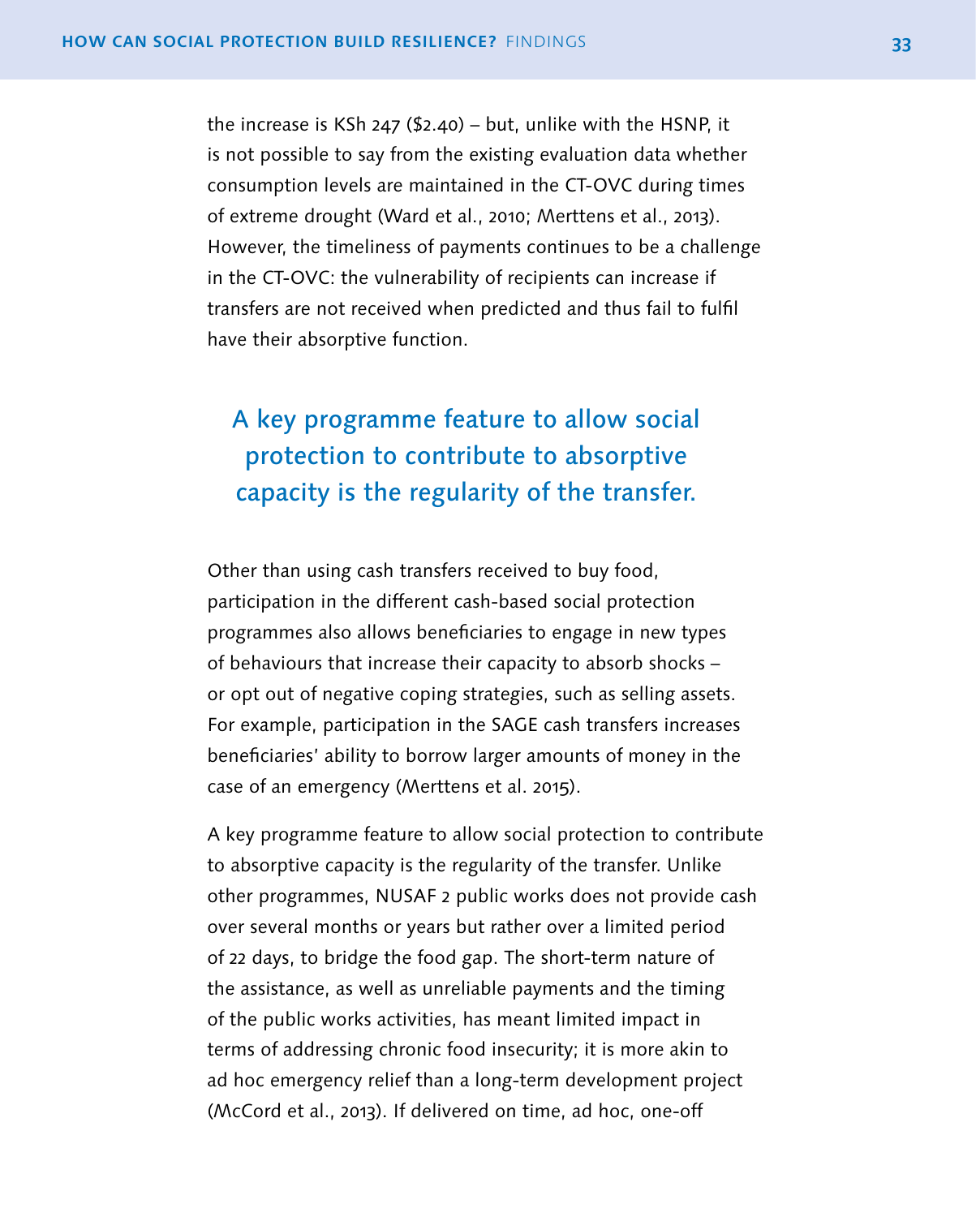the increase is KSh 247 ($2.40) – but, unlike with the HSNP, it is not possible to say from the existing evaluation data whether consumption levels are maintained in the CT-OVC during times of extreme drought (Ward et al., 2010; Merttens et al., 2013). However, the timeliness of payments continues to be a challenge in the CT-OVC: the vulnerability of recipients can increase if transfers are not received when predicted and thus fail to fulfil have their absorptive function.

> A key programme feature to allow social protection to contribute to absorptive capacity is the regularity of the transfer.

Other than using cash transfers received to buy food, participation in the different cash-based social protection programmes also allows beneficiaries to engage in new types of behaviours that increase their capacity to absorb shocks – or opt out of negative coping strategies, such as selling assets. For example, participation in the SAGE cash transfers increases beneficiaries' ability to borrow larger amounts of money in the case of an emergency (Merttens et al. 2015).

A key programme feature to allow social protection to contribute to absorptive capacity is the regularity of the transfer. Unlike other programmes, NUSAF 2 public works does not provide cash over several months or years but rather over a limited period of 22 days, to bridge the food gap. The short-term nature of the assistance, as well as unreliable payments and the timing of the public works activities, has meant limited impact in terms of addressing chronic food insecurity; it is more akin to ad hoc emergency relief than a long-term development project (McCord et al., 2013). If delivered on time, ad hoc, one-off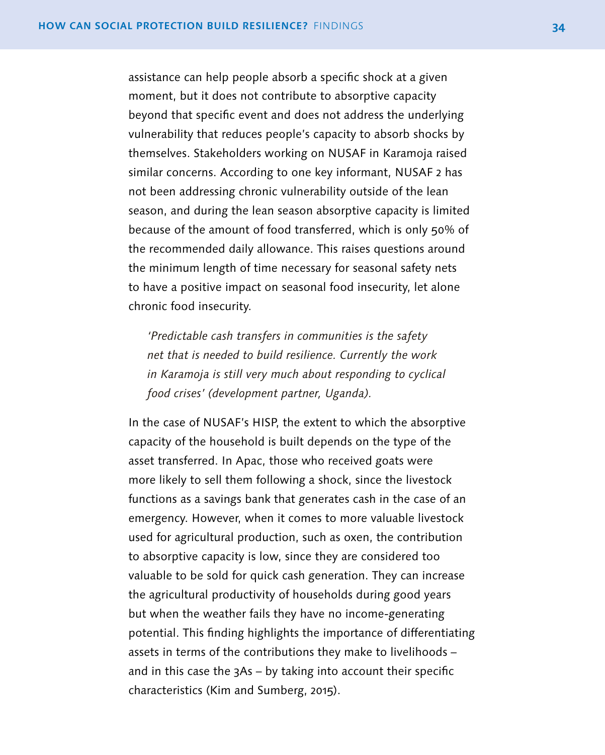assistance can help people absorb a specific shock at a given moment, but it does not contribute to absorptive capacity beyond that specific event and does not address the underlying vulnerability that reduces people's capacity to absorb shocks by themselves. Stakeholders working on NUSAF in Karamoja raised similar concerns. According to one key informant, NUSAF 2 has not been addressing chronic vulnerability outside of the lean season, and during the lean season absorptive capacity is limited because of the amount of food transferred, which is only 50% of the recommended daily allowance. This raises questions around the minimum length of time necessary for seasonal safety nets to have a positive impact on seasonal food insecurity, let alone chronic food insecurity.

> *'Predictable cash transfers in communities is the safety net that is needed to build resilience. Currently the work in Karamoja is still very much about responding to cyclical food crises' (development partner, Uganda).*

In the case of NUSAF's HISP, the extent to which the absorptive capacity of the household is built depends on the type of the asset transferred. In Apac, those who received goats were more likely to sell them following a shock, since the livestock functions as a savings bank that generates cash in the case of an emergency. However, when it comes to more valuable livestock used for agricultural production, such as oxen, the contribution to absorptive capacity is low, since they are considered too valuable to be sold for quick cash generation. They can increase the agricultural productivity of households during good years but when the weather fails they have no income-generating potential. This finding highlights the importance of differentiating assets in terms of the contributions they make to livelihoods – and in this case the 3As – by taking into account their specific characteristics (Kim and Sumberg, 2015).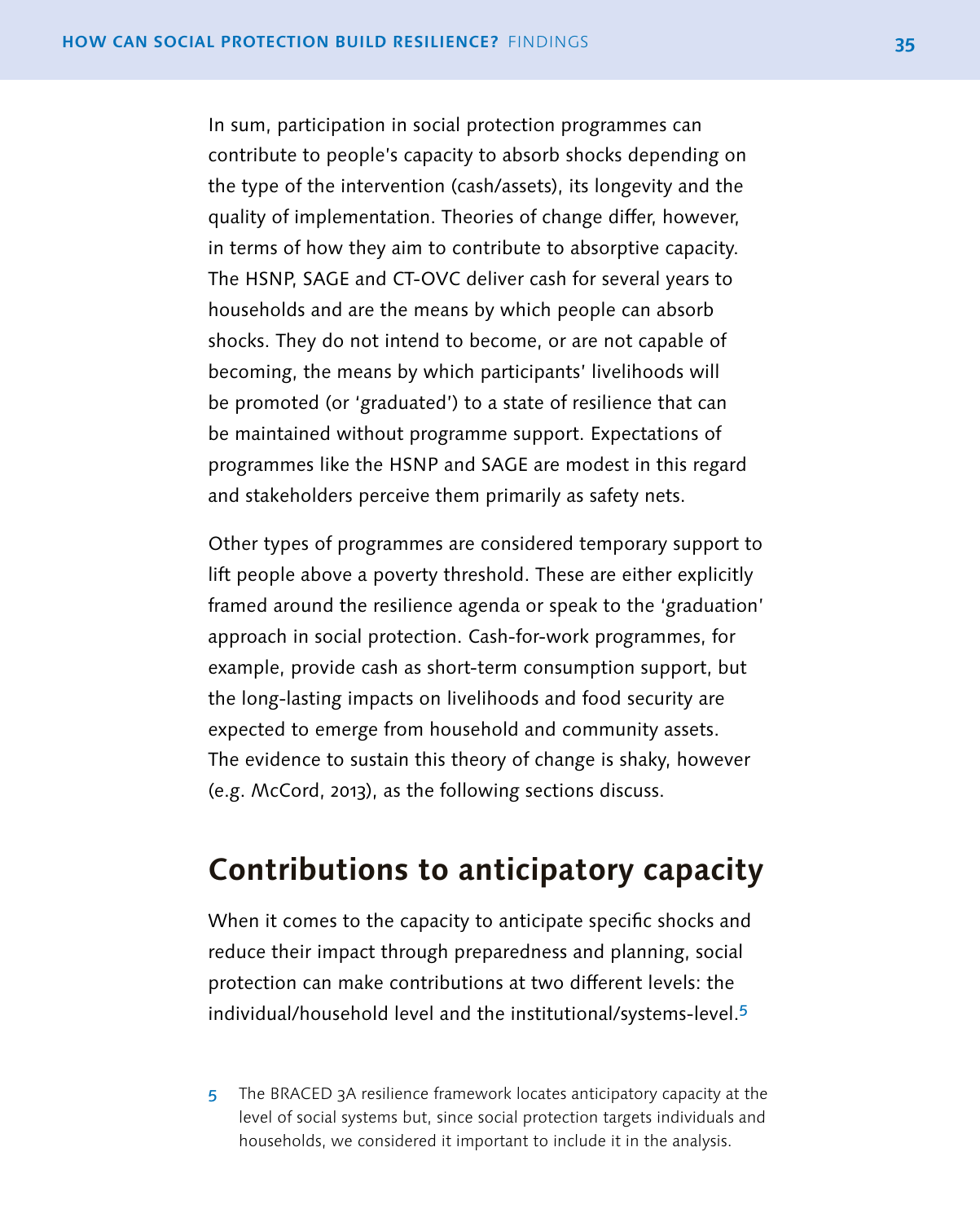In sum, participation in social protection programmes can contribute to people's capacity to absorb shocks depending on the type of the intervention (cash/assets), its longevity and the quality of implementation. Theories of change differ, however, in terms of how they aim to contribute to absorptive capacity. The HSNP, SAGE and CT-OVC deliver cash for several years to households and are the means by which people can absorb shocks. They do not intend to become, or are not capable of becoming, the means by which participants' livelihoods will be promoted (or 'graduated') to a state of resilience that can be maintained without programme support. Expectations of programmes like the HSNP and SAGE are modest in this regard and stakeholders perceive them primarily as safety nets.

Other types of programmes are considered temporary support to lift people above a poverty threshold. These are either explicitly framed around the resilience agenda or speak to the 'graduation' approach in social protection. Cash-for-work programmes, for example, provide cash as short-term consumption support, but the long-lasting impacts on livelihoods and food security are expected to emerge from household and community assets. The evidence to sustain this theory of change is shaky, however (e.g. McCord, 2013), as the following sections discuss.

## Contributions to anticipatory capacity

When it comes to the capacity to anticipate specific shocks and reduce their impact through preparedness and planning, social protection can make contributions at two different levels: the individual/household level and the institutional/systems-level.[5]

[5] The BRACED 3A resilience framework locates anticipatory capacity at the level of social systems but, since social protection targets individuals and households, we considered it important to include it in the analysis.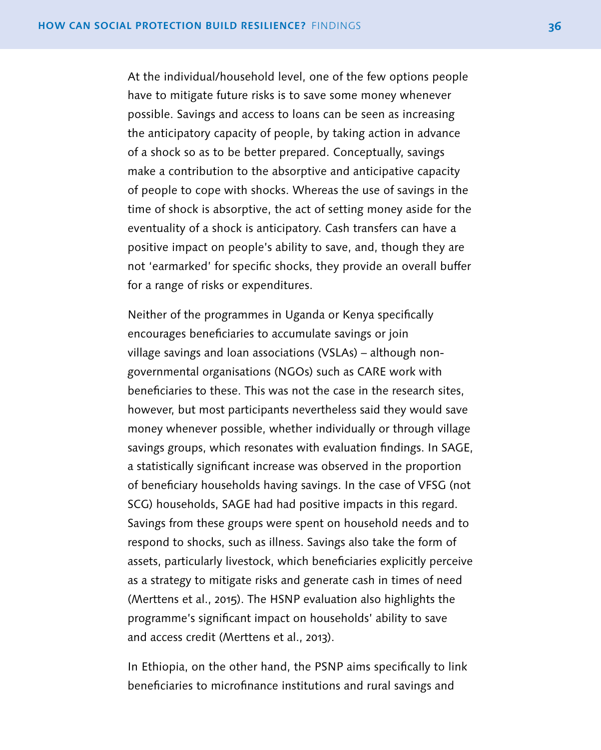At the individual/household level, one of the few options people have to mitigate future risks is to save some money whenever possible. Savings and access to loans can be seen as increasing the anticipatory capacity of people, by taking action in advance of a shock so as to be better prepared. Conceptually, savings make a contribution to the absorptive and anticipative capacity of people to cope with shocks. Whereas the use of savings in the time of shock is absorptive, the act of setting money aside for the eventuality of a shock is anticipatory. Cash transfers can have a positive impact on people's ability to save, and, though they are not 'earmarked' for specific shocks, they provide an overall buffer for a range of risks or expenditures.

Neither of the programmes in Uganda or Kenya specifically encourages beneficiaries to accumulate savings or join village savings and loan associations (VSLAs) – although non-governmental organisations (NGOs) such as CARE work with beneficiaries to these. This was not the case in the research sites, however, but most participants nevertheless said they would save money whenever possible, whether individually or through village savings groups, which resonates with evaluation findings. In SAGE, a statistically significant increase was observed in the proportion of beneficiary households having savings. In the case of VFSG (not SCG) households, SAGE had had positive impacts in this regard. Savings from these groups were spent on household needs and to respond to shocks, such as illness. Savings also take the form of assets, particularly livestock, which beneficiaries explicitly perceive as a strategy to mitigate risks and generate cash in times of need (Merttens et al., 2015). The HSNP evaluation also highlights the programme's significant impact on households' ability to save and access credit (Merttens et al., 2013).

In Ethiopia, on the other hand, the PSNP aims specifically to link beneficiaries to microfinance institutions and rural savings and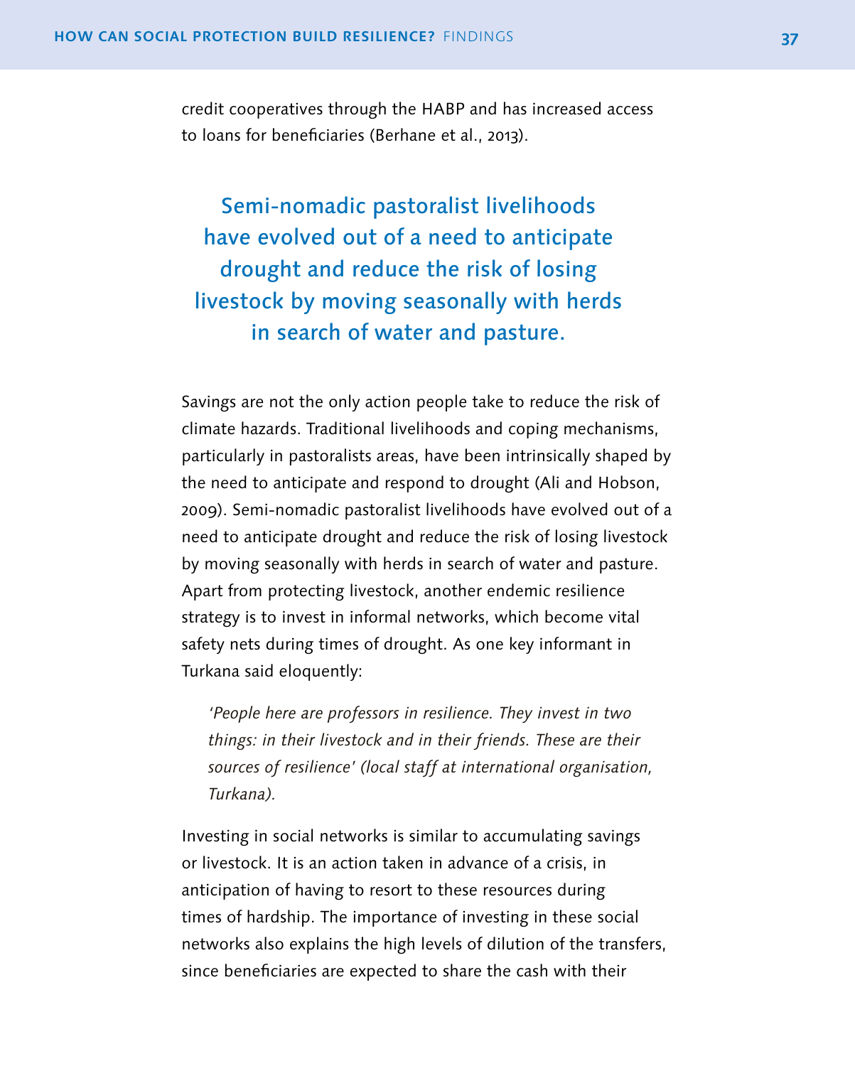credit cooperatives through the HABP and has increased access to loans for beneficiaries (Berhane et al., 2013).

> **Semi-nomadic pastoralist livelihoods have evolved out of a need to anticipate drought and reduce the risk of losing livestock by moving seasonally with herds in search of water and pasture.**

Savings are not the only action people take to reduce the risk of climate hazards. Traditional livelihoods and coping mechanisms, particularly in pastoralists areas, have been intrinsically shaped by the need to anticipate and respond to drought (Ali and Hobson, 2009). Semi-nomadic pastoralist livelihoods have evolved out of a need to anticipate drought and reduce the risk of losing livestock by moving seasonally with herds in search of water and pasture. Apart from protecting livestock, another endemic resilience strategy is to invest in informal networks, which become vital safety nets during times of drought. As one key informant in Turkana said eloquently:

> *'People here are professors in resilience. They invest in two things: in their livestock and in their friends. These are their sources of resilience' (local staff at international organisation, Turkana).*

Investing in social networks is similar to accumulating savings or livestock. It is an action taken in advance of a crisis, in anticipation of having to resort to these resources during times of hardship. The importance of investing in these social networks also explains the high levels of dilution of the transfers, since beneficiaries are expected to share the cash with their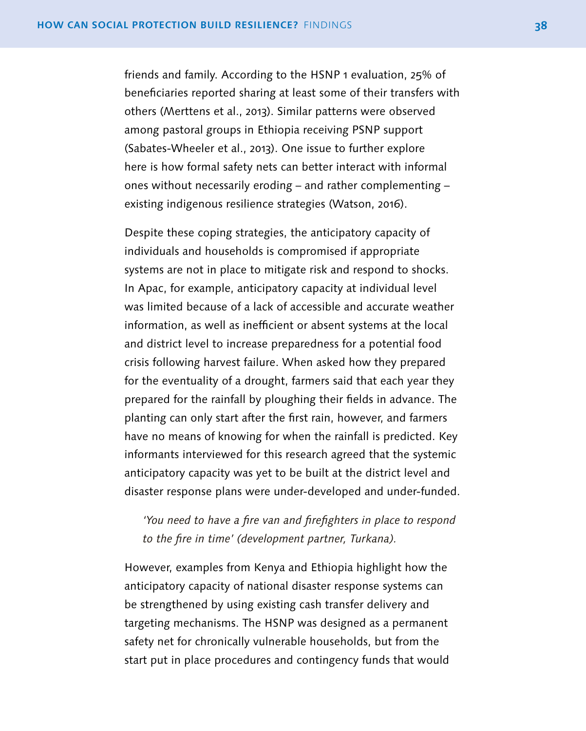friends and family. According to the HSNP 1 evaluation, 25% of beneficiaries reported sharing at least some of their transfers with others (Merttens et al., 2013). Similar patterns were observed among pastoral groups in Ethiopia receiving PSNP support (Sabates-Wheeler et al., 2013). One issue to further explore here is how formal safety nets can better interact with informal ones without necessarily eroding – and rather complementing – existing indigenous resilience strategies (Watson, 2016).

Despite these coping strategies, the anticipatory capacity of individuals and households is compromised if appropriate systems are not in place to mitigate risk and respond to shocks. In Apac, for example, anticipatory capacity at individual level was limited because of a lack of accessible and accurate weather information, as well as inefficient or absent systems at the local and district level to increase preparedness for a potential food crisis following harvest failure. When asked how they prepared for the eventuality of a drought, farmers said that each year they prepared for the rainfall by ploughing their fields in advance. The planting can only start after the first rain, however, and farmers have no means of knowing for when the rainfall is predicted. Key informants interviewed for this research agreed that the systemic anticipatory capacity was yet to be built at the district level and disaster response plans were under-developed and under-funded.

> *'You need to have a fire van and firefighters in place to respond to the fire in time' (development partner, Turkana).*

However, examples from Kenya and Ethiopia highlight how the anticipatory capacity of national disaster response systems can be strengthened by using existing cash transfer delivery and targeting mechanisms. The HSNP was designed as a permanent safety net for chronically vulnerable households, but from the start put in place procedures and contingency funds that would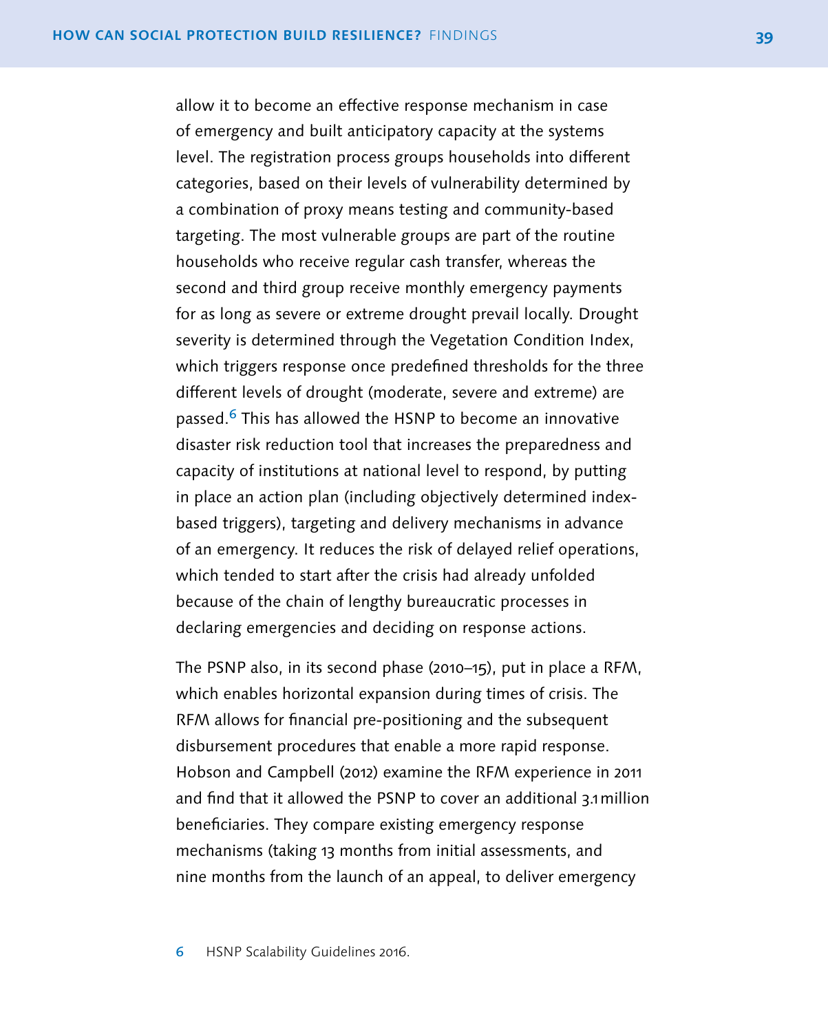allow it to become an effective response mechanism in case of emergency and built anticipatory capacity at the systems level. The registration process groups households into different categories, based on their levels of vulnerability determined by a combination of proxy means testing and community-based targeting. The most vulnerable groups are part of the routine households who receive regular cash transfer, whereas the second and third group receive monthly emergency payments for as long as severe or extreme drought prevail locally. Drought severity is determined through the Vegetation Condition Index, which triggers response once predefined thresholds for the three different levels of drought (moderate, severe and extreme) are passed.[6] This has allowed the HSNP to become an innovative disaster risk reduction tool that increases the preparedness and capacity of institutions at national level to respond, by putting in place an action plan (including objectively determined index-based triggers), targeting and delivery mechanisms in advance of an emergency. It reduces the risk of delayed relief operations, which tended to start after the crisis had already unfolded because of the chain of lengthy bureaucratic processes in declaring emergencies and deciding on response actions.

The PSNP also, in its second phase (2010–15), put in place a RFM, which enables horizontal expansion during times of crisis. The RFM allows for financial pre-positioning and the subsequent disbursement procedures that enable a more rapid response. Hobson and Campbell (2012) examine the RFM experience in 2011 and find that it allowed the PSNP to cover an additional 3.1 million beneficiaries. They compare existing emergency response mechanisms (taking 13 months from initial assessments, and nine months from the launch of an appeal, to deliver emergency

6 HSNP Scalability Guidelines 2016.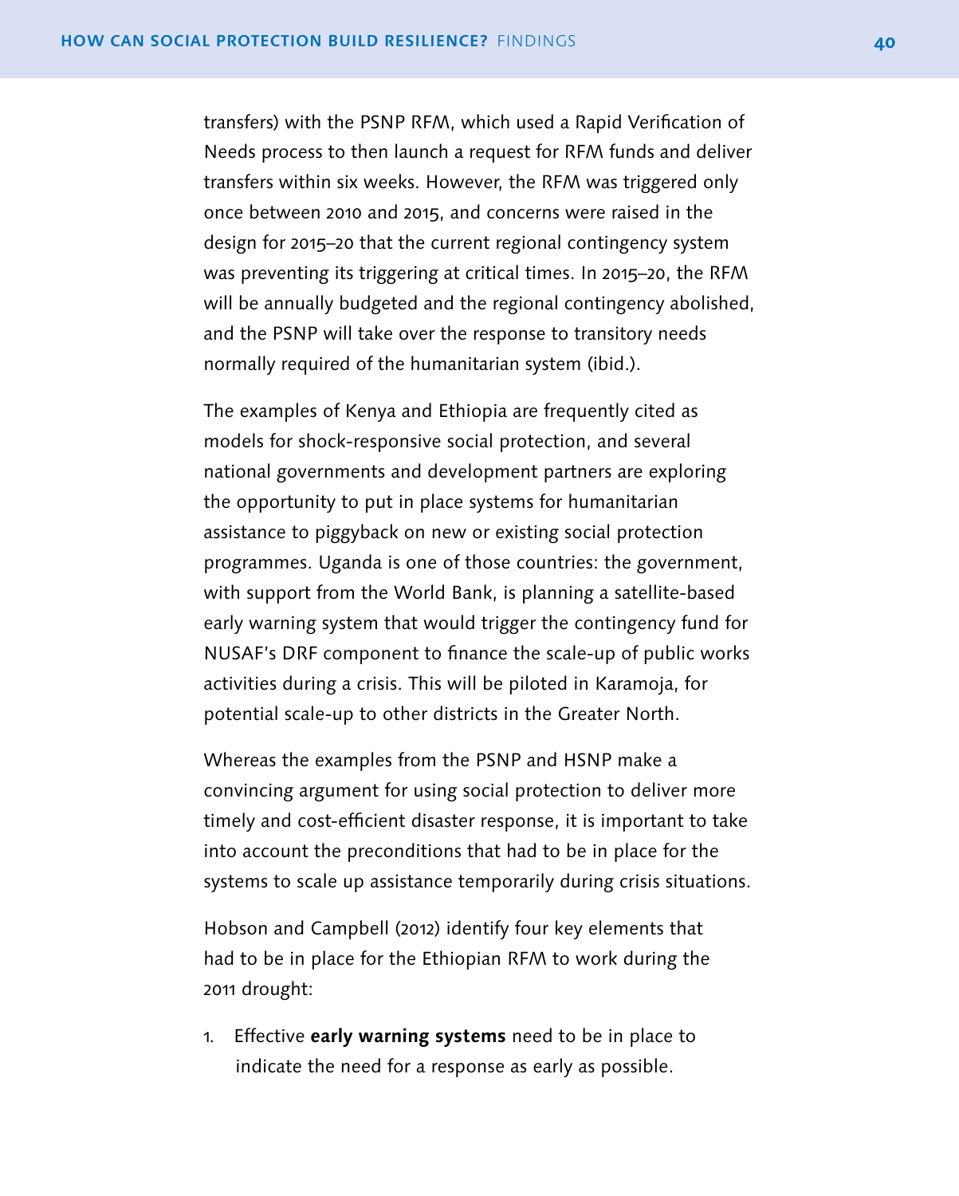transfers) with the PSNP RFM, which used a Rapid Verification of Needs process to then launch a request for RFM funds and deliver transfers within six weeks. However, the RFM was triggered only once between 2010 and 2015, and concerns were raised in the design for 2015–20 that the current regional contingency system was preventing its triggering at critical times. In 2015–20, the RFM will be annually budgeted and the regional contingency abolished, and the PSNP will take over the response to transitory needs normally required of the humanitarian system (ibid.).

The examples of Kenya and Ethiopia are frequently cited as models for shock-responsive social protection, and several national governments and development partners are exploring the opportunity to put in place systems for humanitarian assistance to piggyback on new or existing social protection programmes. Uganda is one of those countries: the government, with support from the World Bank, is planning a satellite-based early warning system that would trigger the contingency fund for NUSAF's DRF component to finance the scale-up of public works activities during a crisis. This will be piloted in Karamoja, for potential scale-up to other districts in the Greater North.

Whereas the examples from the PSNP and HSNP make a convincing argument for using social protection to deliver more timely and cost-efficient disaster response, it is important to take into account the preconditions that had to be in place for the systems to scale up assistance temporarily during crisis situations.

Hobson and Campbell (2012) identify four key elements that had to be in place for the Ethiopian RFM to work during the 2011 drought:

1. Effective **early warning systems** need to be in place to indicate the need for a response as early as possible.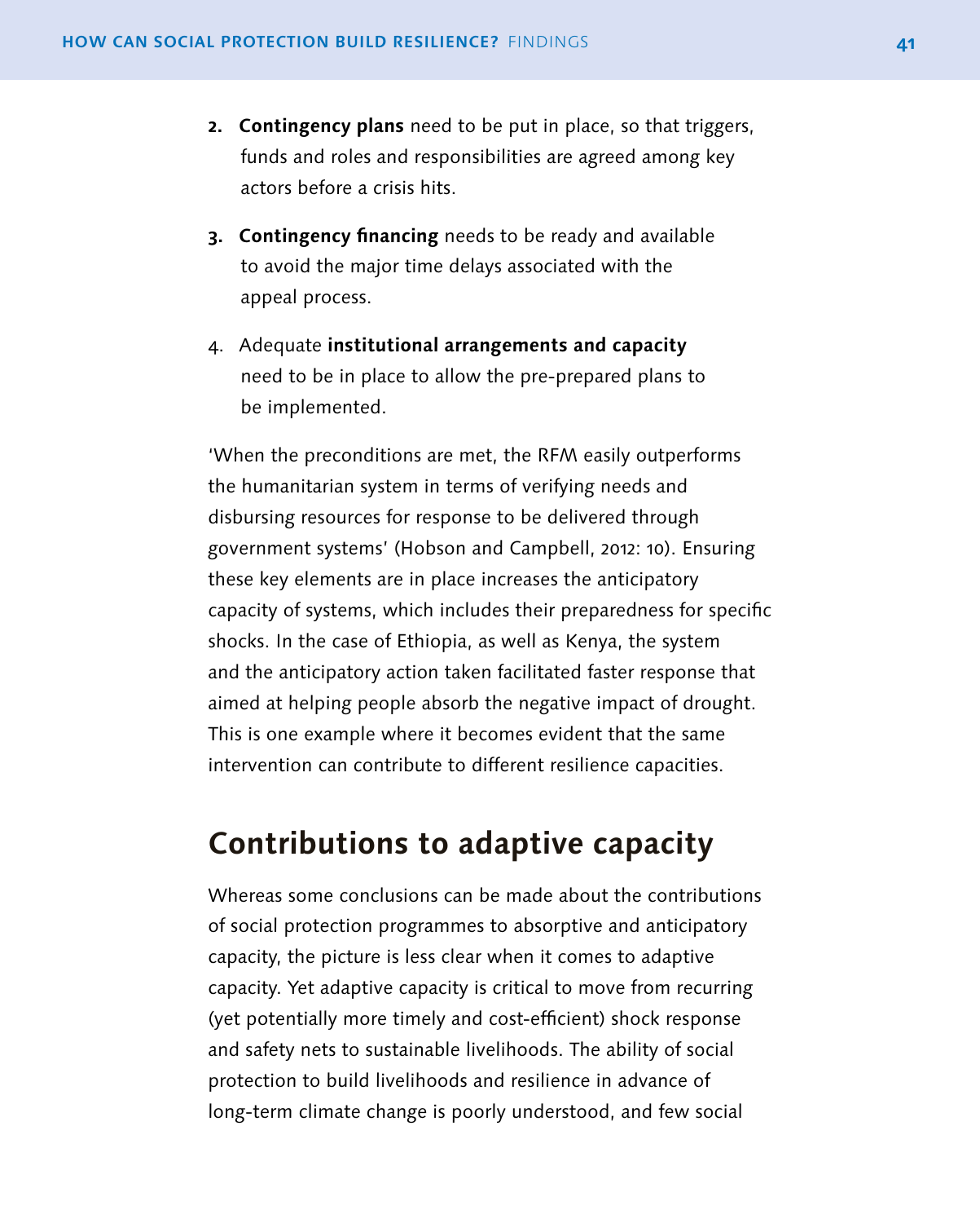2. **Contingency plans** need to be put in place, so that triggers, funds and roles and responsibilities are agreed among key actors before a crisis hits.

3. **Contingency financing** needs to be ready and available to avoid the major time delays associated with the appeal process.

4. Adequate **institutional arrangements and capacity** need to be in place to allow the pre-prepared plans to be implemented.

'When the preconditions are met, the RFM easily outperforms the humanitarian system in terms of verifying needs and disbursing resources for response to be delivered through government systems' (Hobson and Campbell, 2012: 10). Ensuring these key elements are in place increases the anticipatory capacity of systems, which includes their preparedness for specific shocks. In the case of Ethiopia, as well as Kenya, the system and the anticipatory action taken facilitated faster response that aimed at helping people absorb the negative impact of drought. This is one example where it becomes evident that the same intervention can contribute to different resilience capacities.

## Contributions to adaptive capacity

Whereas some conclusions can be made about the contributions of social protection programmes to absorptive and anticipatory capacity, the picture is less clear when it comes to adaptive capacity. Yet adaptive capacity is critical to move from recurring (yet potentially more timely and cost-efficient) shock response and safety nets to sustainable livelihoods. The ability of social protection to build livelihoods and resilience in advance of long-term climate change is poorly understood, and few social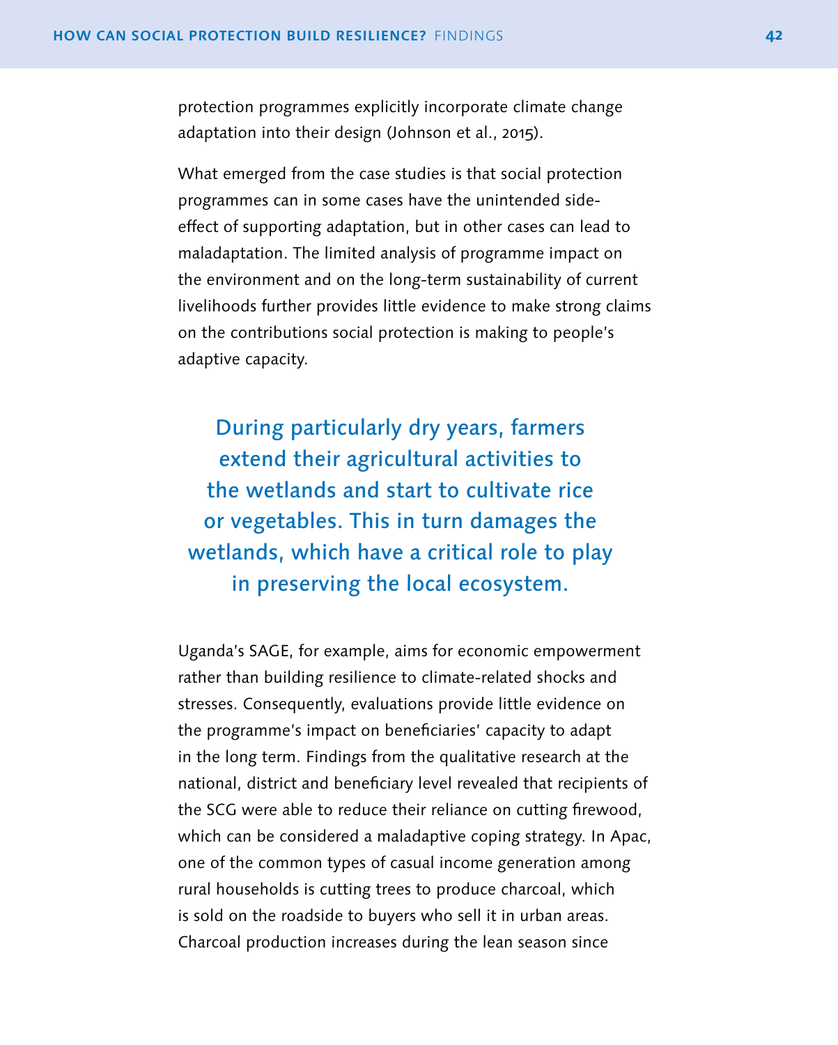protection programmes explicitly incorporate climate change adaptation into their design (Johnson et al., 2015).

What emerged from the case studies is that social protection programmes can in some cases have the unintended side-effect of supporting adaptation, but in other cases can lead to maladaptation. The limited analysis of programme impact on the environment and on the long-term sustainability of current livelihoods further provides little evidence to make strong claims on the contributions social protection is making to people's adaptive capacity.

> **During particularly dry years, farmers extend their agricultural activities to the wetlands and start to cultivate rice or vegetables. This in turn damages the wetlands, which have a critical role to play in preserving the local ecosystem.**

Uganda's SAGE, for example, aims for economic empowerment rather than building resilience to climate-related shocks and stresses. Consequently, evaluations provide little evidence on the programme's impact on beneficiaries' capacity to adapt in the long term. Findings from the qualitative research at the national, district and beneficiary level revealed that recipients of the SCG were able to reduce their reliance on cutting firewood, which can be considered a maladaptive coping strategy. In Apac, one of the common types of casual income generation among rural households is cutting trees to produce charcoal, which is sold on the roadside to buyers who sell it in urban areas. Charcoal production increases during the lean season since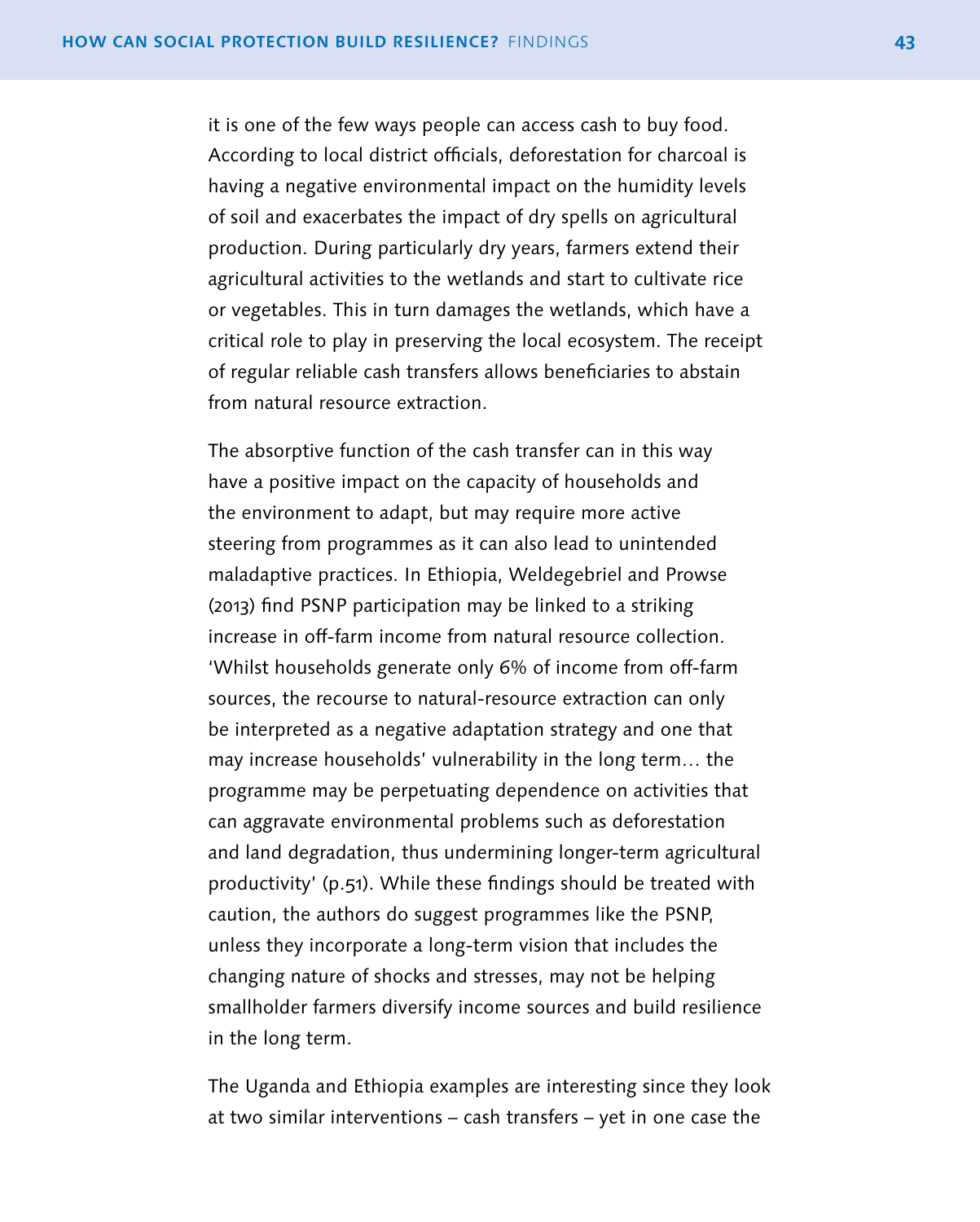it is one of the few ways people can access cash to buy food. According to local district officials, deforestation for charcoal is having a negative environmental impact on the humidity levels of soil and exacerbates the impact of dry spells on agricultural production. During particularly dry years, farmers extend their agricultural activities to the wetlands and start to cultivate rice or vegetables. This in turn damages the wetlands, which have a critical role to play in preserving the local ecosystem. The receipt of regular reliable cash transfers allows beneficiaries to abstain from natural resource extraction.

The absorptive function of the cash transfer can in this way have a positive impact on the capacity of households and the environment to adapt, but may require more active steering from programmes as it can also lead to unintended maladaptive practices. In Ethiopia, Weldegebriel and Prowse (2013) find PSNP participation may be linked to a striking increase in off-farm income from natural resource collection. 'Whilst households generate only 6% of income from off-farm sources, the recourse to natural-resource extraction can only be interpreted as a negative adaptation strategy and one that may increase households' vulnerability in the long term… the programme may be perpetuating dependence on activities that can aggravate environmental problems such as deforestation and land degradation, thus undermining longer-term agricultural productivity' (p.51). While these findings should be treated with caution, the authors do suggest programmes like the PSNP, unless they incorporate a long-term vision that includes the changing nature of shocks and stresses, may not be helping smallholder farmers diversify income sources and build resilience in the long term.

The Uganda and Ethiopia examples are interesting since they look at two similar interventions – cash transfers – yet in one case the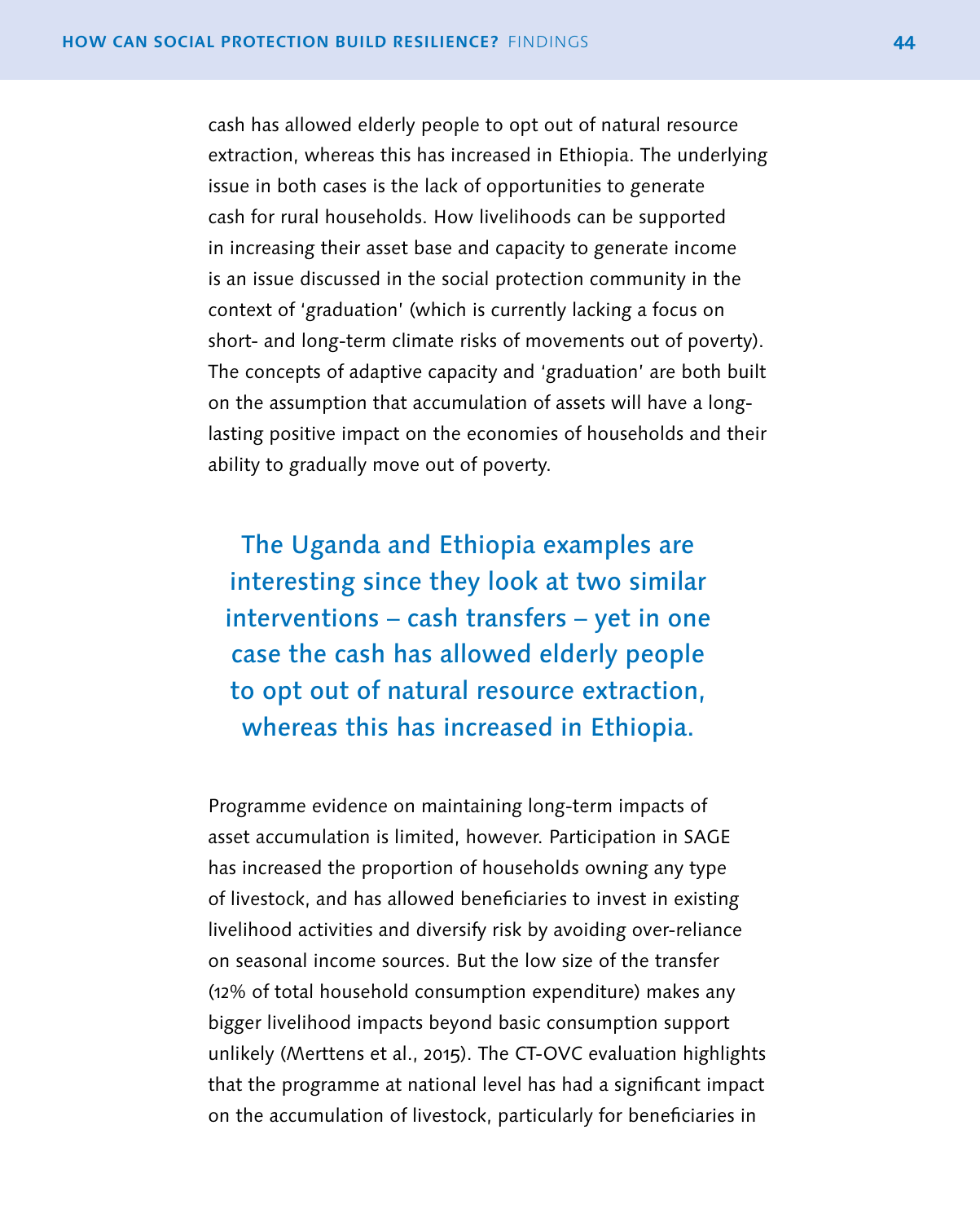cash has allowed elderly people to opt out of natural resource extraction, whereas this has increased in Ethiopia. The underlying issue in both cases is the lack of opportunities to generate cash for rural households. How livelihoods can be supported in increasing their asset base and capacity to generate income is an issue discussed in the social protection community in the context of 'graduation' (which is currently lacking a focus on short- and long-term climate risks of movements out of poverty). The concepts of adaptive capacity and 'graduation' are both built on the assumption that accumulation of assets will have a long-lasting positive impact on the economies of households and their ability to gradually move out of poverty.

> **The Uganda and Ethiopia examples are interesting since they look at two similar interventions – cash transfers – yet in one case the cash has allowed elderly people to opt out of natural resource extraction, whereas this has increased in Ethiopia.**

Programme evidence on maintaining long-term impacts of asset accumulation is limited, however. Participation in SAGE has increased the proportion of households owning any type of livestock, and has allowed beneficiaries to invest in existing livelihood activities and diversify risk by avoiding over-reliance on seasonal income sources. But the low size of the transfer (12% of total household consumption expenditure) makes any bigger livelihood impacts beyond basic consumption support unlikely (Merttens et al., 2015). The CT-OVC evaluation highlights that the programme at national level has had a significant impact on the accumulation of livestock, particularly for beneficiaries in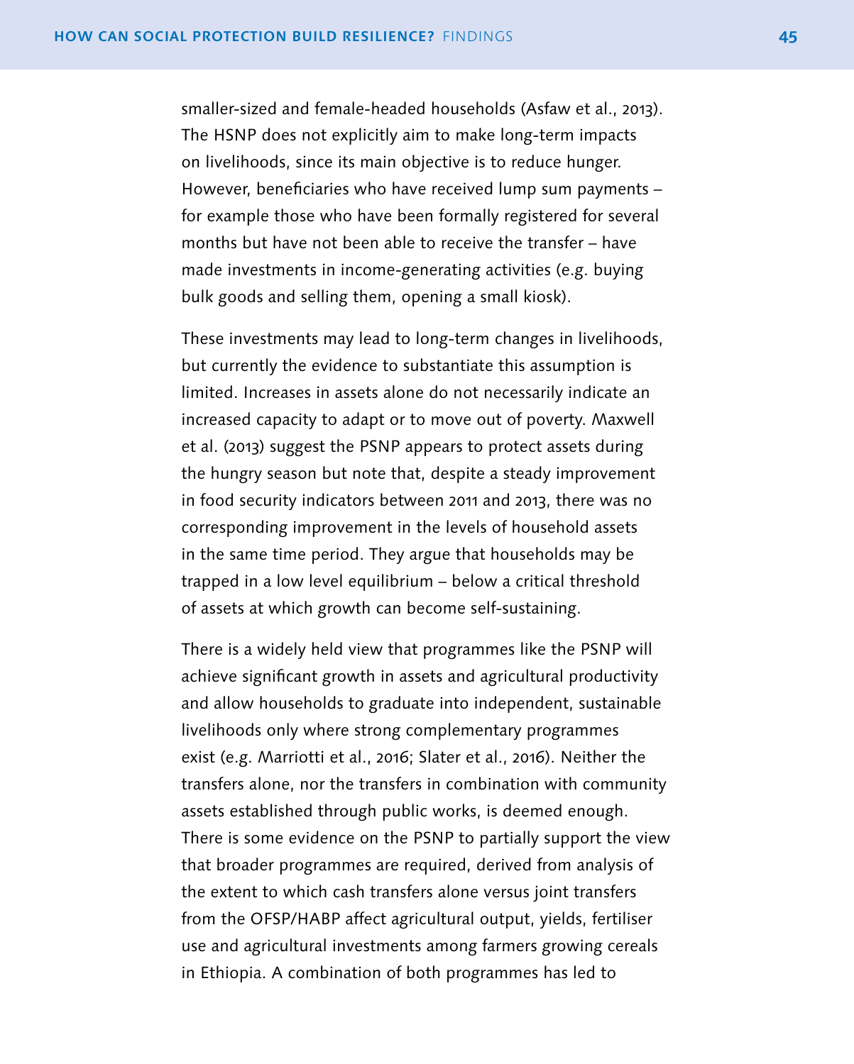smaller-sized and female-headed households (Asfaw et al., 2013). The HSNP does not explicitly aim to make long-term impacts on livelihoods, since its main objective is to reduce hunger. However, beneficiaries who have received lump sum payments – for example those who have been formally registered for several months but have not been able to receive the transfer – have made investments in income-generating activities (e.g. buying bulk goods and selling them, opening a small kiosk).

These investments may lead to long-term changes in livelihoods, but currently the evidence to substantiate this assumption is limited. Increases in assets alone do not necessarily indicate an increased capacity to adapt or to move out of poverty. Maxwell et al. (2013) suggest the PSNP appears to protect assets during the hungry season but note that, despite a steady improvement in food security indicators between 2011 and 2013, there was no corresponding improvement in the levels of household assets in the same time period. They argue that households may be trapped in a low level equilibrium – below a critical threshold of assets at which growth can become self-sustaining.

There is a widely held view that programmes like the PSNP will achieve significant growth in assets and agricultural productivity and allow households to graduate into independent, sustainable livelihoods only where strong complementary programmes exist (e.g. Marriotti et al., 2016; Slater et al., 2016). Neither the transfers alone, nor the transfers in combination with community assets established through public works, is deemed enough. There is some evidence on the PSNP to partially support the view that broader programmes are required, derived from analysis of the extent to which cash transfers alone versus joint transfers from the OFSP/HABP affect agricultural output, yields, fertiliser use and agricultural investments among farmers growing cereals in Ethiopia. A combination of both programmes has led to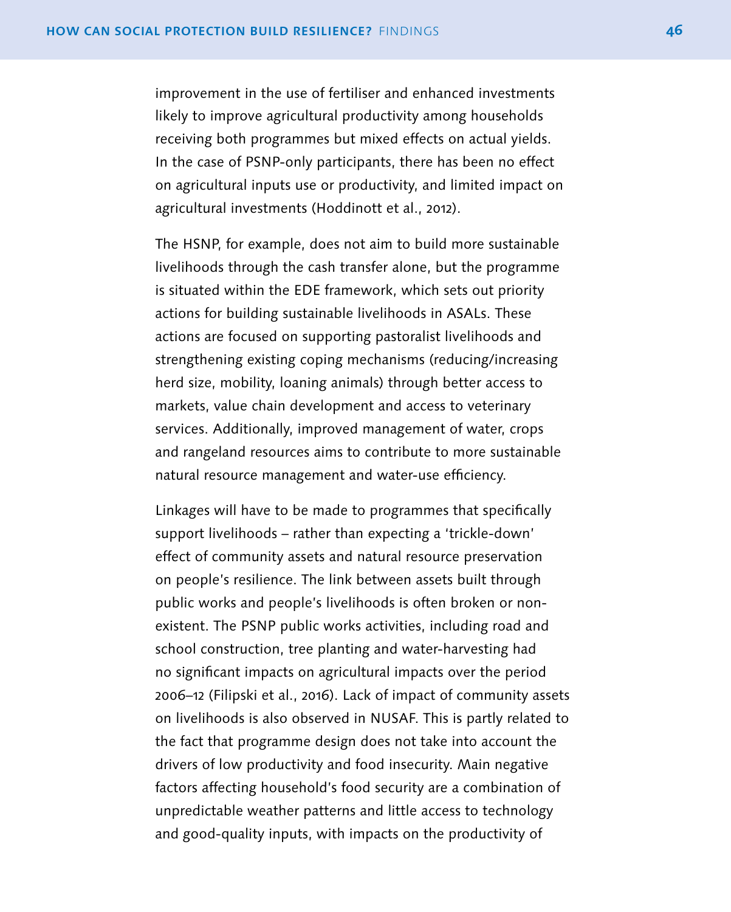improvement in the use of fertiliser and enhanced investments likely to improve agricultural productivity among households receiving both programmes but mixed effects on actual yields. In the case of PSNP-only participants, there has been no effect on agricultural inputs use or productivity, and limited impact on agricultural investments (Hoddinott et al., 2012).

The HSNP, for example, does not aim to build more sustainable livelihoods through the cash transfer alone, but the programme is situated within the EDE framework, which sets out priority actions for building sustainable livelihoods in ASALs. These actions are focused on supporting pastoralist livelihoods and strengthening existing coping mechanisms (reducing/increasing herd size, mobility, loaning animals) through better access to markets, value chain development and access to veterinary services. Additionally, improved management of water, crops and rangeland resources aims to contribute to more sustainable natural resource management and water-use efficiency.

Linkages will have to be made to programmes that specifically support livelihoods – rather than expecting a 'trickle-down' effect of community assets and natural resource preservation on people's resilience. The link between assets built through public works and people's livelihoods is often broken or non-existent. The PSNP public works activities, including road and school construction, tree planting and water-harvesting had no significant impacts on agricultural impacts over the period 2006–12 (Filipski et al., 2016). Lack of impact of community assets on livelihoods is also observed in NUSAF. This is partly related to the fact that programme design does not take into account the drivers of low productivity and food insecurity. Main negative factors affecting household's food security are a combination of unpredictable weather patterns and little access to technology and good-quality inputs, with impacts on the productivity of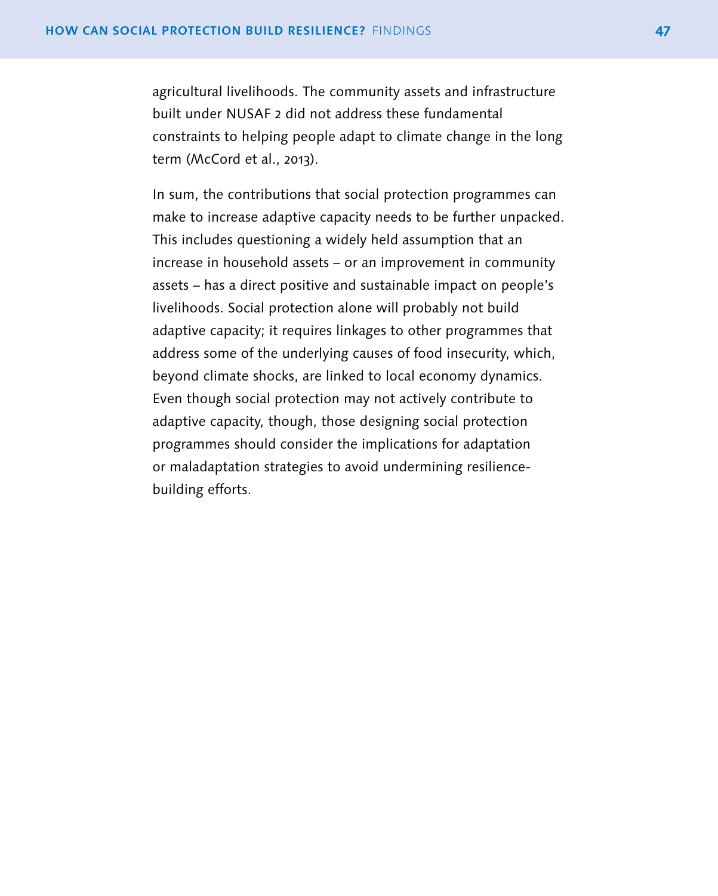agricultural livelihoods. The community assets and infrastructure built under NUSAF 2 did not address these fundamental constraints to helping people adapt to climate change in the long term (McCord et al., 2013).

In sum, the contributions that social protection programmes can make to increase adaptive capacity needs to be further unpacked. This includes questioning a widely held assumption that an increase in household assets – or an improvement in community assets – has a direct positive and sustainable impact on people's livelihoods. Social protection alone will probably not build adaptive capacity; it requires linkages to other programmes that address some of the underlying causes of food insecurity, which, beyond climate shocks, are linked to local economy dynamics. Even though social protection may not actively contribute to adaptive capacity, though, those designing social protection programmes should consider the implications for adaptation or maladaptation strategies to avoid undermining resilience-building efforts.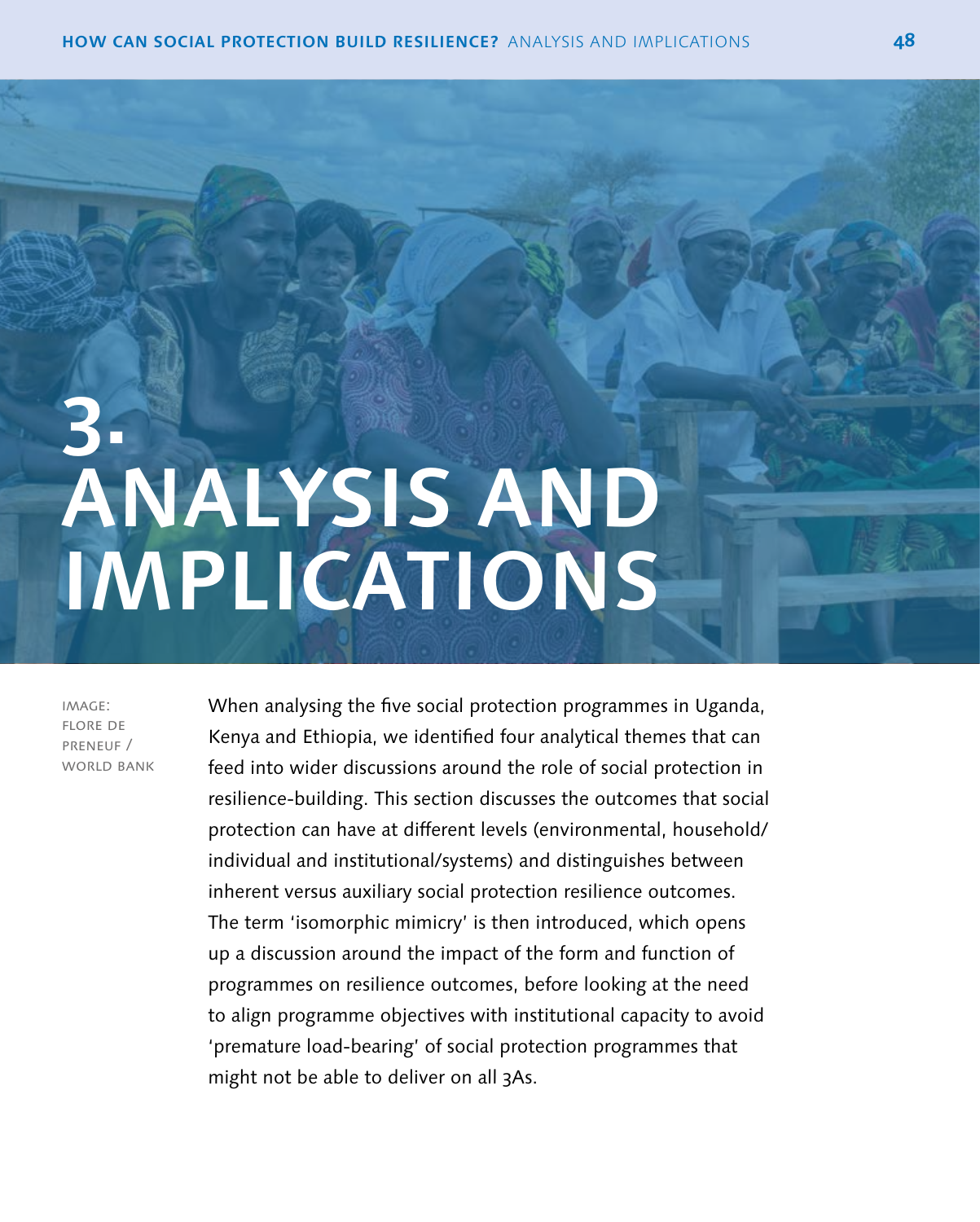# 3. ANALYSIS AND IMPLICATIONS

IMAGE: FLORE DE PRENEUF / WORLD BANK

When analysing the five social protection programmes in Uganda, Kenya and Ethiopia, we identified four analytical themes that can feed into wider discussions around the role of social protection in resilience-building. This section discusses the outcomes that social protection can have at different levels (environmental, household/individual and institutional/systems) and distinguishes between inherent versus auxiliary social protection resilience outcomes. The term 'isomorphic mimicry' is then introduced, which opens up a discussion around the impact of the form and function of programmes on resilience outcomes, before looking at the need to align programme objectives with institutional capacity to avoid 'premature load-bearing' of social protection programmes that might not be able to deliver on all 3As.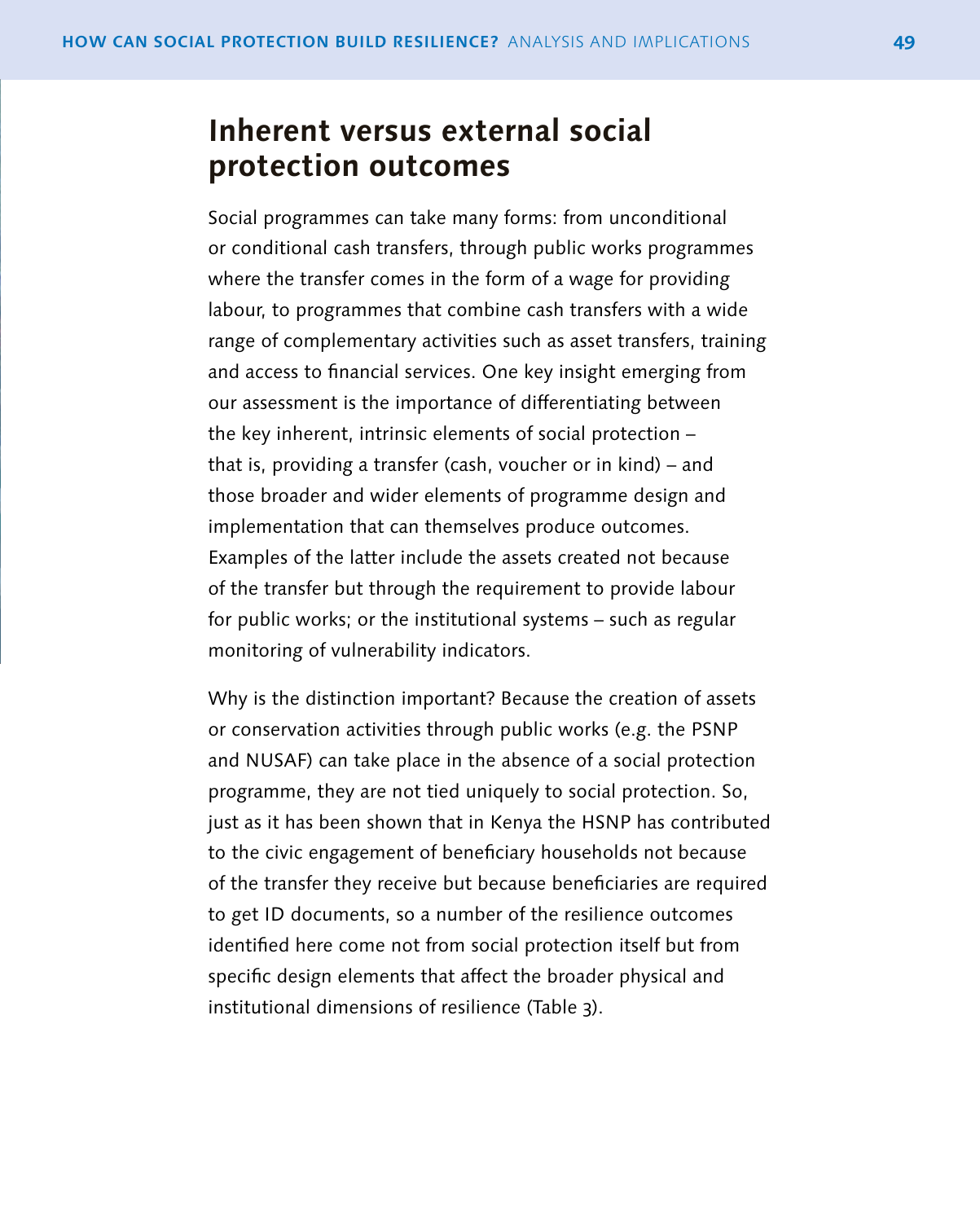## Inherent versus external social protection outcomes

Social programmes can take many forms: from unconditional or conditional cash transfers, through public works programmes where the transfer comes in the form of a wage for providing labour, to programmes that combine cash transfers with a wide range of complementary activities such as asset transfers, training and access to financial services. One key insight emerging from our assessment is the importance of differentiating between the key inherent, intrinsic elements of social protection – that is, providing a transfer (cash, voucher or in kind) – and those broader and wider elements of programme design and implementation that can themselves produce outcomes. Examples of the latter include the assets created not because of the transfer but through the requirement to provide labour for public works; or the institutional systems – such as regular monitoring of vulnerability indicators.

Why is the distinction important? Because the creation of assets or conservation activities through public works (e.g. the PSNP and NUSAF) can take place in the absence of a social protection programme, they are not tied uniquely to social protection. So, just as it has been shown that in Kenya the HSNP has contributed to the civic engagement of beneficiary households not because of the transfer they receive but because beneficiaries are required to get ID documents, so a number of the resilience outcomes identified here come not from social protection itself but from specific design elements that affect the broader physical and institutional dimensions of resilience (Table 3).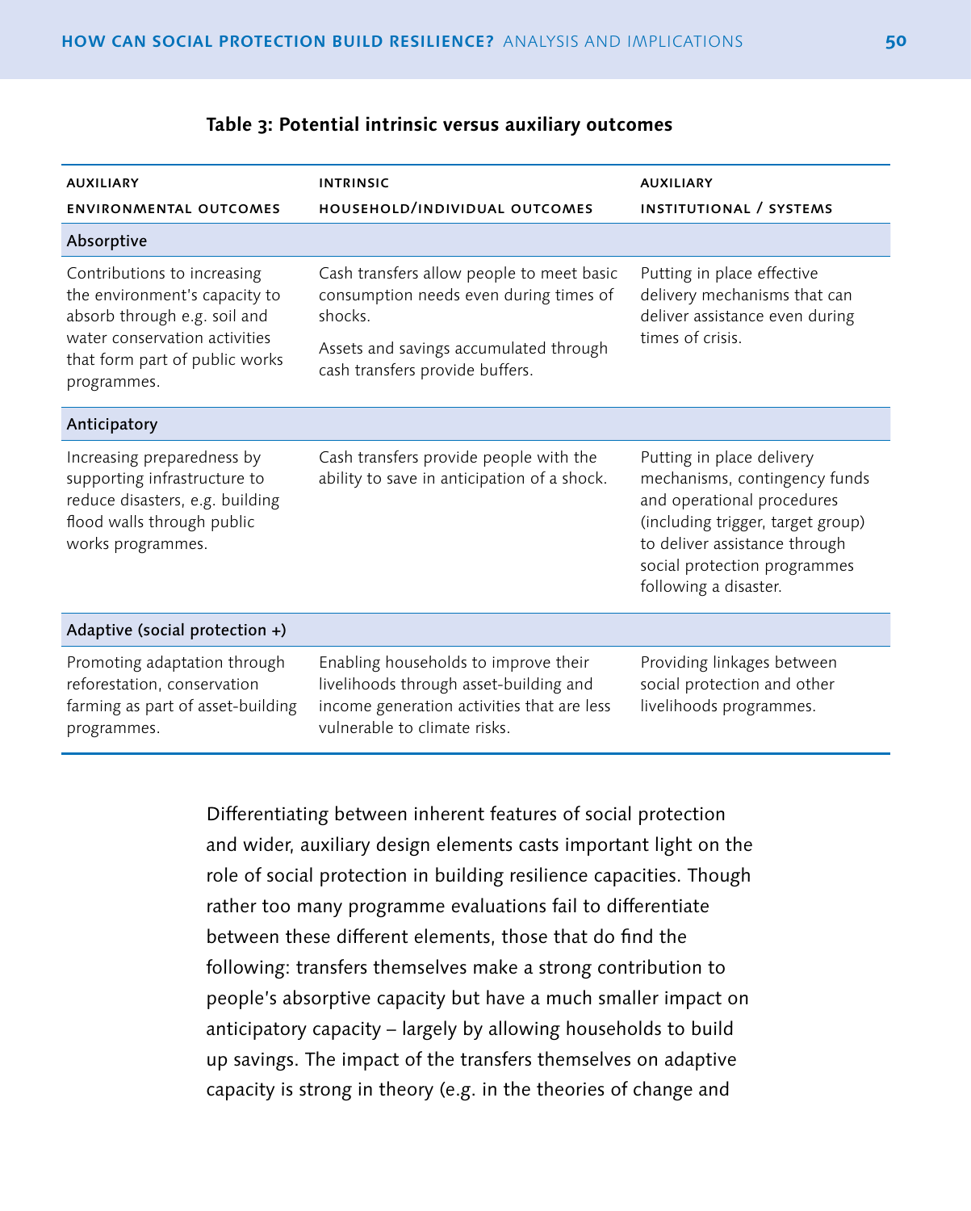**Table 3: Potential intrinsic versus auxiliary outcomes**

| AUXILIARY ENVIRONMENTAL OUTCOMES | INTRINSIC HOUSEHOLD/INDIVIDUAL OUTCOMES | AUXILIARY INSTITUTIONAL / SYSTEMS |
|---|---|---|
| **Absorptive** | | |
| Contributions to increasing the environment's capacity to absorb through e.g. soil and water conservation activities that form part of public works programmes. | Cash transfers allow people to meet basic consumption needs even during times of shocks. Assets and savings accumulated through cash transfers provide buffers. | Putting in place effective delivery mechanisms that can deliver assistance even during times of crisis. |
| **Anticipatory** | | |
| Increasing preparedness by supporting infrastructure to reduce disasters, e.g. building flood walls through public works programmes. | Cash transfers provide people with the ability to save in anticipation of a shock. | Putting in place delivery mechanisms, contingency funds and operational procedures (including trigger, target group) to deliver assistance through social protection programmes following a disaster. |
| **Adaptive (social protection +)** | | |
| Promoting adaptation through reforestation, conservation farming as part of asset-building programmes. | Enabling households to improve their livelihoods through asset-building and income generation activities that are less vulnerable to climate risks. | Providing linkages between social protection and other livelihoods programmes. |

Differentiating between inherent features of social protection and wider, auxiliary design elements casts important light on the role of social protection in building resilience capacities. Though rather too many programme evaluations fail to differentiate between these different elements, those that do find the following: transfers themselves make a strong contribution to people's absorptive capacity but have a much smaller impact on anticipatory capacity – largely by allowing households to build up savings. The impact of the transfers themselves on adaptive capacity is strong in theory (e.g. in the theories of change and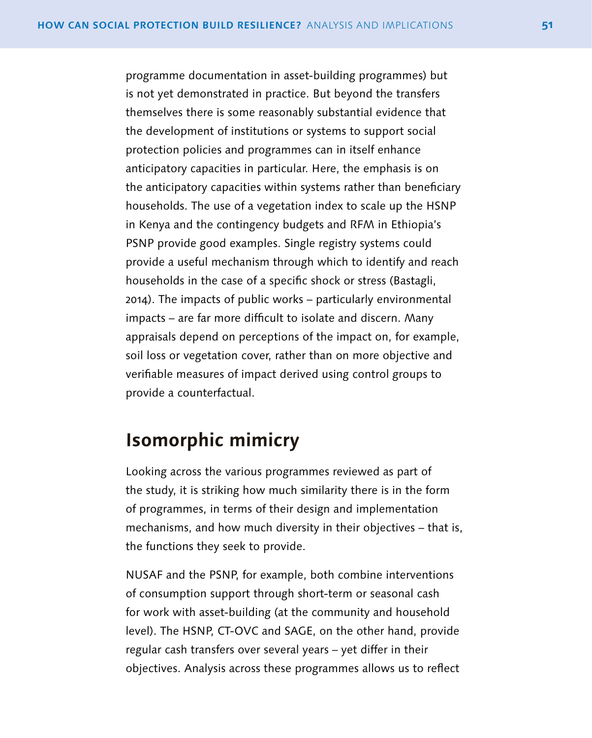programme documentation in asset-building programmes) but is not yet demonstrated in practice. But beyond the transfers themselves there is some reasonably substantial evidence that the development of institutions or systems to support social protection policies and programmes can in itself enhance anticipatory capacities in particular. Here, the emphasis is on the anticipatory capacities within systems rather than beneficiary households. The use of a vegetation index to scale up the HSNP in Kenya and the contingency budgets and RFM in Ethiopia's PSNP provide good examples. Single registry systems could provide a useful mechanism through which to identify and reach households in the case of a specific shock or stress (Bastagli, 2014). The impacts of public works – particularly environmental impacts – are far more difficult to isolate and discern. Many appraisals depend on perceptions of the impact on, for example, soil loss or vegetation cover, rather than on more objective and verifiable measures of impact derived using control groups to provide a counterfactual.

## Isomorphic mimicry

Looking across the various programmes reviewed as part of the study, it is striking how much similarity there is in the form of programmes, in terms of their design and implementation mechanisms, and how much diversity in their objectives – that is, the functions they seek to provide.

NUSAF and the PSNP, for example, both combine interventions of consumption support through short-term or seasonal cash for work with asset-building (at the community and household level). The HSNP, CT-OVC and SAGE, on the other hand, provide regular cash transfers over several years – yet differ in their objectives. Analysis across these programmes allows us to reflect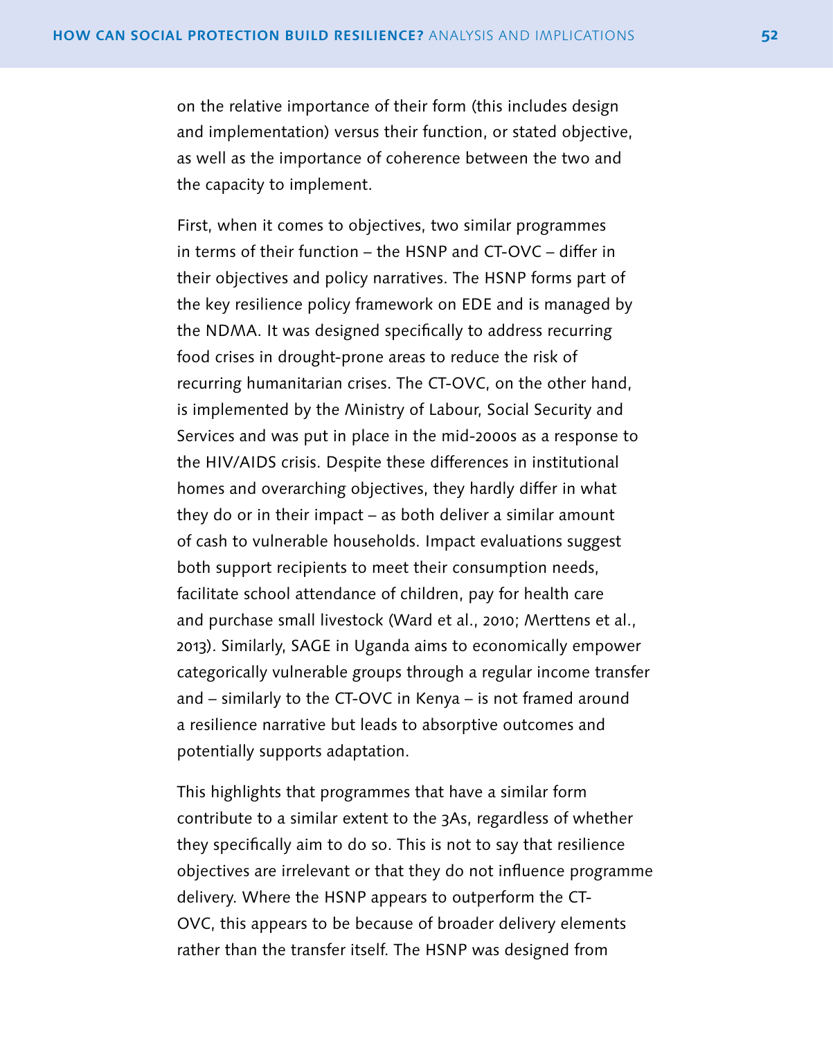on the relative importance of their form (this includes design and implementation) versus their function, or stated objective, as well as the importance of coherence between the two and the capacity to implement.

First, when it comes to objectives, two similar programmes in terms of their function – the HSNP and CT-OVC – differ in their objectives and policy narratives. The HSNP forms part of the key resilience policy framework on EDE and is managed by the NDMA. It was designed specifically to address recurring food crises in drought-prone areas to reduce the risk of recurring humanitarian crises. The CT-OVC, on the other hand, is implemented by the Ministry of Labour, Social Security and Services and was put in place in the mid-2000s as a response to the HIV/AIDS crisis. Despite these differences in institutional homes and overarching objectives, they hardly differ in what they do or in their impact – as both deliver a similar amount of cash to vulnerable households. Impact evaluations suggest both support recipients to meet their consumption needs, facilitate school attendance of children, pay for health care and purchase small livestock (Ward et al., 2010; Merttens et al., 2013). Similarly, SAGE in Uganda aims to economically empower categorically vulnerable groups through a regular income transfer and – similarly to the CT-OVC in Kenya – is not framed around a resilience narrative but leads to absorptive outcomes and potentially supports adaptation.

This highlights that programmes that have a similar form contribute to a similar extent to the 3As, regardless of whether they specifically aim to do so. This is not to say that resilience objectives are irrelevant or that they do not influence programme delivery. Where the HSNP appears to outperform the CT-OVC, this appears to be because of broader delivery elements rather than the transfer itself. The HSNP was designed from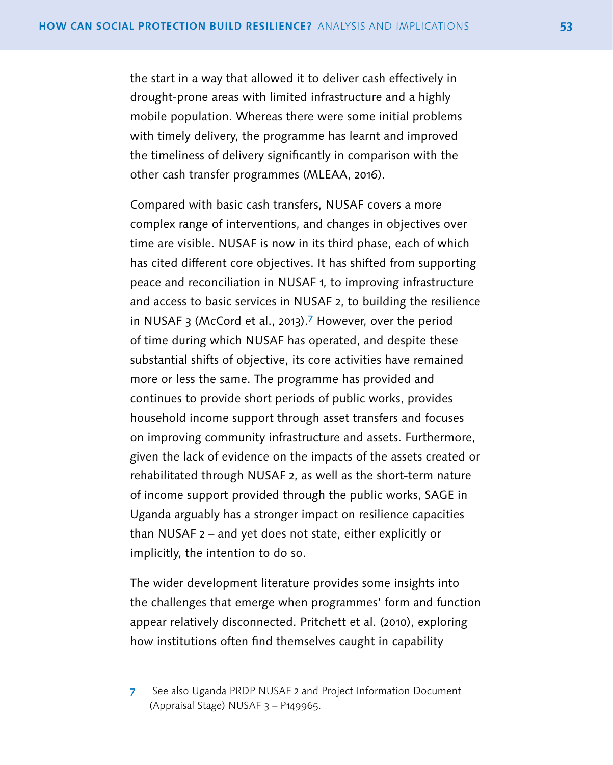the start in a way that allowed it to deliver cash effectively in drought-prone areas with limited infrastructure and a highly mobile population. Whereas there were some initial problems with timely delivery, the programme has learnt and improved the timeliness of delivery significantly in comparison with the other cash transfer programmes (MLEAA, 2016).

Compared with basic cash transfers, NUSAF covers a more complex range of interventions, and changes in objectives over time are visible. NUSAF is now in its third phase, each of which has cited different core objectives. It has shifted from supporting peace and reconciliation in NUSAF 1, to improving infrastructure and access to basic services in NUSAF 2, to building the resilience in NUSAF 3 (McCord et al., 2013).[7] However, over the period of time during which NUSAF has operated, and despite these substantial shifts of objective, its core activities have remained more or less the same. The programme has provided and continues to provide short periods of public works, provides household income support through asset transfers and focuses on improving community infrastructure and assets. Furthermore, given the lack of evidence on the impacts of the assets created or rehabilitated through NUSAF 2, as well as the short-term nature of income support provided through the public works, SAGE in Uganda arguably has a stronger impact on resilience capacities than NUSAF 2 – and yet does not state, either explicitly or implicitly, the intention to do so.

The wider development literature provides some insights into the challenges that emerge when programmes' form and function appear relatively disconnected. Pritchett et al. (2010), exploring how institutions often find themselves caught in capability

[7] See also Uganda PRDP NUSAF 2 and Project Information Document (Appraisal Stage) NUSAF 3 – P149965.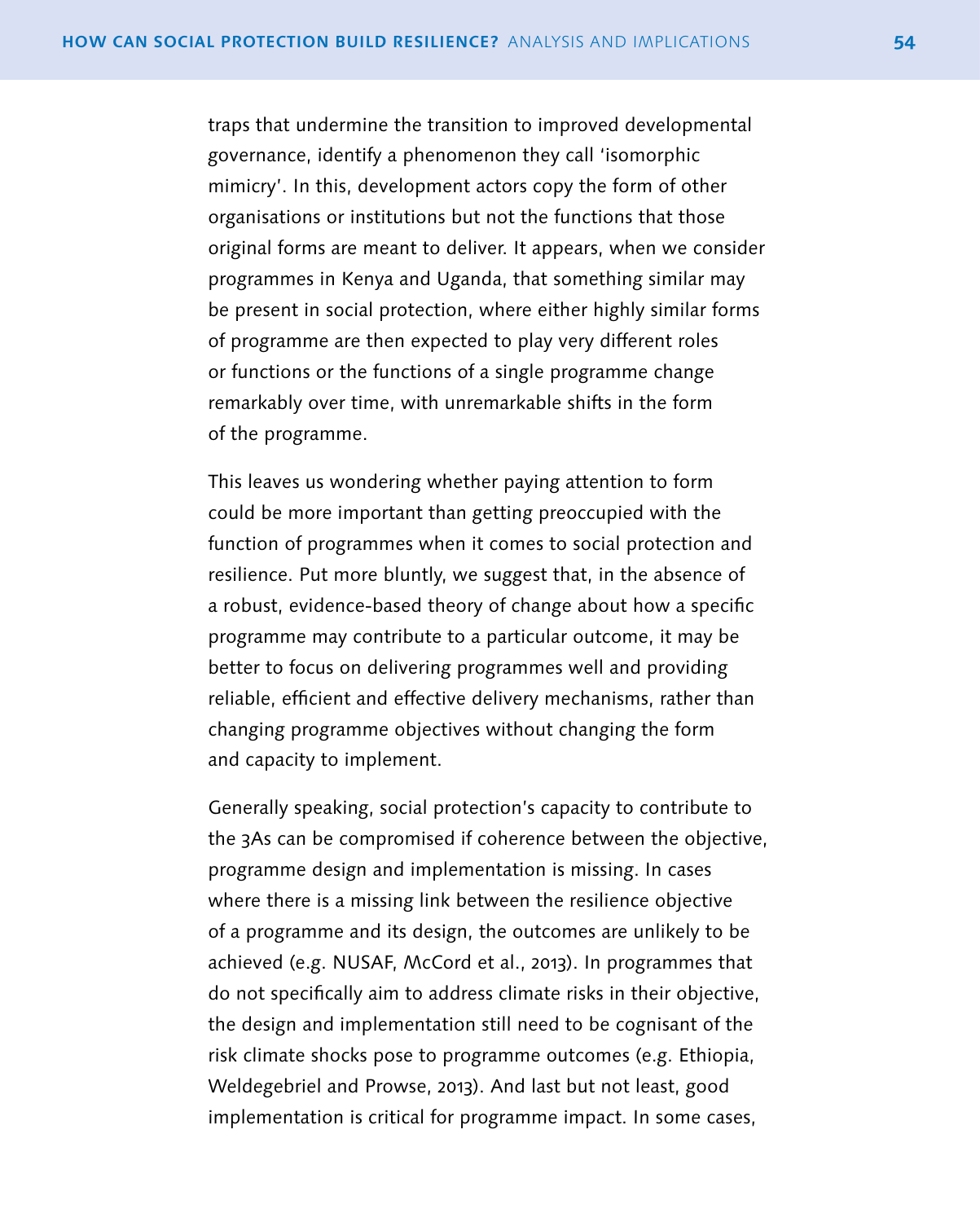traps that undermine the transition to improved developmental governance, identify a phenomenon they call 'isomorphic mimicry'. In this, development actors copy the form of other organisations or institutions but not the functions that those original forms are meant to deliver. It appears, when we consider programmes in Kenya and Uganda, that something similar may be present in social protection, where either highly similar forms of programme are then expected to play very different roles or functions or the functions of a single programme change remarkably over time, with unremarkable shifts in the form of the programme.

This leaves us wondering whether paying attention to form could be more important than getting preoccupied with the function of programmes when it comes to social protection and resilience. Put more bluntly, we suggest that, in the absence of a robust, evidence-based theory of change about how a specific programme may contribute to a particular outcome, it may be better to focus on delivering programmes well and providing reliable, efficient and effective delivery mechanisms, rather than changing programme objectives without changing the form and capacity to implement.

Generally speaking, social protection's capacity to contribute to the 3As can be compromised if coherence between the objective, programme design and implementation is missing. In cases where there is a missing link between the resilience objective of a programme and its design, the outcomes are unlikely to be achieved (e.g. NUSAF, McCord et al., 2013). In programmes that do not specifically aim to address climate risks in their objective, the design and implementation still need to be cognisant of the risk climate shocks pose to programme outcomes (e.g. Ethiopia, Weldegebriel and Prowse, 2013). And last but not least, good implementation is critical for programme impact. In some cases,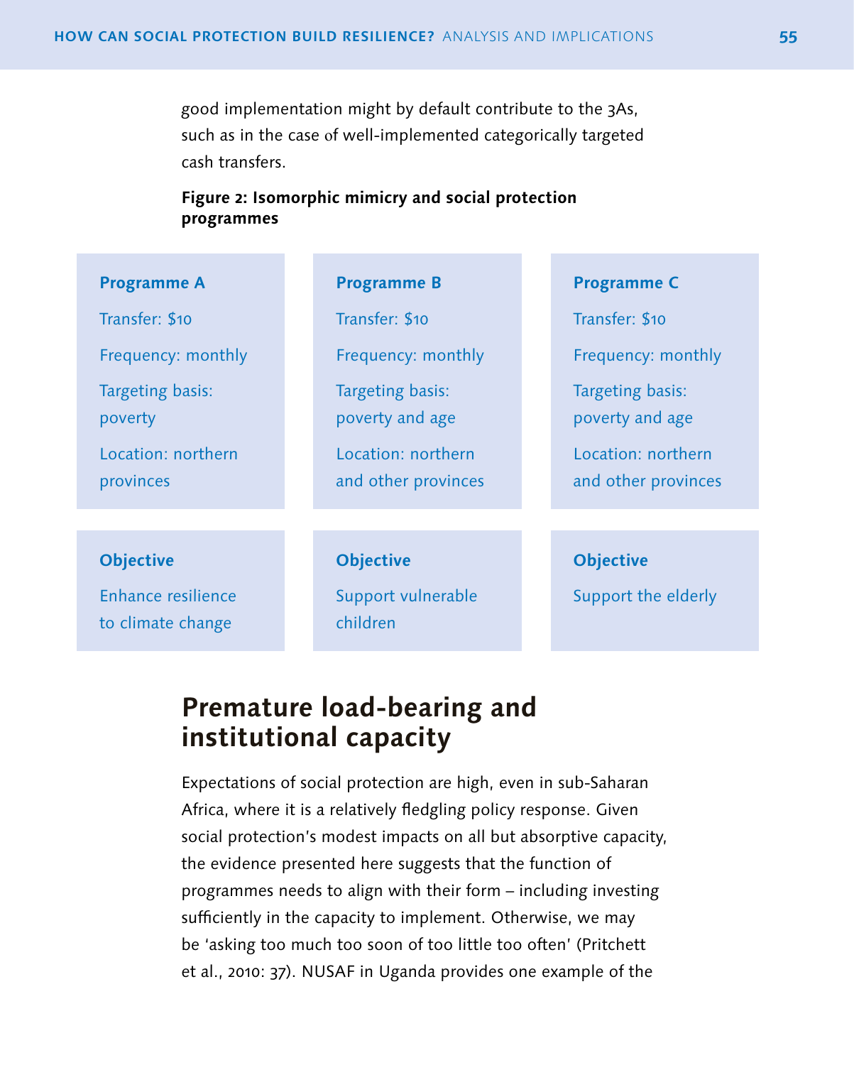good implementation might by default contribute to the 3As, such as in the case of well-implemented categorically targeted cash transfers.

**Figure 2: Isomorphic mimicry and social protection programmes**

| Programme A | Programme B | Programme C |
|---|---|---|
| Transfer: $10 | Transfer: $10 | Transfer: $10 |
| Frequency: monthly | Frequency: monthly | Frequency: monthly |
| Targeting basis: poverty | Targeting basis: poverty and age | Targeting basis: poverty and age |
| Location: northern provinces | Location: northern and other provinces | Location: northern and other provinces |
| **Objective** | **Objective** | **Objective** |
| Enhance resilience to climate change | Support vulnerable children | Support the elderly |

## Premature load-bearing and institutional capacity

Expectations of social protection are high, even in sub-Saharan Africa, where it is a relatively fledgling policy response. Given social protection's modest impacts on all but absorptive capacity, the evidence presented here suggests that the function of programmes needs to align with their form – including investing sufficiently in the capacity to implement. Otherwise, we may be 'asking too much too soon of too little too often' (Pritchett et al., 2010: 37). NUSAF in Uganda provides one example of the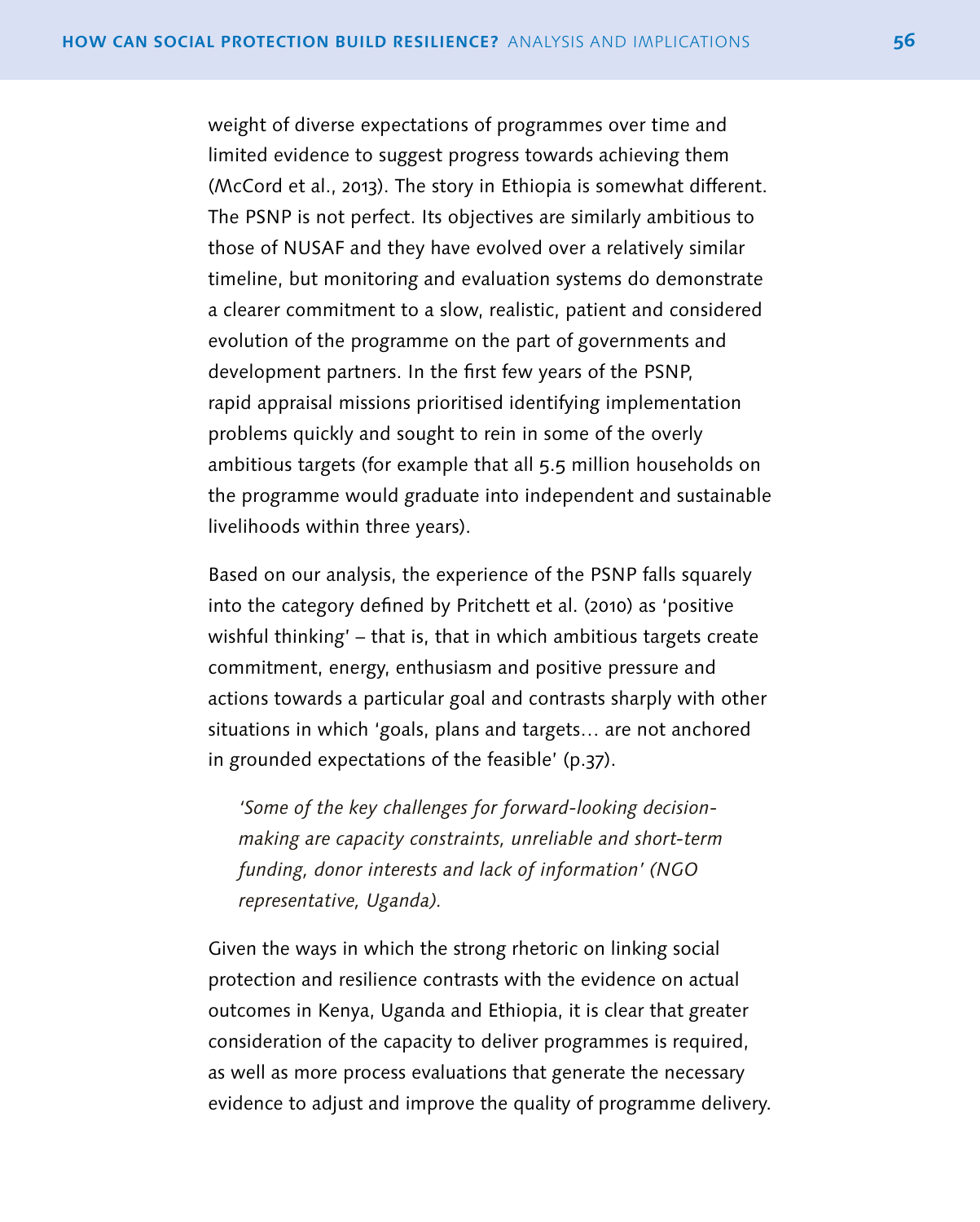weight of diverse expectations of programmes over time and limited evidence to suggest progress towards achieving them (McCord et al., 2013). The story in Ethiopia is somewhat different. The PSNP is not perfect. Its objectives are similarly ambitious to those of NUSAF and they have evolved over a relatively similar timeline, but monitoring and evaluation systems do demonstrate a clearer commitment to a slow, realistic, patient and considered evolution of the programme on the part of governments and development partners. In the first few years of the PSNP, rapid appraisal missions prioritised identifying implementation problems quickly and sought to rein in some of the overly ambitious targets (for example that all 5.5 million households on the programme would graduate into independent and sustainable livelihoods within three years).

Based on our analysis, the experience of the PSNP falls squarely into the category defined by Pritchett et al. (2010) as 'positive wishful thinking' – that is, that in which ambitious targets create commitment, energy, enthusiasm and positive pressure and actions towards a particular goal and contrasts sharply with other situations in which 'goals, plans and targets… are not anchored in grounded expectations of the feasible' (p.37).

> *'Some of the key challenges for forward-looking decision-making are capacity constraints, unreliable and short-term funding, donor interests and lack of information' (NGO representative, Uganda).*

Given the ways in which the strong rhetoric on linking social protection and resilience contrasts with the evidence on actual outcomes in Kenya, Uganda and Ethiopia, it is clear that greater consideration of the capacity to deliver programmes is required, as well as more process evaluations that generate the necessary evidence to adjust and improve the quality of programme delivery.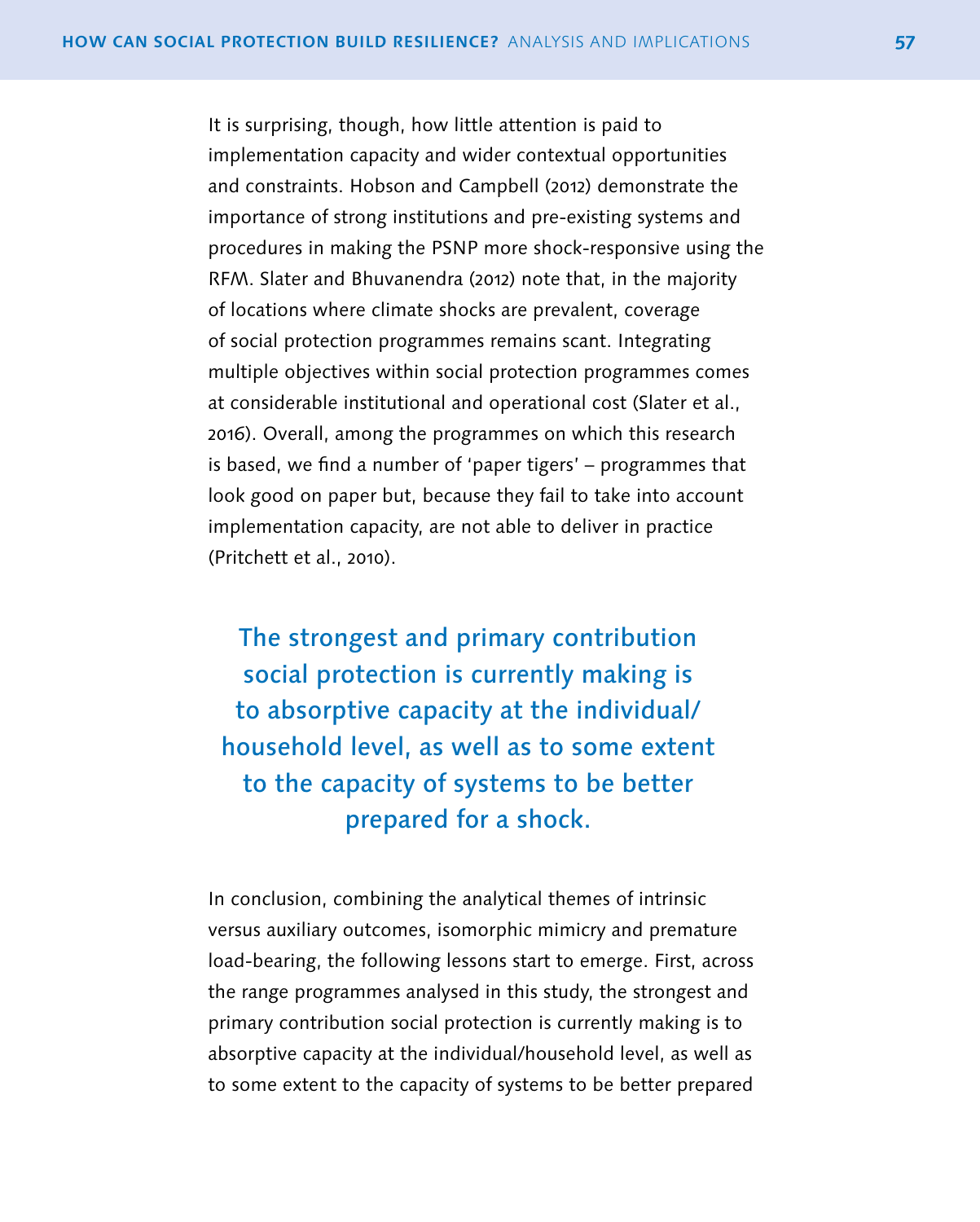It is surprising, though, how little attention is paid to implementation capacity and wider contextual opportunities and constraints. Hobson and Campbell (2012) demonstrate the importance of strong institutions and pre-existing systems and procedures in making the PSNP more shock-responsive using the RFM. Slater and Bhuvanendra (2012) note that, in the majority of locations where climate shocks are prevalent, coverage of social protection programmes remains scant. Integrating multiple objectives within social protection programmes comes at considerable institutional and operational cost (Slater et al., 2016). Overall, among the programmes on which this research is based, we find a number of 'paper tigers' – programmes that look good on paper but, because they fail to take into account implementation capacity, are not able to deliver in practice (Pritchett et al., 2010).

> **The strongest and primary contribution social protection is currently making is to absorptive capacity at the individual/household level, as well as to some extent to the capacity of systems to be better prepared for a shock.**

In conclusion, combining the analytical themes of intrinsic versus auxiliary outcomes, isomorphic mimicry and premature load-bearing, the following lessons start to emerge. First, across the range programmes analysed in this study, the strongest and primary contribution social protection is currently making is to absorptive capacity at the individual/household level, as well as to some extent to the capacity of systems to be better prepared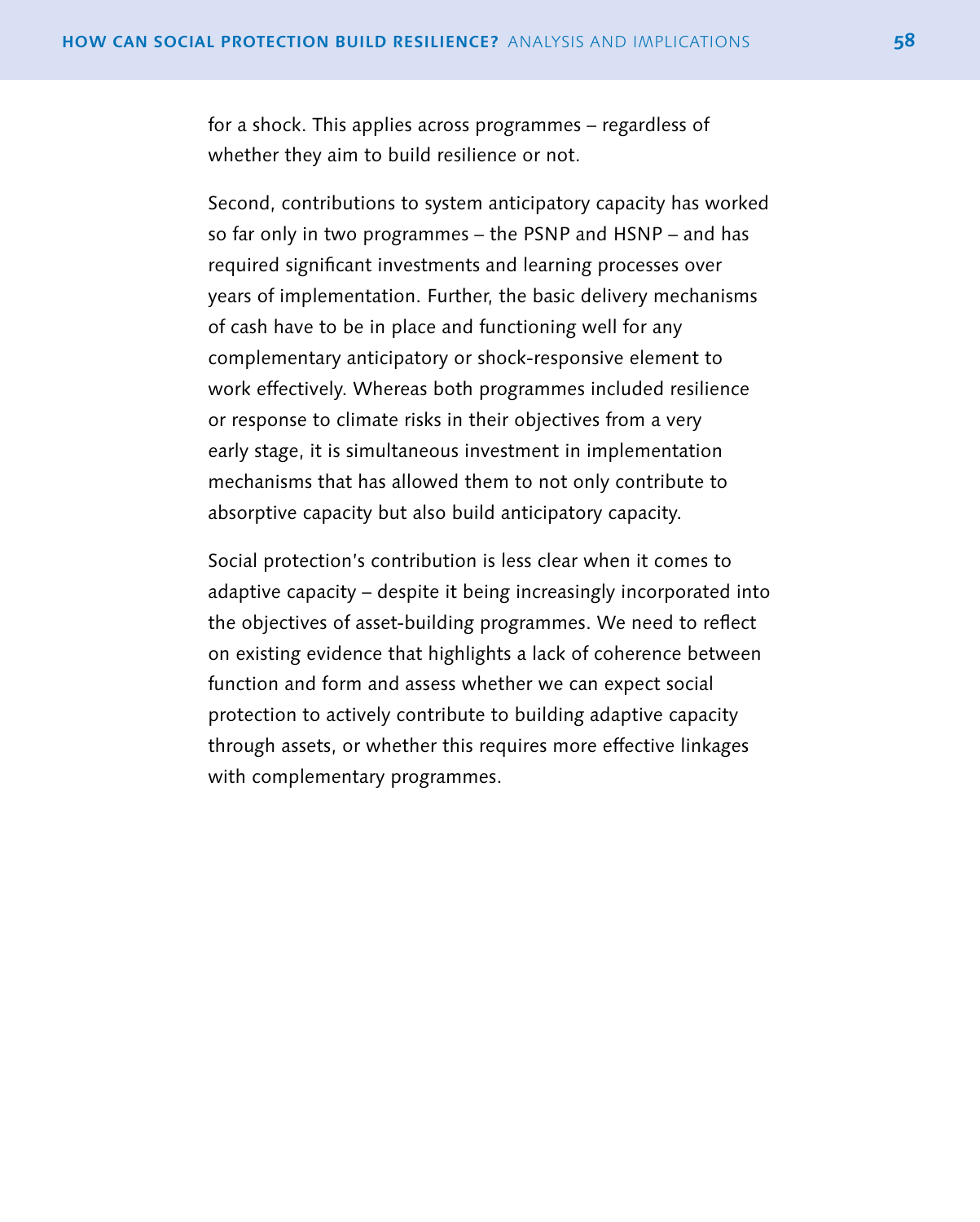for a shock. This applies across programmes – regardless of whether they aim to build resilience or not.

Second, contributions to system anticipatory capacity has worked so far only in two programmes – the PSNP and HSNP – and has required significant investments and learning processes over years of implementation. Further, the basic delivery mechanisms of cash have to be in place and functioning well for any complementary anticipatory or shock-responsive element to work effectively. Whereas both programmes included resilience or response to climate risks in their objectives from a very early stage, it is simultaneous investment in implementation mechanisms that has allowed them to not only contribute to absorptive capacity but also build anticipatory capacity.

Social protection's contribution is less clear when it comes to adaptive capacity – despite it being increasingly incorporated into the objectives of asset-building programmes. We need to reflect on existing evidence that highlights a lack of coherence between function and form and assess whether we can expect social protection to actively contribute to building adaptive capacity through assets, or whether this requires more effective linkages with complementary programmes.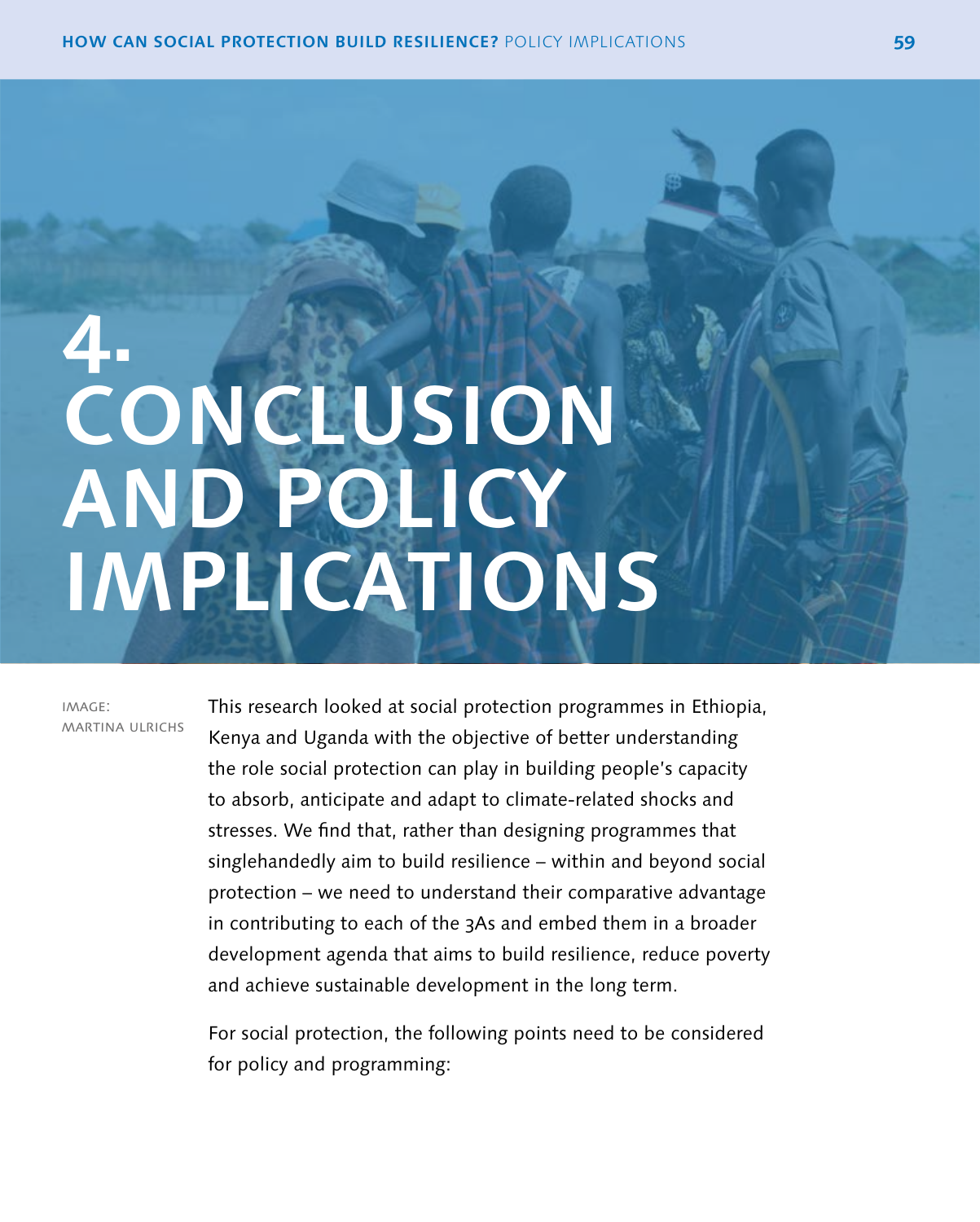# 4. CONCLUSION AND POLICY IMPLICATIONS

IMAGE: MARTINA ULRICHS

This research looked at social protection programmes in Ethiopia, Kenya and Uganda with the objective of better understanding the role social protection can play in building people's capacity to absorb, anticipate and adapt to climate-related shocks and stresses. We find that, rather than designing programmes that singlehandedly aim to build resilience – within and beyond social protection – we need to understand their comparative advantage in contributing to each of the 3As and embed them in a broader development agenda that aims to build resilience, reduce poverty and achieve sustainable development in the long term.

For social protection, the following points need to be considered for policy and programming: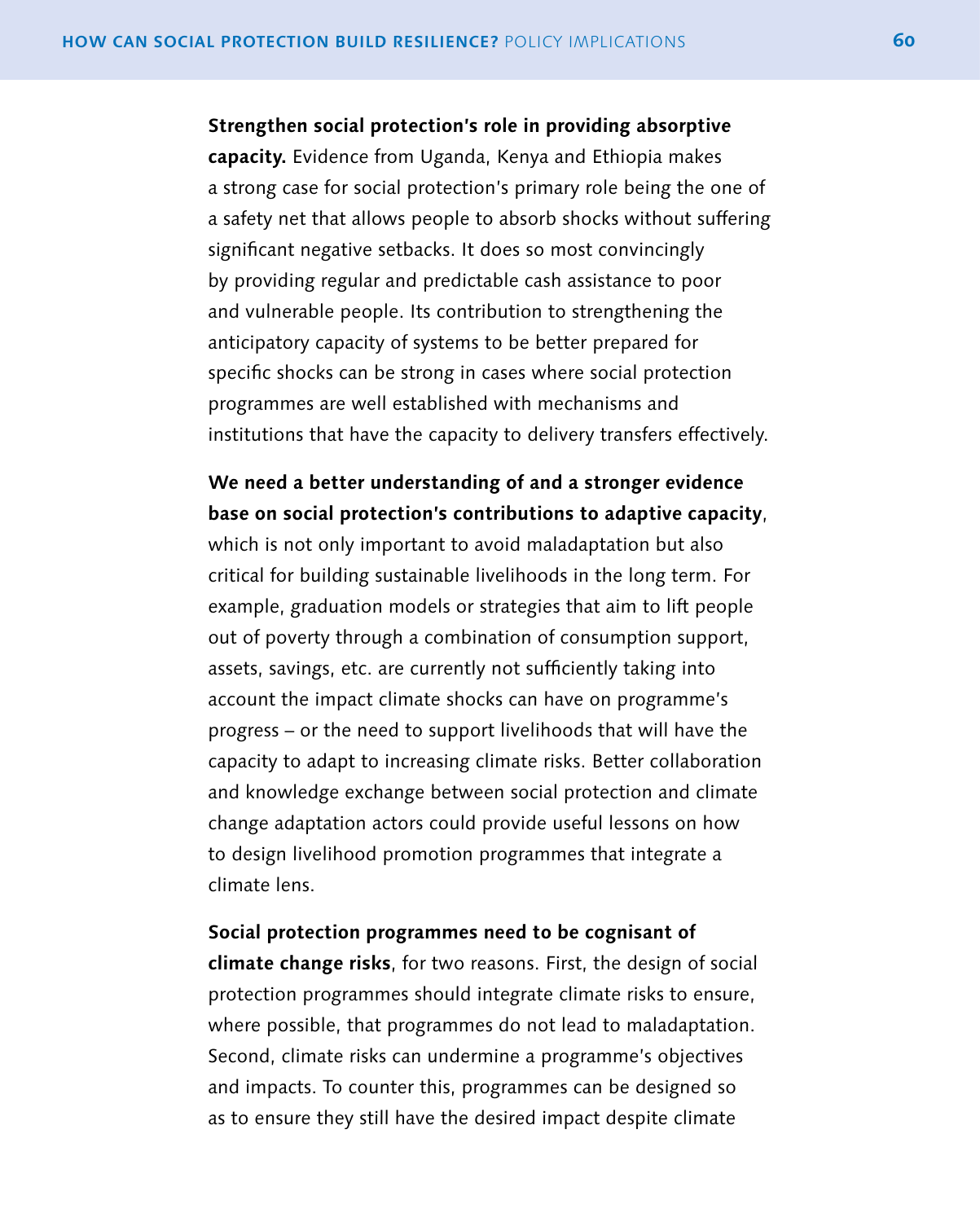**Strengthen social protection's role in providing absorptive capacity.** Evidence from Uganda, Kenya and Ethiopia makes a strong case for social protection's primary role being the one of a safety net that allows people to absorb shocks without suffering significant negative setbacks. It does so most convincingly by providing regular and predictable cash assistance to poor and vulnerable people. Its contribution to strengthening the anticipatory capacity of systems to be better prepared for specific shocks can be strong in cases where social protection programmes are well established with mechanisms and institutions that have the capacity to delivery transfers effectively.

**We need a better understanding of and a stronger evidence base on social protection's contributions to adaptive capacity**, which is not only important to avoid maladaptation but also critical for building sustainable livelihoods in the long term. For example, graduation models or strategies that aim to lift people out of poverty through a combination of consumption support, assets, savings, etc. are currently not sufficiently taking into account the impact climate shocks can have on programme's progress – or the need to support livelihoods that will have the capacity to adapt to increasing climate risks. Better collaboration and knowledge exchange between social protection and climate change adaptation actors could provide useful lessons on how to design livelihood promotion programmes that integrate a climate lens.

**Social protection programmes need to be cognisant of climate change risks**, for two reasons. First, the design of social protection programmes should integrate climate risks to ensure, where possible, that programmes do not lead to maladaptation. Second, climate risks can undermine a programme's objectives and impacts. To counter this, programmes can be designed so as to ensure they still have the desired impact despite climate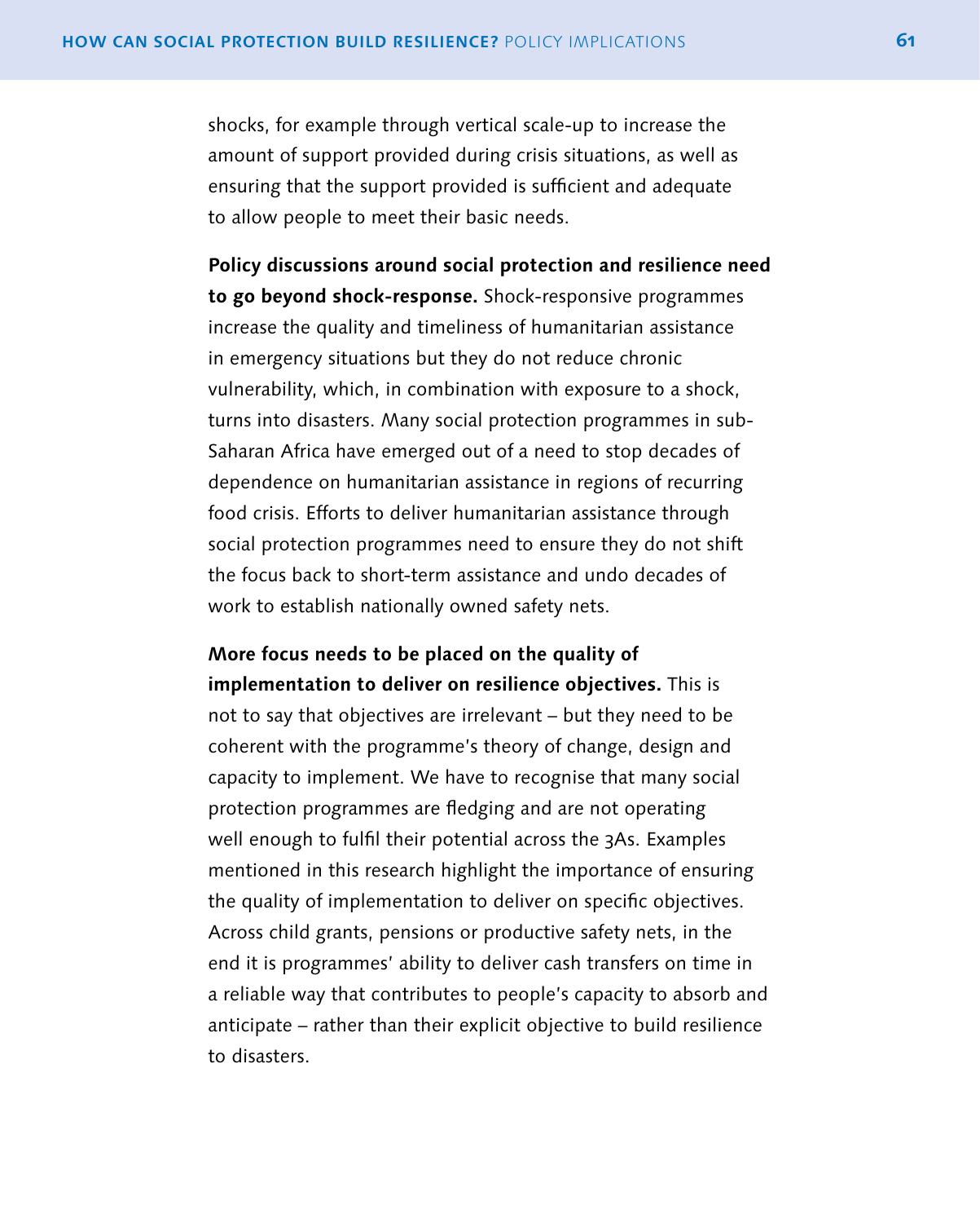shocks, for example through vertical scale-up to increase the amount of support provided during crisis situations, as well as ensuring that the support provided is sufficient and adequate to allow people to meet their basic needs.

**Policy discussions around social protection and resilience need to go beyond shock-response.** Shock-responsive programmes increase the quality and timeliness of humanitarian assistance in emergency situations but they do not reduce chronic vulnerability, which, in combination with exposure to a shock, turns into disasters. Many social protection programmes in sub-Saharan Africa have emerged out of a need to stop decades of dependence on humanitarian assistance in regions of recurring food crisis. Efforts to deliver humanitarian assistance through social protection programmes need to ensure they do not shift the focus back to short-term assistance and undo decades of work to establish nationally owned safety nets.

**More focus needs to be placed on the quality of implementation to deliver on resilience objectives.** This is not to say that objectives are irrelevant – but they need to be coherent with the programme's theory of change, design and capacity to implement. We have to recognise that many social protection programmes are fledging and are not operating well enough to fulfil their potential across the 3As. Examples mentioned in this research highlight the importance of ensuring the quality of implementation to deliver on specific objectives. Across child grants, pensions or productive safety nets, in the end it is programmes' ability to deliver cash transfers on time in a reliable way that contributes to people's capacity to absorb and anticipate – rather than their explicit objective to build resilience to disasters.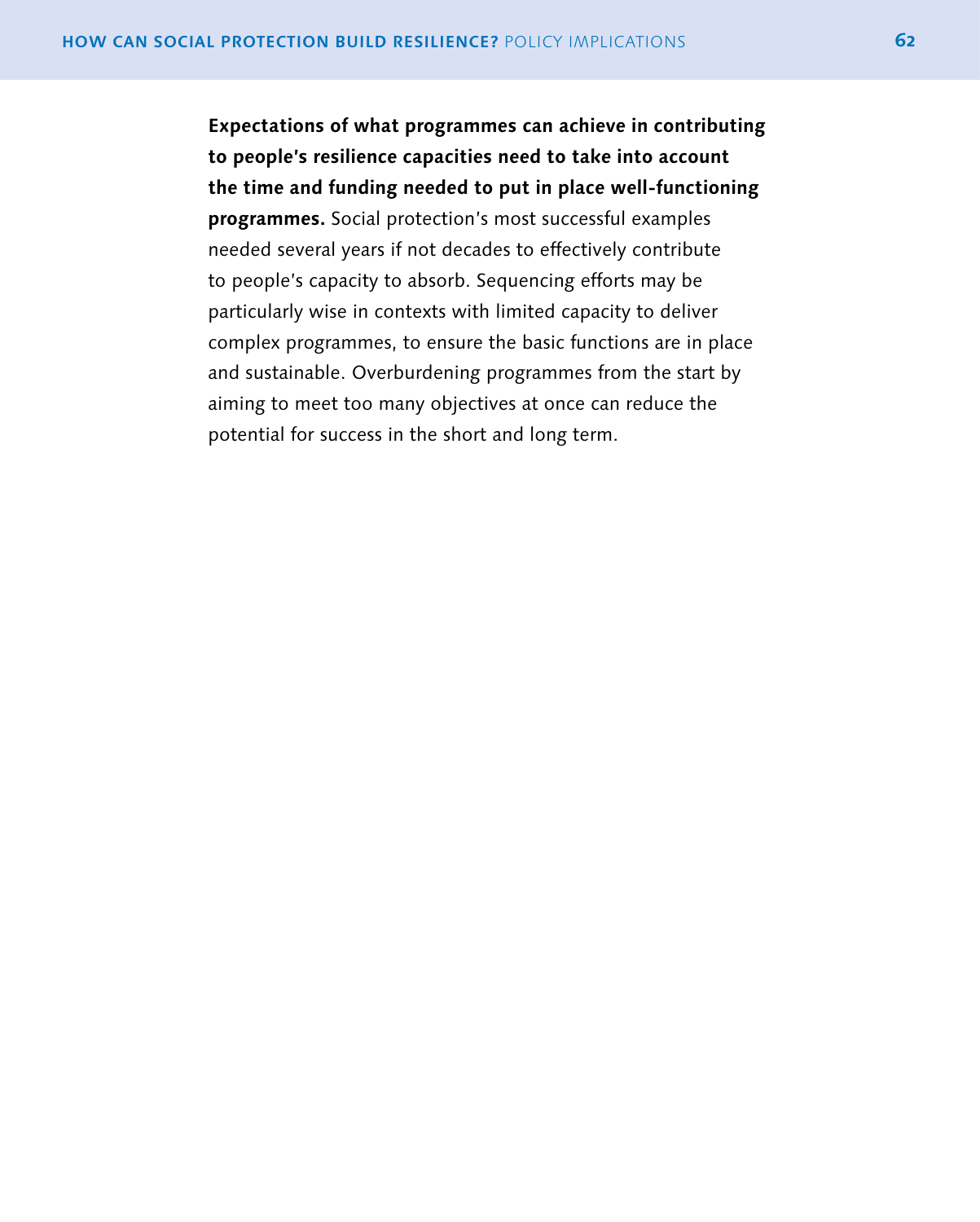**Expectations of what programmes can achieve in contributing to people's resilience capacities need to take into account the time and funding needed to put in place well-functioning programmes.** Social protection's most successful examples needed several years if not decades to effectively contribute to people's capacity to absorb. Sequencing efforts may be particularly wise in contexts with limited capacity to deliver complex programmes, to ensure the basic functions are in place and sustainable. Overburdening programmes from the start by aiming to meet too many objectives at once can reduce the potential for success in the short and long term.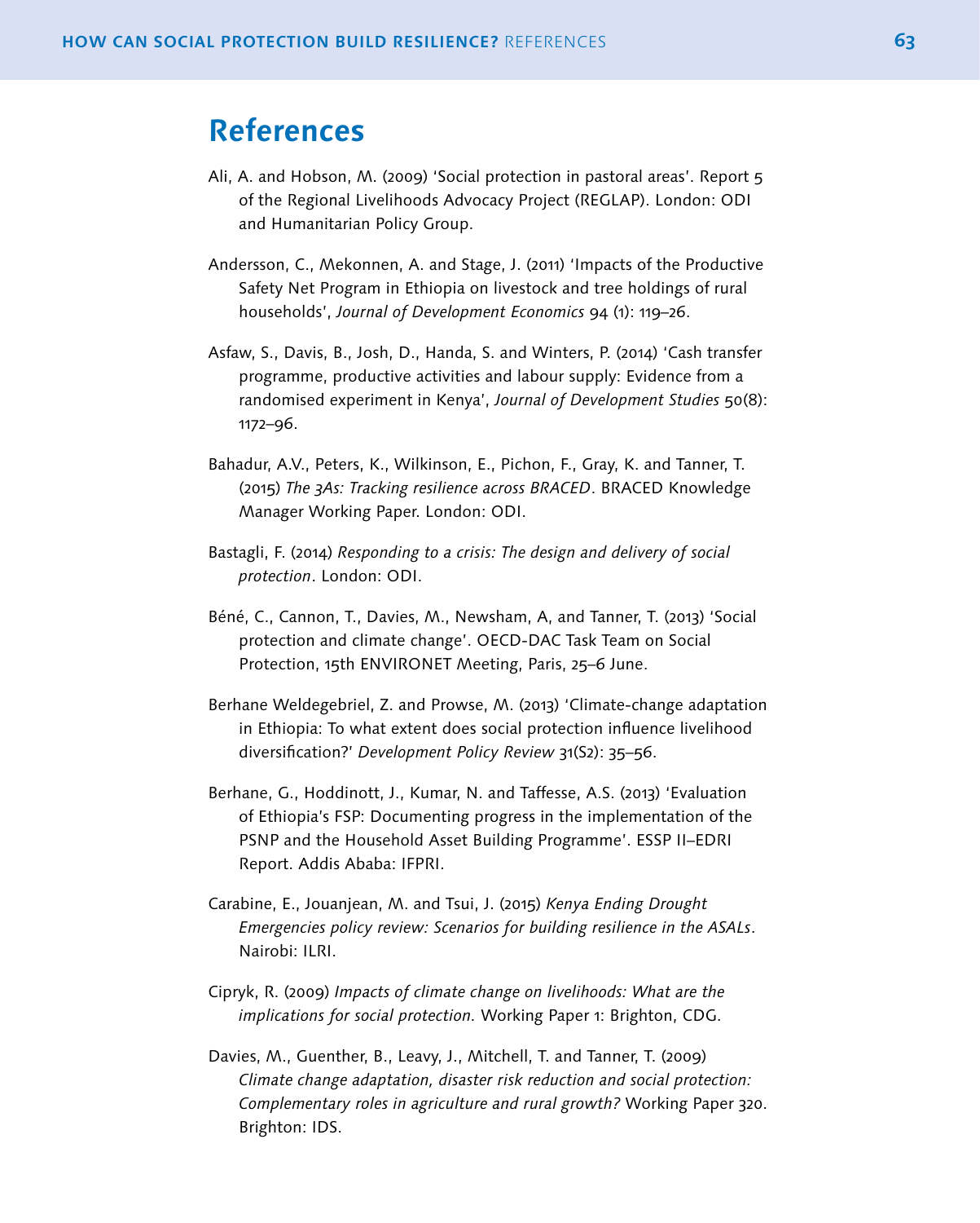# References

Ali, A. and Hobson, M. (2009) 'Social protection in pastoral areas'. Report 5 of the Regional Livelihoods Advocacy Project (REGLAP). London: ODI and Humanitarian Policy Group.

Andersson, C., Mekonnen, A. and Stage, J. (2011) 'Impacts of the Productive Safety Net Program in Ethiopia on livestock and tree holdings of rural households', *Journal of Development Economics* 94 (1): 119–26.

Asfaw, S., Davis, B., Josh, D., Handa, S. and Winters, P. (2014) 'Cash transfer programme, productive activities and labour supply: Evidence from a randomised experiment in Kenya', *Journal of Development Studies* 50(8): 1172–96.

Bahadur, A.V., Peters, K., Wilkinson, E., Pichon, F., Gray, K. and Tanner, T. (2015) *The 3As: Tracking resilience across BRACED*. BRACED Knowledge Manager Working Paper. London: ODI.

Bastagli, F. (2014) *Responding to a crisis: The design and delivery of social protection*. London: ODI.

Béné, C., Cannon, T., Davies, M., Newsham, A, and Tanner, T. (2013) 'Social protection and climate change'. OECD-DAC Task Team on Social Protection, 15th ENVIRONET Meeting, Paris, 25–6 June.

Berhane Weldegebriel, Z. and Prowse, M. (2013) 'Climate-change adaptation in Ethiopia: To what extent does social protection influence livelihood diversification?' *Development Policy Review* 31(S2): 35–56.

Berhane, G., Hoddinott, J., Kumar, N. and Taffesse, A.S. (2013) 'Evaluation of Ethiopia's FSP: Documenting progress in the implementation of the PSNP and the Household Asset Building Programme'. ESSP II–EDRI Report. Addis Ababa: IFPRI.

Carabine, E., Jouanjean, M. and Tsui, J. (2015) *Kenya Ending Drought Emergencies policy review: Scenarios for building resilience in the ASALs*. Nairobi: ILRI.

Cipryk, R. (2009) *Impacts of climate change on livelihoods: What are the implications for social protection.* Working Paper 1: Brighton, CDG.

Davies, M., Guenther, B., Leavy, J., Mitchell, T. and Tanner, T. (2009) *Climate change adaptation, disaster risk reduction and social protection: Complementary roles in agriculture and rural growth?* Working Paper 320. Brighton: IDS.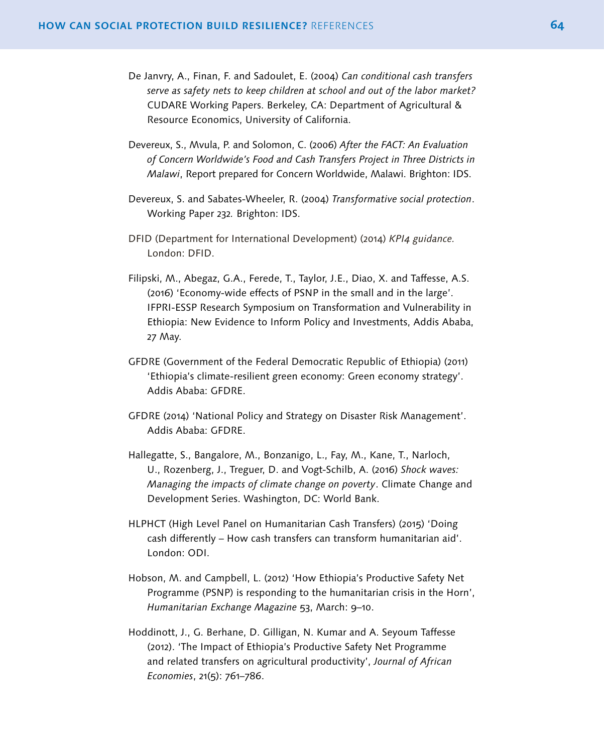De Janvry, A., Finan, F. and Sadoulet, E. (2004) *Can conditional cash transfers serve as safety nets to keep children at school and out of the labor market?* CUDARE Working Papers. Berkeley, CA: Department of Agricultural & Resource Economics, University of California.

Devereux, S., Mvula, P. and Solomon, C. (2006) *After the FACT: An Evaluation of Concern Worldwide's Food and Cash Transfers Project in Three Districts in Malawi*, Report prepared for Concern Worldwide, Malawi. Brighton: IDS.

Devereux, S. and Sabates-Wheeler, R. (2004) *Transformative social protection*. Working Paper 232*.* Brighton: IDS.

DFID (Department for International Development) (2014) *KPI4 guidance.* London: DFID.

Filipski, M., Abegaz, G.A., Ferede, T., Taylor, J.E., Diao, X. and Taffesse, A.S. (2016) 'Economy-wide effects of PSNP in the small and in the large'. IFPRI-ESSP Research Symposium on Transformation and Vulnerability in Ethiopia: New Evidence to Inform Policy and Investments, Addis Ababa, 27 May.

GFDRE (Government of the Federal Democratic Republic of Ethiopia) (2011) 'Ethiopia's climate-resilient green economy: Green economy strategy'. Addis Ababa: GFDRE.

GFDRE (2014) 'National Policy and Strategy on Disaster Risk Management'. Addis Ababa: GFDRE.

Hallegatte, S., Bangalore, M., Bonzanigo, L., Fay, M., Kane, T., Narloch, U., Rozenberg, J., Treguer, D. and Vogt-Schilb, A. (2016) *Shock waves: Managing the impacts of climate change on poverty*. Climate Change and Development Series. Washington, DC: World Bank.

HLPHCT (High Level Panel on Humanitarian Cash Transfers) (2015) 'Doing cash differently – How cash transfers can transform humanitarian aid'. London: ODI.

Hobson, M. and Campbell, L. (2012) 'How Ethiopia's Productive Safety Net Programme (PSNP) is responding to the humanitarian crisis in the Horn', *Humanitarian Exchange Magazine* 53, March: 9–10.

Hoddinott, J., G. Berhane, D. Gilligan, N. Kumar and A. Seyoum Taffesse (2012). 'The Impact of Ethiopia's Productive Safety Net Programme and related transfers on agricultural productivity', *Journal of African Economies*, 21(5): 761–786.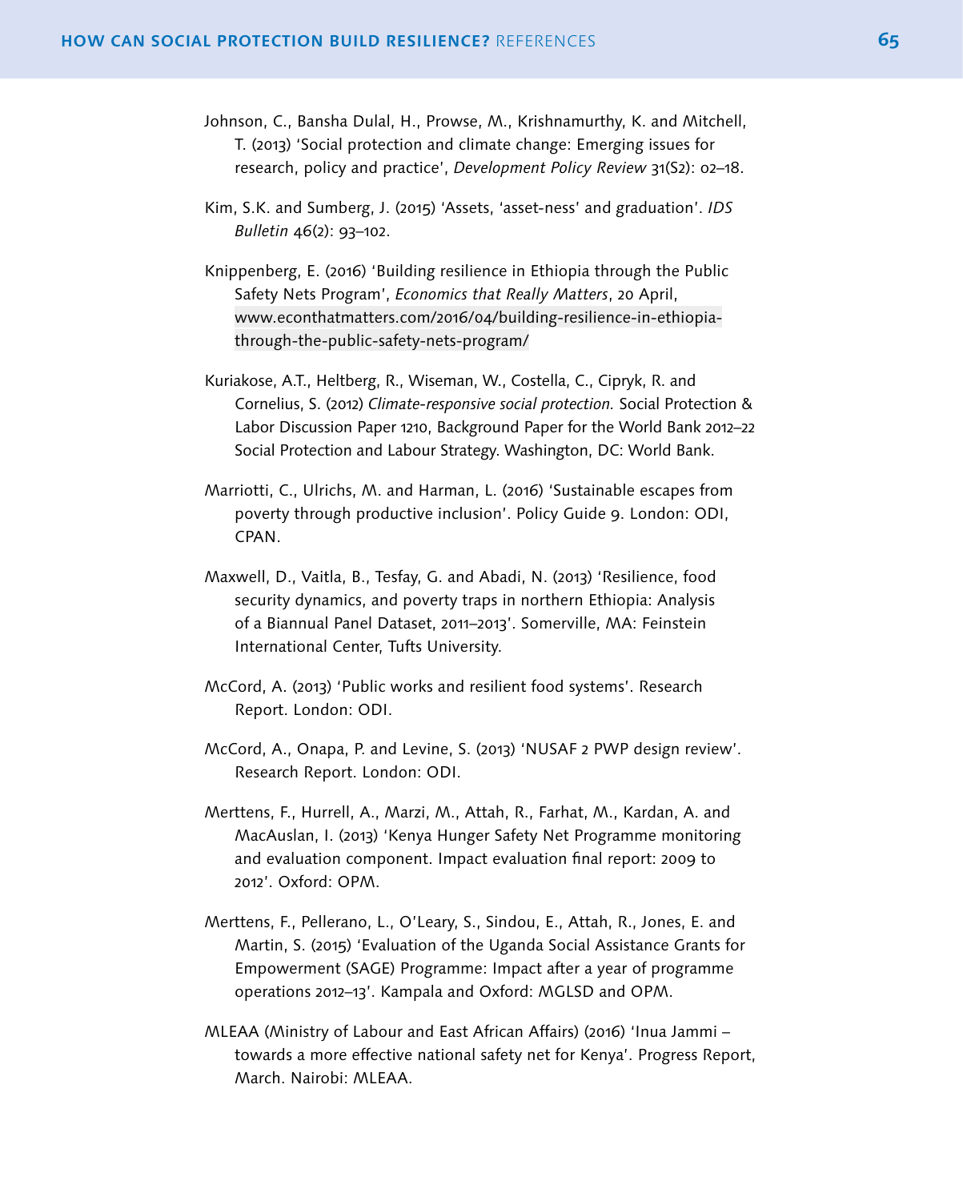Johnson, C., Bansha Dulal, H., Prowse, M., Krishnamurthy, K. and Mitchell, T. (2013) 'Social protection and climate change: Emerging issues for research, policy and practice', *Development Policy Review* 31(S2): 02–18.

Kim, S.K. and Sumberg, J. (2015) 'Assets, 'asset-ness' and graduation'. *IDS Bulletin* 46(2): 93–102.

Knippenberg, E. (2016) 'Building resilience in Ethiopia through the Public Safety Nets Program', *Economics that Really Matters*, 20 April, www.econthatmatters.com/2016/04/building-resilience-in-ethiopia-through-the-public-safety-nets-program/

Kuriakose, A.T., Heltberg, R., Wiseman, W., Costella, C., Cipryk, R. and Cornelius, S. (2012) *Climate-responsive social protection.* Social Protection & Labor Discussion Paper 1210, Background Paper for the World Bank 2012–22 Social Protection and Labour Strategy. Washington, DC: World Bank.

Marriotti, C., Ulrichs, M. and Harman, L. (2016) 'Sustainable escapes from poverty through productive inclusion'. Policy Guide 9. London: ODI, CPAN.

Maxwell, D., Vaitla, B., Tesfay, G. and Abadi, N. (2013) 'Resilience, food security dynamics, and poverty traps in northern Ethiopia: Analysis of a Biannual Panel Dataset, 2011–2013'. Somerville, MA: Feinstein International Center, Tufts University.

McCord, A. (2013) 'Public works and resilient food systems'. Research Report. London: ODI.

McCord, A., Onapa, P. and Levine, S. (2013) 'NUSAF 2 PWP design review'. Research Report. London: ODI.

Merttens, F., Hurrell, A., Marzi, M., Attah, R., Farhat, M., Kardan, A. and MacAuslan, I. (2013) 'Kenya Hunger Safety Net Programme monitoring and evaluation component. Impact evaluation final report: 2009 to 2012'. Oxford: OPM.

Merttens, F., Pellerano, L., O'Leary, S., Sindou, E., Attah, R., Jones, E. and Martin, S. (2015) 'Evaluation of the Uganda Social Assistance Grants for Empowerment (SAGE) Programme: Impact after a year of programme operations 2012–13'. Kampala and Oxford: MGLSD and OPM.

MLEAA (Ministry of Labour and East African Affairs) (2016) 'Inua Jammi – towards a more effective national safety net for Kenya'. Progress Report, March. Nairobi: MLEAA.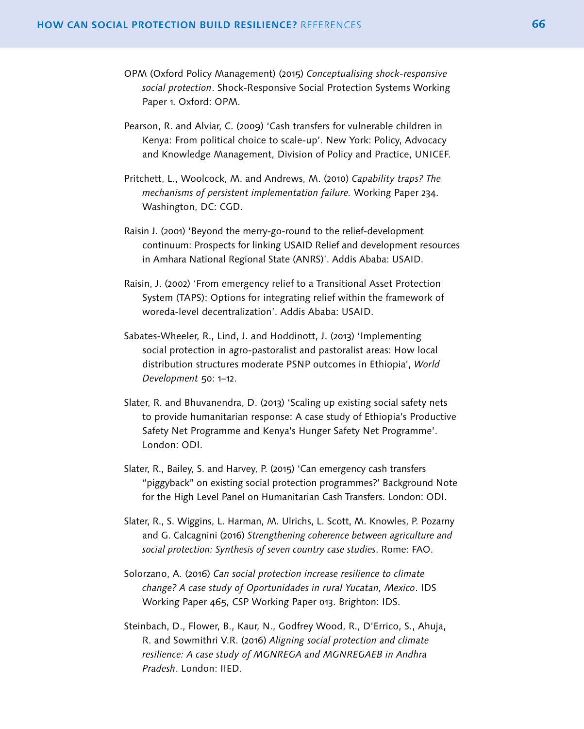OPM (Oxford Policy Management) (2015) *Conceptualising shock-responsive social protection*. Shock-Responsive Social Protection Systems Working Paper 1. Oxford: OPM.

Pearson, R. and Alviar, C. (2009) 'Cash transfers for vulnerable children in Kenya: From political choice to scale-up'. New York: Policy, Advocacy and Knowledge Management, Division of Policy and Practice, UNICEF.

Pritchett, L., Woolcock, M. and Andrews, M. (2010) *Capability traps? The mechanisms of persistent implementation failure.* Working Paper 234. Washington, DC: CGD.

Raisin J. (2001) 'Beyond the merry-go-round to the relief-development continuum: Prospects for linking USAID Relief and development resources in Amhara National Regional State (ANRS)'. Addis Ababa: USAID.

Raisin, J. (2002) 'From emergency relief to a Transitional Asset Protection System (TAPS): Options for integrating relief within the framework of woreda-level decentralization'. Addis Ababa: USAID.

Sabates-Wheeler, R., Lind, J. and Hoddinott, J. (2013) 'Implementing social protection in agro-pastoralist and pastoralist areas: How local distribution structures moderate PSNP outcomes in Ethiopia', *World Development* 50: 1–12.

Slater, R. and Bhuvanendra, D. (2013) 'Scaling up existing social safety nets to provide humanitarian response: A case study of Ethiopia's Productive Safety Net Programme and Kenya's Hunger Safety Net Programme'. London: ODI.

Slater, R., Bailey, S. and Harvey, P. (2015) 'Can emergency cash transfers "piggyback" on existing social protection programmes?' Background Note for the High Level Panel on Humanitarian Cash Transfers. London: ODI.

Slater, R., S. Wiggins, L. Harman, M. Ulrichs, L. Scott, M. Knowles, P. Pozarny and G. Calcagnini (2016) *Strengthening coherence between agriculture and social protection: Synthesis of seven country case studies*. Rome: FAO.

Solorzano, A. (2016) *Can social protection increase resilience to climate change? A case study of Oportunidades in rural Yucatan, Mexico*. IDS Working Paper 465, CSP Working Paper 013. Brighton: IDS.

Steinbach, D., Flower, B., Kaur, N., Godfrey Wood, R., D'Errico, S., Ahuja, R. and Sowmithri V.R. (2016) *Aligning social protection and climate resilience: A case study of MGNREGA and MGNREGAEB in Andhra Pradesh*. London: IIED.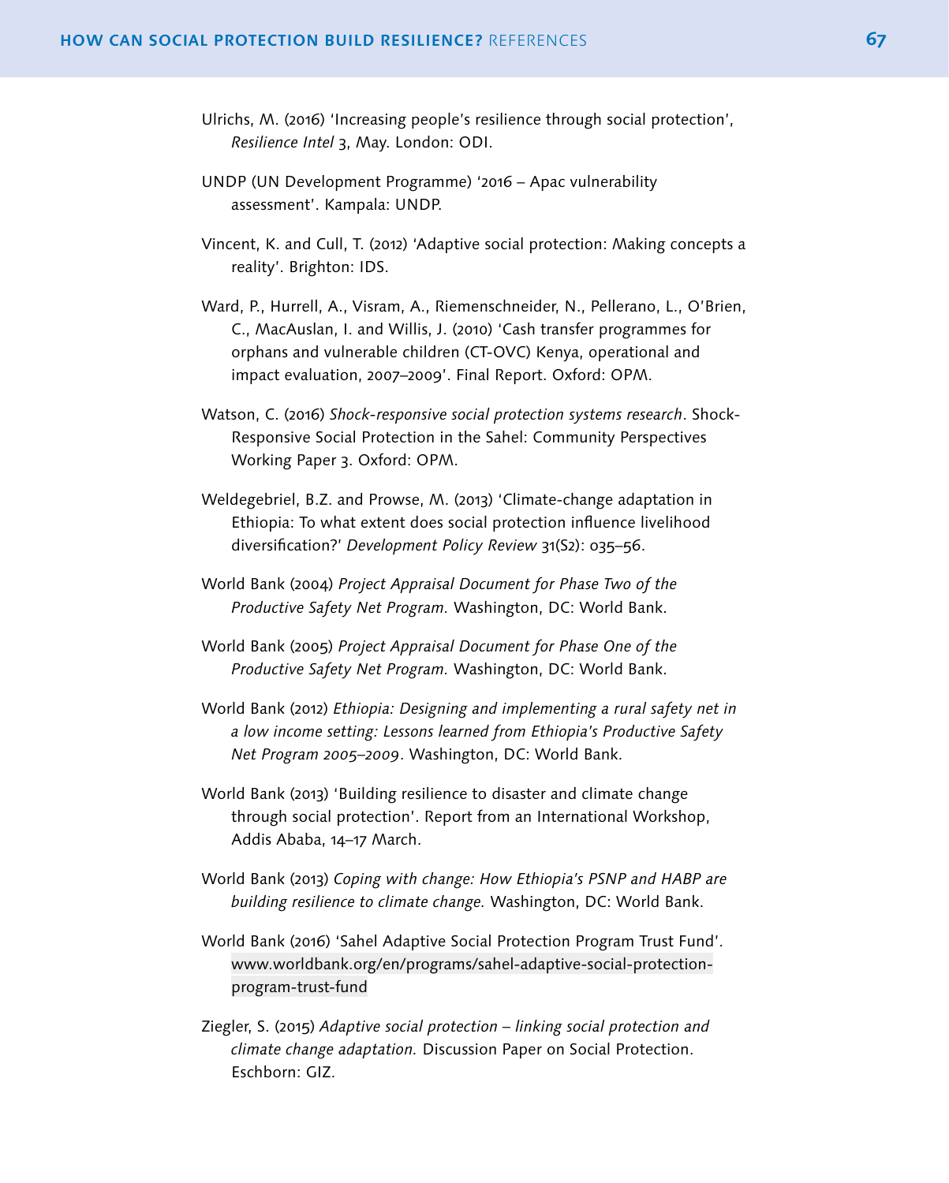Ulrichs, M. (2016) 'Increasing people's resilience through social protection', *Resilience Intel* 3, May. London: ODI.

UNDP (UN Development Programme) '2016 – Apac vulnerability assessment'. Kampala: UNDP.

Vincent, K. and Cull, T. (2012) 'Adaptive social protection: Making concepts a reality'. Brighton: IDS.

Ward, P., Hurrell, A., Visram, A., Riemenschneider, N., Pellerano, L., O'Brien, C., MacAuslan, I. and Willis, J. (2010) 'Cash transfer programmes for orphans and vulnerable children (CT-OVC) Kenya, operational and impact evaluation, 2007–2009'. Final Report. Oxford: OPM.

Watson, C. (2016) *Shock-responsive social protection systems research*. Shock-Responsive Social Protection in the Sahel: Community Perspectives Working Paper 3. Oxford: OPM.

Weldegebriel, B.Z. and Prowse, M. (2013) 'Climate-change adaptation in Ethiopia: To what extent does social protection influence livelihood diversification?' *Development Policy Review* 31(S2): 035–56.

World Bank (2004) *Project Appraisal Document for Phase Two of the Productive Safety Net Program.* Washington, DC: World Bank.

World Bank (2005) *Project Appraisal Document for Phase One of the Productive Safety Net Program.* Washington, DC: World Bank.

World Bank (2012) *Ethiopia: Designing and implementing a rural safety net in a low income setting: Lessons learned from Ethiopia's Productive Safety Net Program 2005–2009*. Washington, DC: World Bank.

World Bank (2013) 'Building resilience to disaster and climate change through social protection'. Report from an International Workshop, Addis Ababa, 14–17 March.

World Bank (2013) *Coping with change: How Ethiopia's PSNP and HABP are building resilience to climate change.* Washington, DC: World Bank.

World Bank (2016) 'Sahel Adaptive Social Protection Program Trust Fund'. www.worldbank.org/en/programs/sahel-adaptive-social-protection-program-trust-fund

Ziegler, S. (2015) *Adaptive social protection – linking social protection and climate change adaptation.* Discussion Paper on Social Protection. Eschborn: GIZ.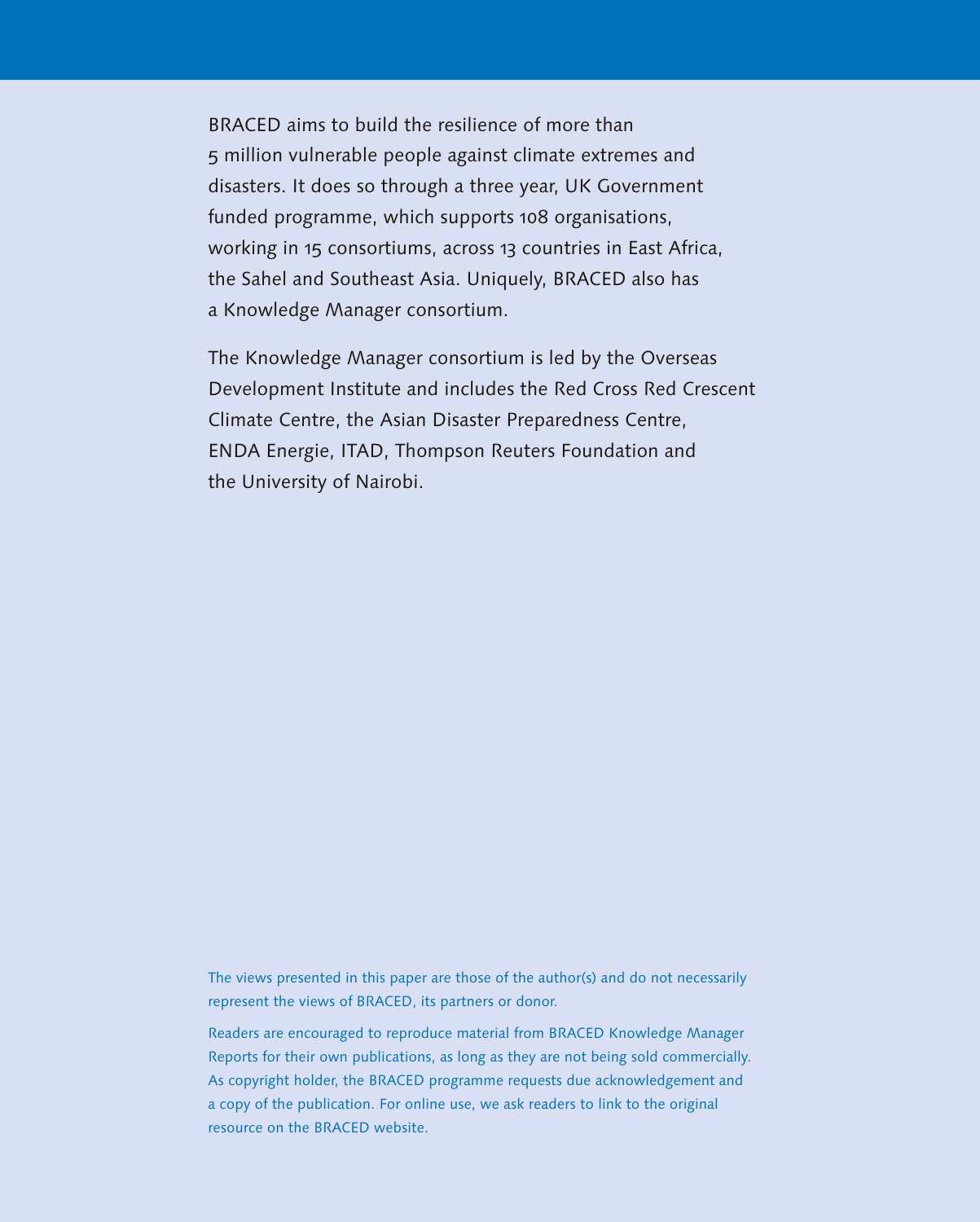BRACED aims to build the resilience of more than 5 million vulnerable people against climate extremes and disasters. It does so through a three year, UK Government funded programme, which supports 108 organisations, working in 15 consortiums, across 13 countries in East Africa, the Sahel and Southeast Asia. Uniquely, BRACED also has a Knowledge Manager consortium.

The Knowledge Manager consortium is led by the Overseas Development Institute and includes the Red Cross Red Crescent Climate Centre, the Asian Disaster Preparedness Centre, ENDA Energie, ITAD, Thompson Reuters Foundation and the University of Nairobi.

The views presented in this paper are those of the author(s) and do not necessarily represent the views of BRACED, its partners or donor.

Readers are encouraged to reproduce material from BRACED Knowledge Manager Reports for their own publications, as long as they are not being sold commercially. As copyright holder, the BRACED programme requests due acknowledgement and a copy of the publication. For online use, we ask readers to link to the original resource on the BRACED website.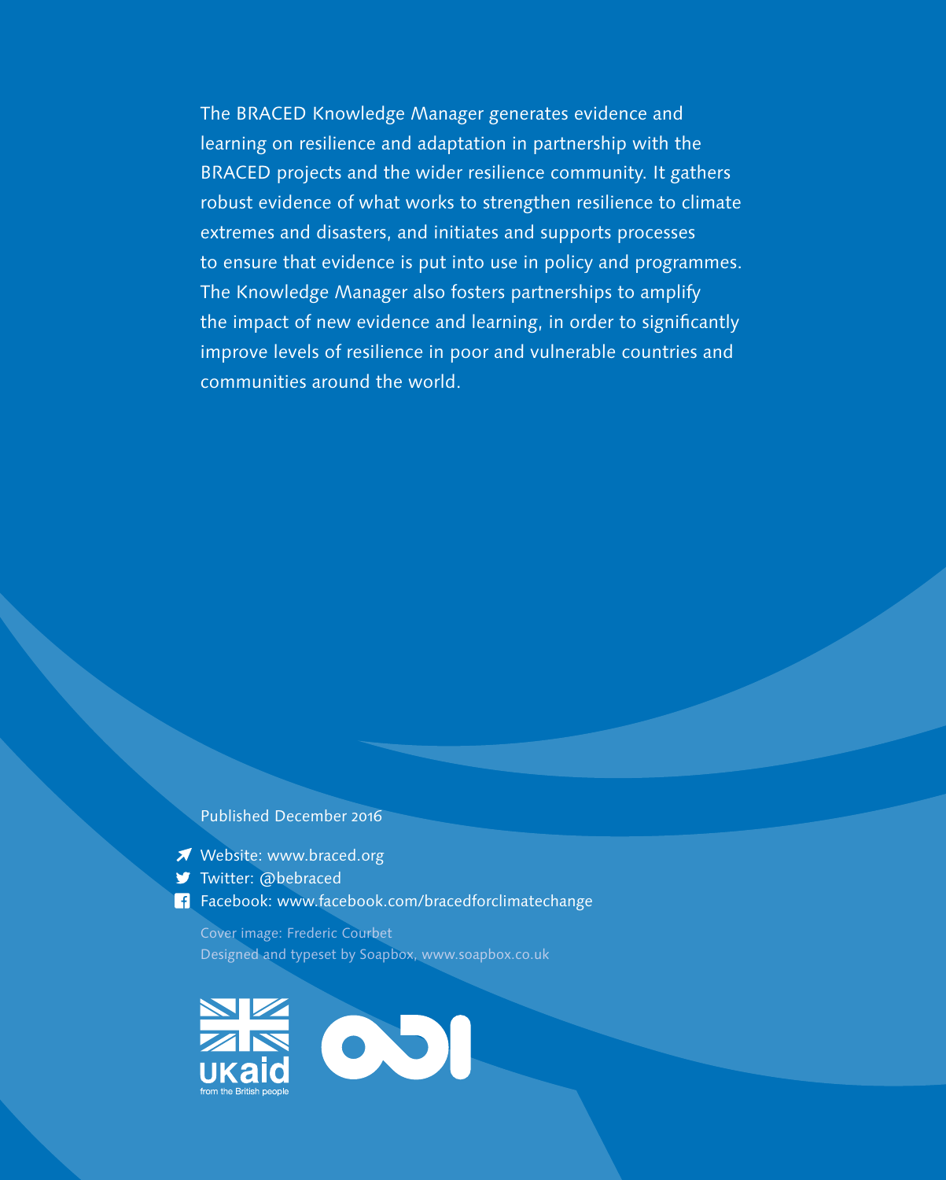The BRACED Knowledge Manager generates evidence and learning on resilience and adaptation in partnership with the BRACED projects and the wider resilience community. It gathers robust evidence of what works to strengthen resilience to climate extremes and disasters, and initiates and supports processes to ensure that evidence is put into use in policy and programmes. The Knowledge Manager also fosters partnerships to amplify the impact of new evidence and learning, in order to significantly improve levels of resilience in poor and vulnerable countries and communities around the world.

Published December 2016

Website: www.braced.org
Twitter: @bebraced
Facebook: www.facebook.com/bracedforclimatechange

Cover image: Frederic Courbet
Designed and typeset by Soapbox, www.soapbox.co.uk

UKaid
from the British people